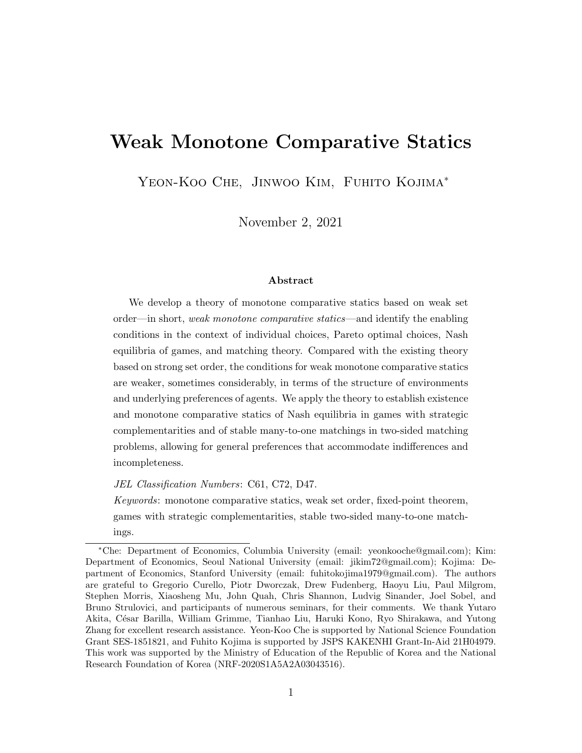# Weak Monotone Comparative Statics

Yeon-Koo Che, Jinwoo Kim, Fuhito Kojima*

November 2, 2021

### Abstract

We develop a theory of monotone comparative statics based on weak set order—in short, *weak monotone comparative statics*—and identify the enabling conditions in the context of individual choices, Pareto optimal choices, Nash equilibria of games, and matching theory. Compared with the existing theory based on strong set order, the conditions for weak monotone comparative statics are weaker, sometimes considerably, in terms of the structure of environments and underlying preferences of agents. We apply the theory to establish existence and monotone comparative statics of Nash equilibria in games with strategic complementarities and of stable many-to-one matchings in two-sided matching problems, allowing for general preferences that accommodate indifferences and incompleteness.

*JEL Classification Numbers*: C61, C72, D47.

*Keywords*: monotone comparative statics, weak set order, fixed-point theorem, games with strategic complementarities, stable two-sided many-to-one matchings.

---

*Che: Department of Economics, Columbia University (email: yeonkooche@gmail.com); Kim: Department of Economics, Seoul National University (email: jikim72@gmail.com); Kojima: Department of Economics, Stanford University (email: fuhitokojima1979@gmail.com). The authors are grateful to Gregorio Curello, Piotr Dworczak, Drew Fudenberg, Haoyu Liu, Paul Milgrom, Stephen Morris, Xiaosheng Mu, John Quah, Chris Shannon, Ludvig Sinander, Joel Sobel, and Bruno Strulovici, and participants of numerous seminars, for their comments. We thank Yutaro Akita, César Barilla, William Grimme, Tianhao Liu, Haruki Kono, Ryo Shirakawa, and Yutong Zhang for excellent research assistance. Yeon-Koo Che is supported by National Science Foundation Grant SES-1851821, and Fuhito Kojima is supported by JSPS KAKENHI Grant-In-Aid 21H04979. This work was supported by the Ministry of Education of the Republic of Korea and the National Research Foundation of Korea (NRF-2020S1A5A2A03043516).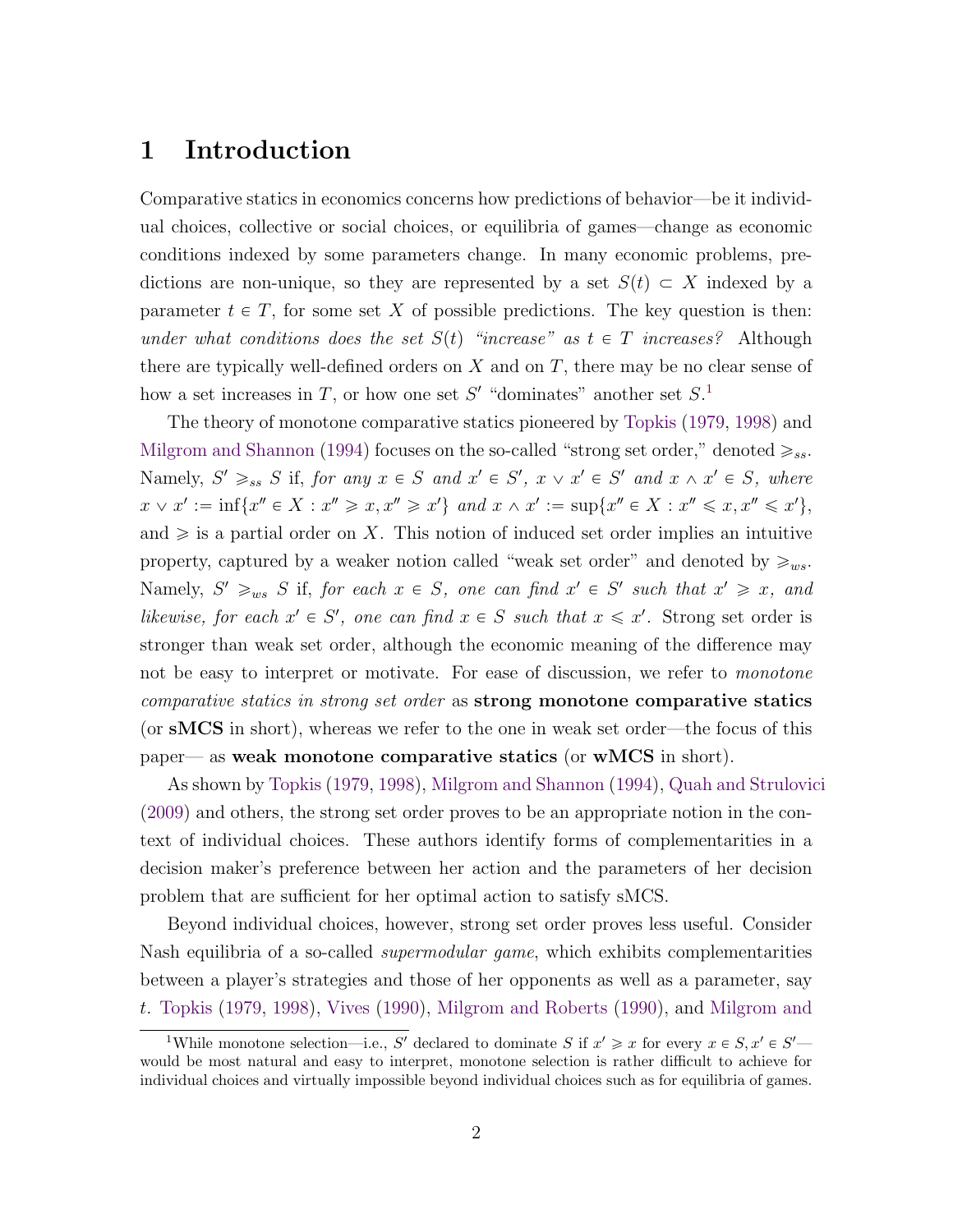# 1 Introduction

Comparative statics in economics concerns how predictions of behavior—be it individual choices, collective or social choices, or equilibria of games—change as economic conditions indexed by some parameters change. In many economic problems, predictions are non-unique, so they are represented by a set $S(t) \subset X$ indexed by a parameter $t \in T$, for some set $X$ of possible predictions. The key question is then: *under what conditions does the set* $S(t)$ *"increase" as* $t \in T$ *increases?* Although there are typically well-defined orders on $X$ and on $T$, there may be no clear sense of how a set increases in $T$, or how one set $S'$ "dominates" another set $S$.[1]

The theory of monotone comparative statics pioneered by Topkis (1979, 1998) and Milgrom and Shannon (1994) focuses on the so-called "strong set order," denoted $\geqslant_{ss}$. Namely, $S' \geqslant_{ss} S$ if, *for any* $x \in S$ *and* $x' \in S'$, $x \vee x' \in S'$ *and* $x \wedge x' \in S$, *where* $x \vee x' := \inf\{x'' \in X : x'' \geqslant x, x'' \geqslant x'\}$ *and* $x \wedge x' := \sup\{x'' \in X : x'' \leqslant x, x'' \leqslant x'\}$, and $\geqslant$ is a partial order on $X$. This notion of induced set order implies an intuitive property, captured by a weaker notion called "weak set order" and denoted by $\geqslant_{ws}$. Namely, $S' \geqslant_{ws} S$ if, *for each* $x \in S$, *one can find* $x' \in S'$ *such that* $x' \geqslant x$, *and likewise, for each* $x' \in S'$, *one can find* $x \in S$ *such that* $x \leqslant x'$. Strong set order is stronger than weak set order, although the economic meaning of the difference may not be easy to interpret or motivate. For ease of discussion, we refer to *monotone comparative statics in strong set order* as **strong monotone comparative statics** (or **sMCS** in short), whereas we refer to the one in weak set order—the focus of this paper— as **weak monotone comparative statics** (or **wMCS** in short).

As shown by Topkis (1979, 1998), Milgrom and Shannon (1994), Quah and Strulovici (2009) and others, the strong set order proves to be an appropriate notion in the context of individual choices. These authors identify forms of complementarities in a decision maker's preference between her action and the parameters of her decision problem that are sufficient for her optimal action to satisfy sMCS.

Beyond individual choices, however, strong set order proves less useful. Consider Nash equilibria of a so-called *supermodular game*, which exhibits complementarities between a player's strategies and those of her opponents as well as a parameter, say $t$. Topkis (1979, 1998), Vives (1990), Milgrom and Roberts (1990), and Milgrom and

[1] While monotone selection—i.e., $S'$ declared to dominate $S$ if $x' \geqslant x$ for every $x \in S, x' \in S'$—would be most natural and easy to interpret, monotone selection is rather difficult to achieve for individual choices and virtually impossible beyond individual choices such as for equilibria of games.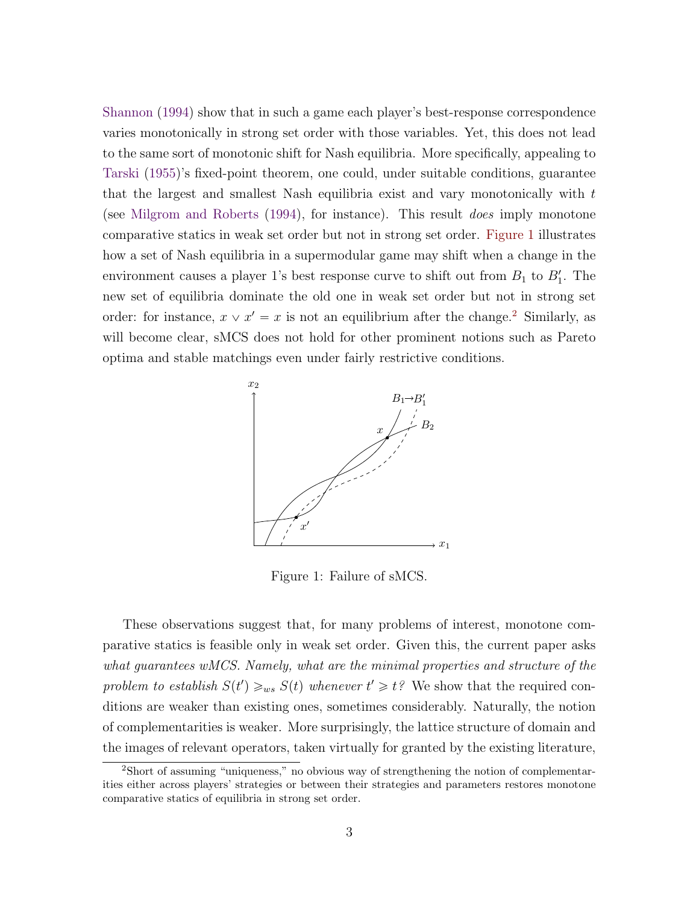Shannon (1994) show that in such a game each player's best-response correspondence varies monotonically in strong set order with those variables. Yet, this does not lead to the same sort of monotonic shift for Nash equilibria. More specifically, appealing to Tarski (1955)'s fixed-point theorem, one could, under suitable conditions, guarantee that the largest and smallest Nash equilibria exist and vary monotonically with $t$ (see Milgrom and Roberts (1994), for instance). This result *does* imply monotone comparative statics in weak set order but not in strong set order. Figure 1 illustrates how a set of Nash equilibria in a supermodular game may shift when a change in the environment causes a player 1's best response curve to shift out from $B_1$ to $B_1'$. The new set of equilibria dominate the old one in weak set order but not in strong set order: for instance, $x \vee x' = x$ is not an equilibrium after the change.[2] Similarly, as will become clear, sMCS does not hold for other prominent notions such as Pareto optima and stable matchings even under fairly restrictive conditions.

Figure 1: Failure of sMCS.

These observations suggest that, for many problems of interest, monotone comparative statics is feasible only in weak set order. Given this, the current paper asks *what guarantees wMCS. Namely, what are the minimal properties and structure of the problem to establish $S(t') \geqslant_{ws} S(t)$ whenever $t' \geqslant t$?* We show that the required conditions are weaker than existing ones, sometimes considerably. Naturally, the notion of complementarities is weaker. More surprisingly, the lattice structure of domain and the images of relevant operators, taken virtually for granted by the existing literature,

[2] Short of assuming "uniqueness," no obvious way of strengthening the notion of complementarities either across players' strategies or between their strategies and parameters restores monotone comparative statics of equilibria in strong set order.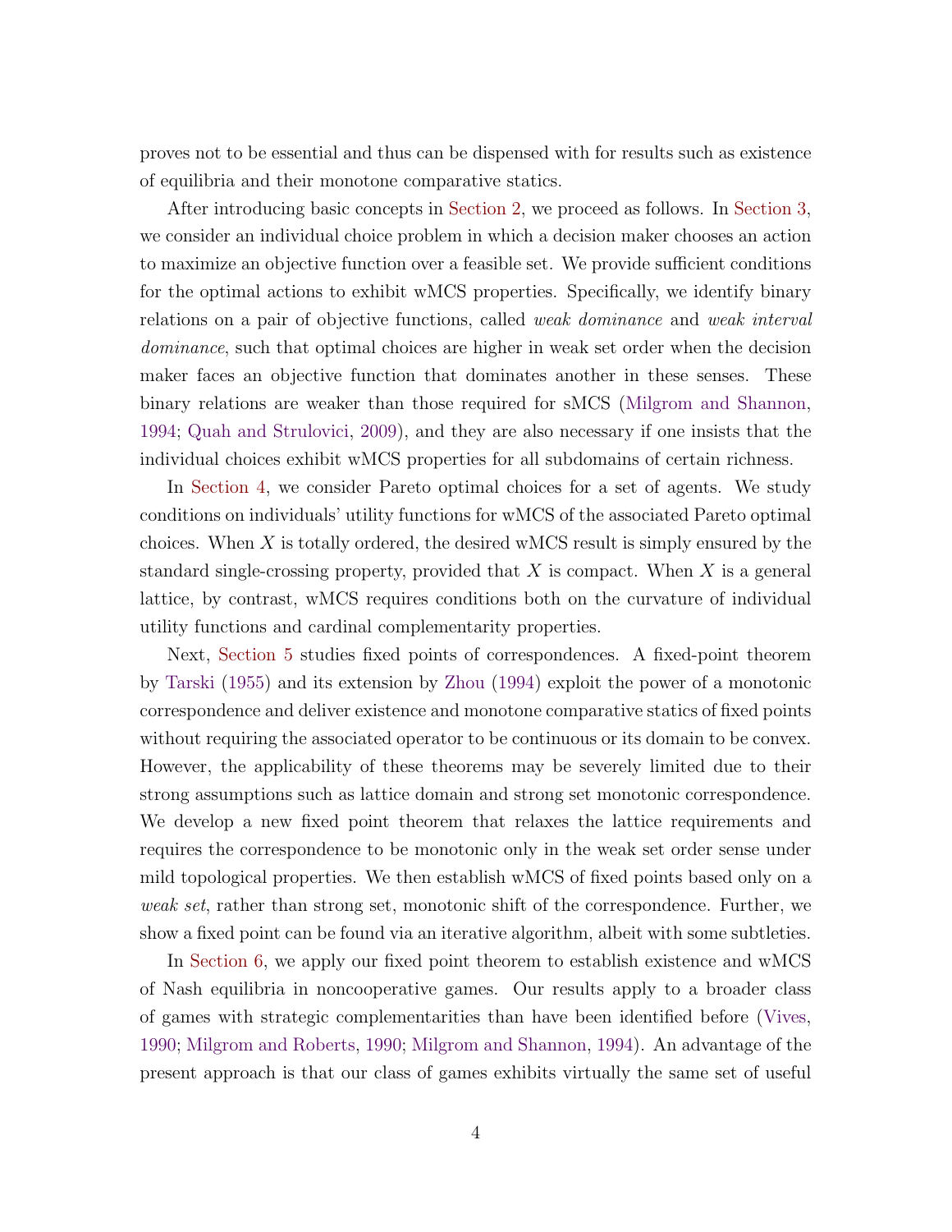proves not to be essential and thus can be dispensed with for results such as existence of equilibria and their monotone comparative statics.

After introducing basic concepts in Section 2, we proceed as follows. In Section 3, we consider an individual choice problem in which a decision maker chooses an action to maximize an objective function over a feasible set. We provide sufficient conditions for the optimal actions to exhibit wMCS properties. Specifically, we identify binary relations on a pair of objective functions, called *weak dominance* and *weak interval dominance*, such that optimal choices are higher in weak set order when the decision maker faces an objective function that dominates another in these senses. These binary relations are weaker than those required for sMCS (Milgrom and Shannon, 1994; Quah and Strulovici, 2009), and they are also necessary if one insists that the individual choices exhibit wMCS properties for all subdomains of certain richness.

In Section 4, we consider Pareto optimal choices for a set of agents. We study conditions on individuals' utility functions for wMCS of the associated Pareto optimal choices. When $X$ is totally ordered, the desired wMCS result is simply ensured by the standard single-crossing property, provided that $X$ is compact. When $X$ is a general lattice, by contrast, wMCS requires conditions both on the curvature of individual utility functions and cardinal complementarity properties.

Next, Section 5 studies fixed points of correspondences. A fixed-point theorem by Tarski (1955) and its extension by Zhou (1994) exploit the power of a monotonic correspondence and deliver existence and monotone comparative statics of fixed points without requiring the associated operator to be continuous or its domain to be convex. However, the applicability of these theorems may be severely limited due to their strong assumptions such as lattice domain and strong set monotonic correspondence. We develop a new fixed point theorem that relaxes the lattice requirements and requires the correspondence to be monotonic only in the weak set order sense under mild topological properties. We then establish wMCS of fixed points based only on a *weak set*, rather than strong set, monotonic shift of the correspondence. Further, we show a fixed point can be found via an iterative algorithm, albeit with some subtleties.

In Section 6, we apply our fixed point theorem to establish existence and wMCS of Nash equilibria in noncooperative games. Our results apply to a broader class of games with strategic complementarities than have been identified before (Vives, 1990; Milgrom and Roberts, 1990; Milgrom and Shannon, 1994). An advantage of the present approach is that our class of games exhibits virtually the same set of useful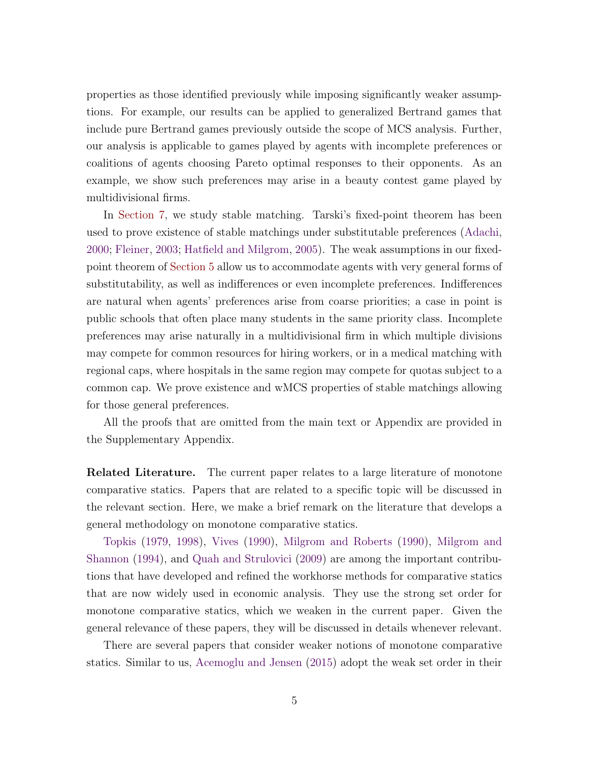properties as those identified previously while imposing significantly weaker assumptions. For example, our results can be applied to generalized Bertrand games that include pure Bertrand games previously outside the scope of MCS analysis. Further, our analysis is applicable to games played by agents with incomplete preferences or coalitions of agents choosing Pareto optimal responses to their opponents. As an example, we show such preferences may arise in a beauty contest game played by multidivisional firms.

In Section 7, we study stable matching. Tarski's fixed-point theorem has been used to prove existence of stable matchings under substitutable preferences (Adachi, 2000; Fleiner, 2003; Hatfield and Milgrom, 2005). The weak assumptions in our fixed-point theorem of Section 5 allow us to accommodate agents with very general forms of substitutability, as well as indifferences or even incomplete preferences. Indifferences are natural when agents' preferences arise from coarse priorities; a case in point is public schools that often place many students in the same priority class. Incomplete preferences may arise naturally in a multidivisional firm in which multiple divisions may compete for common resources for hiring workers, or in a medical matching with regional caps, where hospitals in the same region may compete for quotas subject to a common cap. We prove existence and wMCS properties of stable matchings allowing for those general preferences.

All the proofs that are omitted from the main text or Appendix are provided in the Supplementary Appendix.

**Related Literature.** The current paper relates to a large literature of monotone comparative statics. Papers that are related to a specific topic will be discussed in the relevant section. Here, we make a brief remark on the literature that develops a general methodology on monotone comparative statics.

Topkis (1979, 1998), Vives (1990), Milgrom and Roberts (1990), Milgrom and Shannon (1994), and Quah and Strulovici (2009) are among the important contributions that have developed and refined the workhorse methods for comparative statics that are now widely used in economic analysis. They use the strong set order for monotone comparative statics, which we weaken in the current paper. Given the general relevance of these papers, they will be discussed in details whenever relevant.

There are several papers that consider weaker notions of monotone comparative statics. Similar to us, Acemoglu and Jensen (2015) adopt the weak set order in their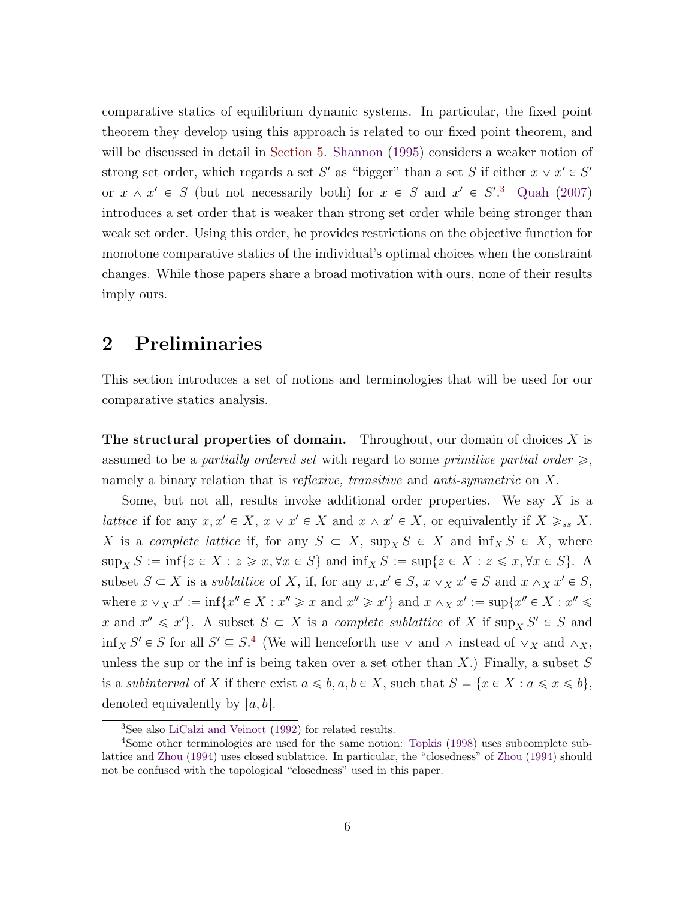comparative statics of equilibrium dynamic systems. In particular, the fixed point theorem they develop using this approach is related to our fixed point theorem, and will be discussed in detail in Section 5. Shannon (1995) considers a weaker notion of strong set order, which regards a set $S'$ as "bigger" than a set $S$ if either $x \vee x' \in S'$ or $x \wedge x' \in S$ (but not necessarily both) for $x \in S$ and $x' \in S'$.[3] Quah (2007) introduces a set order that is weaker than strong set order while being stronger than weak set order. Using this order, he provides restrictions on the objective function for monotone comparative statics of the individual's optimal choices when the constraint changes. While those papers share a broad motivation with ours, none of their results imply ours.

## 2 Preliminaries

This section introduces a set of notions and terminologies that will be used for our comparative statics analysis.

**The structural properties of domain.** Throughout, our domain of choices $X$ is assumed to be a *partially ordered set* with regard to some *primitive partial order* $\geqslant$, namely a binary relation that is *reflexive, transitive* and *anti-symmetric* on $X$.

Some, but not all, results invoke additional order properties. We say $X$ is a *lattice* if for any $x, x' \in X$, $x \vee x' \in X$ and $x \wedge x' \in X$, or equivalently if $X \geqslant_{ss} X$. $X$ is a *complete lattice* if, for any $S \subset X$, $\sup_X S \in X$ and $\inf_X S \in X$, where $\sup_X S := \inf\{z \in X : z \geqslant x, \forall x \in S\}$ and $\inf_X S := \sup\{z \in X : z \leqslant x, \forall x \in S\}$. A subset $S \subset X$ is a *sublattice* of $X$, if, for any $x, x' \in S$, $x \vee_X x' \in S$ and $x \wedge_X x' \in S$, where $x \vee_X x' := \inf\{x'' \in X : x'' \geqslant x \text{ and } x'' \geqslant x'\}$ and $x \wedge_X x' := \sup\{x'' \in X : x'' \leqslant x \text{ and } x'' \leqslant x'\}$. A subset $S \subset X$ is a *complete sublattice* of $X$ if $\sup_X S' \in S$ and $\inf_X S' \in S$ for all $S' \subseteq S$.[4] (We will henceforth use $\vee$ and $\wedge$ instead of $\vee_X$ and $\wedge_X$, unless the sup or the inf is being taken over a set other than $X$.) Finally, a subset $S$ is a *subinterval* of $X$ if there exist $a \leqslant b, a, b \in X$, such that $S = \{x \in X : a \leqslant x \leqslant b\}$, denoted equivalently by $[a, b]$.

[3] See also LiCalzi and Veinott (1992) for related results.

[4] Some other terminologies are used for the same notion: Topkis (1998) uses subcomplete sublattice and Zhou (1994) uses closed sublattice. In particular, the "closedness" of Zhou (1994) should not be confused with the topological "closedness" used in this paper.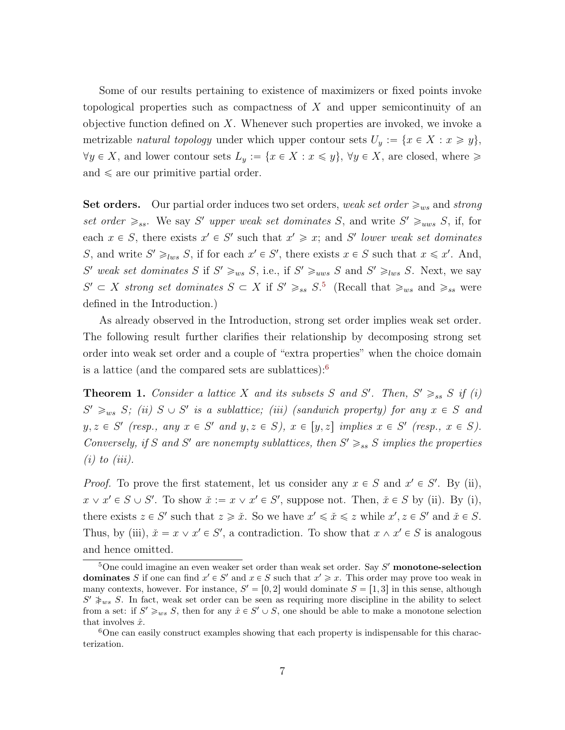Some of our results pertaining to existence of maximizers or fixed points invoke topological properties such as compactness of $X$ and upper semicontinuity of an objective function defined on $X$. Whenever such properties are invoked, we invoke a metrizable *natural topology* under which upper contour sets $U_y := \{x \in X : x \geqslant y\}$, $\forall y \in X$, and lower contour sets $L_y := \{x \in X : x \leqslant y\}$, $\forall y \in X$, are closed, where $\geqslant$ and $\leqslant$ are our primitive partial order.

**Set orders.** Our partial order induces two set orders, *weak set order* $\geqslant_{ws}$ and *strong set order* $\geqslant_{ss}$. We say $S'$ *upper weak set dominates* $S$, and write $S' \geqslant_{uws} S$, if, for each $x \in S$, there exists $x' \in S'$ such that $x' \geqslant x$; and $S'$ *lower weak set dominates* $S$, and write $S' \geqslant_{lws} S$, if for each $x' \in S'$, there exists $x \in S$ such that $x \leqslant x'$. And, $S'$ *weak set dominates* $S$ if $S' \geqslant_{ws} S$, i.e., if $S' \geqslant_{uws} S$ and $S' \geqslant_{lws} S$. Next, we say $S' \subset X$ *strong set dominates* $S \subset X$ if $S' \geqslant_{ss} S$.[5] (Recall that $\geqslant_{ws}$ and $\geqslant_{ss}$ were defined in the Introduction.)

As already observed in the Introduction, strong set order implies weak set order. The following result further clarifies their relationship by decomposing strong set order into weak set order and a couple of "extra properties" when the choice domain is a lattice (and the compared sets are sublattices):[6]

**Theorem 1.** *Consider a lattice $X$ and its subsets $S$ and $S'$. Then, $S' \geqslant_{ss} S$ if (i) $S' \geqslant_{ws} S$; (ii) $S \cup S'$ is a sublattice; (iii) (sandwich property) for any $x \in S$ and $y, z \in S'$ (resp., any $x \in S'$ and $y, z \in S$), $x \in [y, z]$ implies $x \in S'$ (resp., $x \in S$). Conversely, if $S$ and $S'$ are nonempty sublattices, then $S' \geqslant_{ss} S$ implies the properties (i) to (iii).*

*Proof.* To prove the first statement, let us consider any $x \in S$ and $x' \in S'$. By (ii), $x \vee x' \in S \cup S'$. To show $\check{x} := x \vee x' \in S'$, suppose not. Then, $\check{x} \in S$ by (ii). By (i), there exists $z \in S'$ such that $z \geqslant \check{x}$. So we have $x' \leqslant \check{x} \leqslant z$ while $x', z \in S'$ and $\check{x} \in S$. Thus, by (iii), $\check{x} = x \vee x' \in S'$, a contradiction. To show that $x \wedge x' \in S$ is analogous and hence omitted.

---

[5] One could imagine an even weaker set order than weak set order. Say $S'$ **monotone-selection dominates** $S$ if one can find $x' \in S'$ and $x \in S$ such that $x' \geqslant x$. This order may prove too weak in many contexts, however. For instance, $S' = [0, 2]$ would dominate $S = [1, 3]$ in this sense, although $S' \not\geqslant_{ws} S$. In fact, weak set order can be seen as requiring more discipline in the ability to select from a set: if $S' \geqslant_{ws} S$, then for any $\hat{x} \in S' \cup S$, one should be able to make a monotone selection that involves $\hat{x}$.

[6] One can easily construct examples showing that each property is indispensable for this characterization.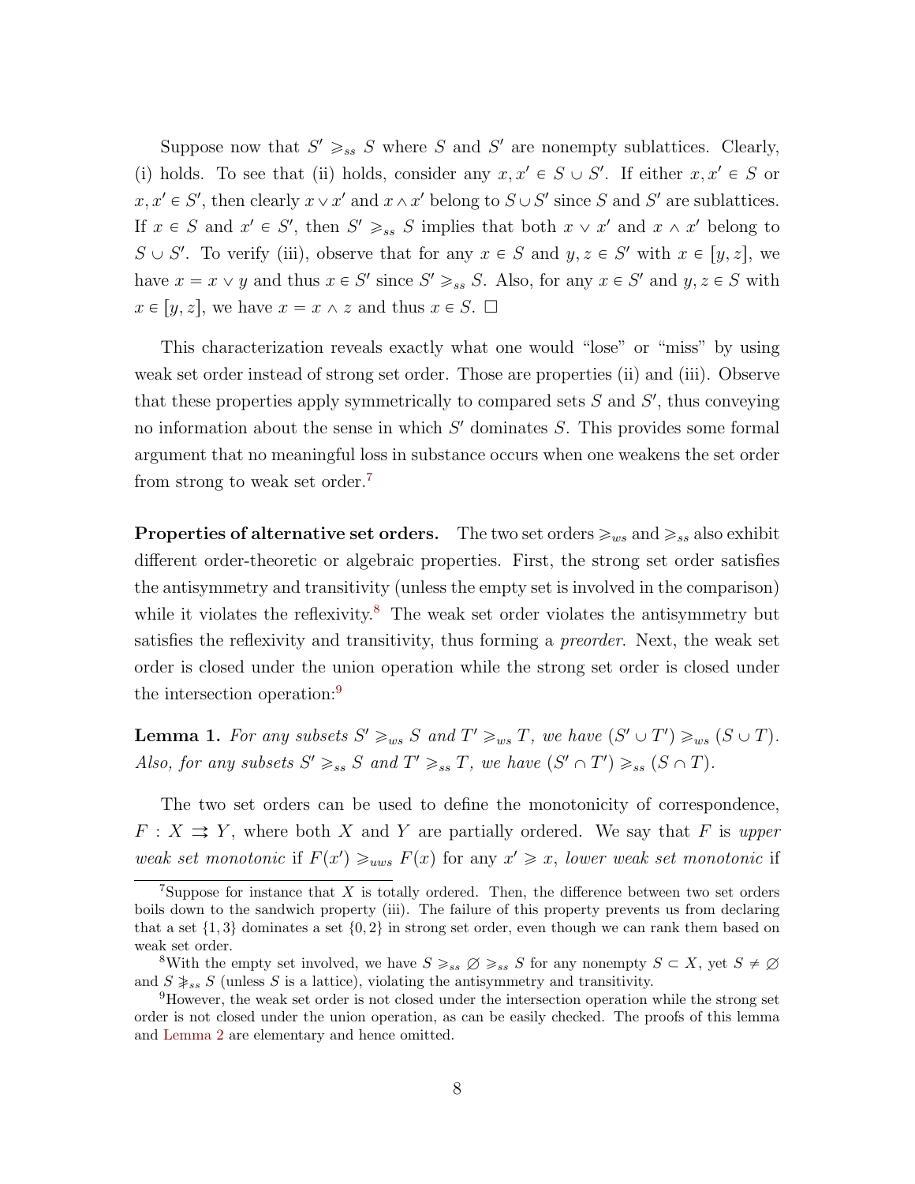Suppose now that $S' \geqslant_{ss} S$ where $S$ and $S'$ are nonempty sublattices. Clearly, (i) holds. To see that (ii) holds, consider any $x, x' \in S \cup S'$. If either $x, x' \in S$ or $x, x' \in S'$, then clearly $x \vee x'$ and $x \wedge x'$ belong to $S \cup S'$ since $S$ and $S'$ are sublattices. If $x \in S$ and $x' \in S'$, then $S' \geqslant_{ss} S$ implies that both $x \vee x'$ and $x \wedge x'$ belong to $S \cup S'$. To verify (iii), observe that for any $x \in S$ and $y, z \in S'$ with $x \in [y, z]$, we have $x = x \vee y$ and thus $x \in S'$ since $S' \geqslant_{ss} S$. Also, for any $x \in S'$ and $y, z \in S$ with $x \in [y, z]$, we have $x = x \wedge z$ and thus $x \in S$. □

This characterization reveals exactly what one would "lose" or "miss" by using weak set order instead of strong set order. Those are properties (ii) and (iii). Observe that these properties apply symmetrically to compared sets $S$ and $S'$, thus conveying no information about the sense in which $S'$ dominates $S$. This provides some formal argument that no meaningful loss in substance occurs when one weakens the set order from strong to weak set order.[7]

**Properties of alternative set orders.** The two set orders $\geqslant_{ws}$ and $\geqslant_{ss}$ also exhibit different order-theoretic or algebraic properties. First, the strong set order satisfies the antisymmetry and transitivity (unless the empty set is involved in the comparison) while it violates the reflexivity.[8] The weak set order violates the antisymmetry but satisfies the reflexivity and transitivity, thus forming a *preorder*. Next, the weak set order is closed under the union operation while the strong set order is closed under the intersection operation:[9]

**Lemma 1.** *For any subsets $S' \geqslant_{ws} S$ and $T' \geqslant_{ws} T$, we have $(S' \cup T') \geqslant_{ws} (S \cup T)$. Also, for any subsets $S' \geqslant_{ss} S$ and $T' \geqslant_{ss} T$, we have $(S' \cap T') \geqslant_{ss} (S \cap T)$.*

The two set orders can be used to define the monotonicity of correspondence, $F : X \rightrightarrows Y$, where both $X$ and $Y$ are partially ordered. We say that $F$ is *upper weak set monotonic* if $F(x') \geqslant_{uws} F(x)$ for any $x' \geqslant x$, *lower weak set monotonic* if

[7] Suppose for instance that $X$ is totally ordered. Then, the difference between two set orders boils down to the sandwich property (iii). The failure of this property prevents us from declaring that a set $\{1, 3\}$ dominates a set $\{0, 2\}$ in strong set order, even though we can rank them based on weak set order.

[8] With the empty set involved, we have $S \geqslant_{ss} \varnothing \geqslant_{ss} S$ for any nonempty $S \subset X$, yet $S \neq \varnothing$ and $S \not\geqslant_{ss} S$ (unless $S$ is a lattice), violating the antisymmetry and transitivity.

[9] However, the weak set order is not closed under the intersection operation while the strong set order is not closed under the union operation, as can be easily checked. The proofs of this lemma and Lemma 2 are elementary and hence omitted.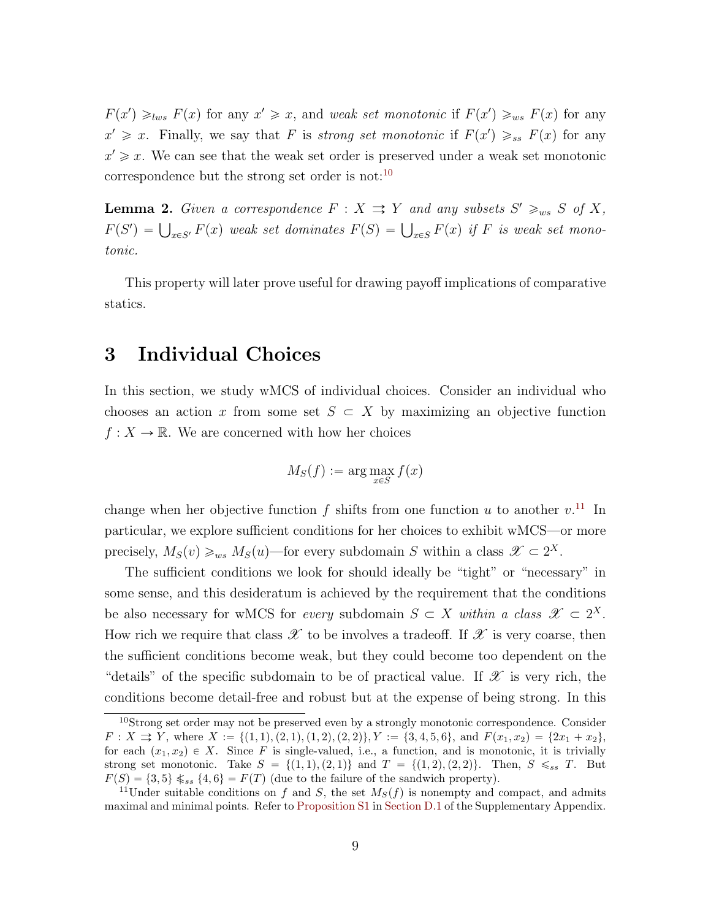$F(x') \geqslant_{lws} F(x)$ for any $x' \geqslant x$, and *weak set monotonic* if $F(x') \geqslant_{ws} F(x)$ for any $x' \geqslant x$. Finally, we say that $F$ is *strong set monotonic* if $F(x') \geqslant_{ss} F(x)$ for any $x' \geqslant x$. We can see that the weak set order is preserved under a weak set monotonic correspondence but the strong set order is not:[10]

**Lemma 2.** *Given a correspondence $F : X \rightrightarrows Y$ and any subsets $S' \geqslant_{ws} S$ of $X$, $F(S') = \bigcup_{x \in S'} F(x)$ weak set dominates $F(S) = \bigcup_{x \in S} F(x)$ if $F$ is weak set monotonic.*

This property will later prove useful for drawing payoff implications of comparative statics.

# 3 Individual Choices

In this section, we study wMCS of individual choices. Consider an individual who chooses an action $x$ from some set $S \subset X$ by maximizing an objective function $f : X \to \mathbb{R}$. We are concerned with how her choices

$$M_S(f) := \arg\max_{x \in S} f(x)$$

change when her objective function $f$ shifts from one function $u$ to another $v$.[11] In particular, we explore sufficient conditions for her choices to exhibit wMCS—or more precisely, $M_S(v) \geqslant_{ws} M_S(u)$—for every subdomain $S$ within a class $\mathscr{X} \subset 2^X$.

The sufficient conditions we look for should ideally be "tight" or "necessary" in some sense, and this desideratum is achieved by the requirement that the conditions be also necessary for wMCS for *every* subdomain $S \subset X$ *within a class* $\mathscr{X} \subset 2^X$. How rich we require that class $\mathscr{X}$ to be involves a tradeoff. If $\mathscr{X}$ is very coarse, then the sufficient conditions become weak, but they could become too dependent on the "details" of the specific subdomain to be of practical value. If $\mathscr{X}$ is very rich, the conditions become detail-free and robust but at the expense of being strong. In this

[10] Strong set order may not be preserved even by a strongly monotonic correspondence. Consider $F : X \rightrightarrows Y$, where $X := \{(1,1),(2,1),(1,2),(2,2)\}, Y := \{3,4,5,6\}$, and $F(x_1,x_2) = \{2x_1 + x_2\}$, for each $(x_1,x_2) \in X$. Since $F$ is single-valued, i.e., a function, and is monotonic, it is trivially strong set monotonic. Take $S = \{(1,1),(2,1)\}$ and $T = \{(1,2),(2,2)\}$. Then, $S \leqslant_{ss} T$. But $F(S) = \{3,5\} \nleqslant_{ss} \{4,6\} = F(T)$ (due to the failure of the sandwich property).

[11] Under suitable conditions on $f$ and $S$, the set $M_S(f)$ is nonempty and compact, and admits maximal and minimal points. Refer to Proposition S1 in Section D.1 of the Supplementary Appendix.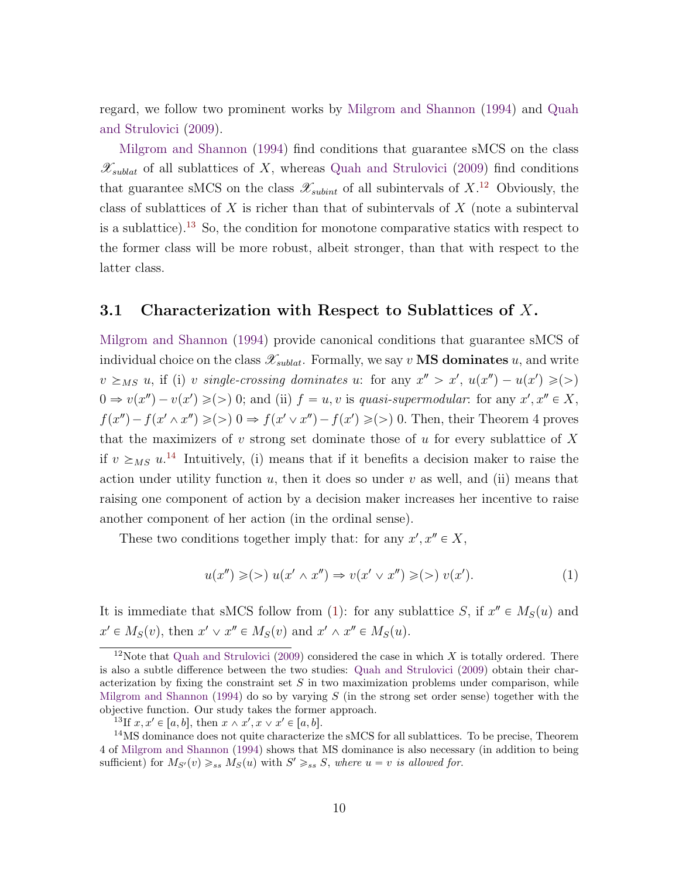regard, we follow two prominent works by Milgrom and Shannon (1994) and Quah and Strulovici (2009).

Milgrom and Shannon (1994) find conditions that guarantee sMCS on the class $\mathscr{X}_{sublat}$ of all sublattices of $X$, whereas Quah and Strulovici (2009) find conditions that guarantee sMCS on the class $\mathscr{X}_{subint}$ of all subintervals of $X$.[12] Obviously, the class of sublattices of $X$ is richer than that of subintervals of $X$ (note a subinterval is a sublattice).[13] So, the condition for monotone comparative statics with respect to the former class will be more robust, albeit stronger, than that with respect to the latter class.

### 3.1 Characterization with Respect to Sublattices of $X$.

Milgrom and Shannon (1994) provide canonical conditions that guarantee sMCS of individual choice on the class $\mathscr{X}_{sublat}$. Formally, we say $v$ **MS dominates** $u$, and write $v \succeq_{MS} u$, if (i) $v$ *single-crossing dominates* $u$: for any $x'' > x'$, $u(x'') - u(x') \geqslant (>) 0 \Rightarrow v(x'') - v(x') \geqslant (>) 0$; and (ii) $f = u, v$ is *quasi-supermodular*: for any $x', x'' \in X$, $f(x'') - f(x' \wedge x'') \geqslant (>) 0 \Rightarrow f(x' \vee x'') - f(x') \geqslant (>) 0$. Then, their Theorem 4 proves that the maximizers of $v$ strong set dominate those of $u$ for every sublattice of $X$ if $v \succeq_{MS} u$.[14] Intuitively, (i) means that if it benefits a decision maker to raise the action under utility function $u$, then it does so under $v$ as well, and (ii) means that raising one component of action by a decision maker increases her incentive to raise another component of her action (in the ordinal sense).

These two conditions together imply that: for any $x', x'' \in X$,

$$u(x'') \geqslant (>)\, u(x' \wedge x'') \Rightarrow v(x' \vee x'') \geqslant (>)\, v(x'). \tag{1}$$

It is immediate that sMCS follow from (1): for any sublattice $S$, if $x'' \in M_S(u)$ and $x' \in M_S(v)$, then $x' \vee x'' \in M_S(v)$ and $x' \wedge x'' \in M_S(u)$.

---

[12] Note that Quah and Strulovici (2009) considered the case in which $X$ is totally ordered. There is also a subtle difference between the two studies: Quah and Strulovici (2009) obtain their characterization by fixing the constraint set $S$ in two maximization problems under comparison, while Milgrom and Shannon (1994) do so by varying $S$ (in the strong set order sense) together with the objective function. Our study takes the former approach.

[13] If $x, x' \in [a, b]$, then $x \wedge x', x \vee x' \in [a, b]$.

[14] MS dominance does not quite characterize the sMCS for all sublattices. To be precise, Theorem 4 of Milgrom and Shannon (1994) shows that MS dominance is also necessary (in addition to being sufficient) for $M_{S'}(v) \geqslant_{ss} M_S(u)$ with $S' \geqslant_{ss} S$, *where $u = v$ is allowed for.*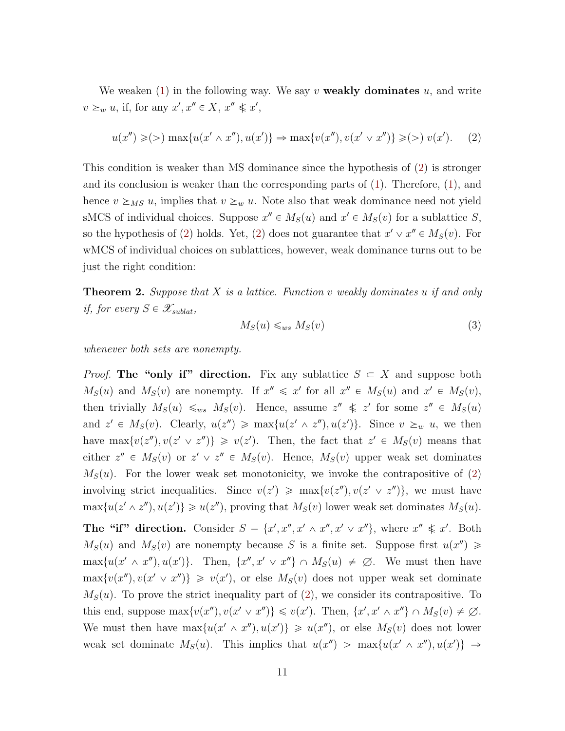We weaken (1) in the following way. We say $v$ **weakly dominates** $u$, and write $v \succeq_w u$, if, for any $x', x'' \in X$, $x'' \nleqslant x'$,

$$u(x'') \geqslant (>) \max\{u(x' \wedge x''), u(x')\} \Rightarrow \max\{v(x''), v(x' \vee x'')\} \geqslant (>)\, v(x'). \quad (2)$$

This condition is weaker than MS dominance since the hypothesis of (2) is stronger and its conclusion is weaker than the corresponding parts of (1). Therefore, (1), and hence $v \succeq_{MS} u$, implies that $v \succeq_w u$. Note also that weak dominance need not yield sMCS of individual choices. Suppose $x'' \in M_S(u)$ and $x' \in M_S(v)$ for a sublattice $S$, so the hypothesis of (2) holds. Yet, (2) does not guarantee that $x' \vee x'' \in M_S(v)$. For wMCS of individual choices on sublattices, however, weak dominance turns out to be just the right condition:

**Theorem 2.** *Suppose that $X$ is a lattice. Function $v$ weakly dominates $u$ if and only if, for every $S \in \mathscr{X}_{sublat}$,*

$$M_S(u) \leqslant_{ws} M_S(v) \quad (3)$$

*whenever both sets are nonempty.*

*Proof.* **The "only if" direction.** Fix any sublattice $S \subset X$ and suppose both $M_S(u)$ and $M_S(v)$ are nonempty. If $x'' \leqslant x'$ for all $x'' \in M_S(u)$ and $x' \in M_S(v)$, then trivially $M_S(u) \leqslant_{ws} M_S(v)$. Hence, assume $z'' \nleqslant z'$ for some $z'' \in M_S(u)$ and $z' \in M_S(v)$. Clearly, $u(z'') \geqslant \max\{u(z' \wedge z''), u(z')\}$. Since $v \succeq_w u$, we then have $\max\{v(z''), v(z' \vee z'')\} \geqslant v(z')$. Then, the fact that $z' \in M_S(v)$ means that either $z'' \in M_S(v)$ or $z' \vee z'' \in M_S(v)$. Hence, $M_S(v)$ upper weak set dominates $M_S(u)$. For the lower weak set monotonicity, we invoke the contrapositive of (2) involving strict inequalities. Since $v(z') \geqslant \max\{v(z''), v(z' \vee z'')\}$, we must have $\max\{u(z' \wedge z''), u(z')\} \geqslant u(z'')$, proving that $M_S(v)$ lower weak set dominates $M_S(u)$.

**The "if" direction.** Consider $S = \{x', x'', x' \wedge x'', x' \vee x''\}$, where $x'' \nleqslant x'$. Both $M_S(u)$ and $M_S(v)$ are nonempty because $S$ is a finite set. Suppose first $u(x'') \geqslant \max\{u(x' \wedge x''), u(x')\}$. Then, $\{x'', x' \vee x''\} \cap M_S(u) \neq \varnothing$. We must then have $\max\{v(x''), v(x' \vee x'')\} \geqslant v(x')$, or else $M_S(v)$ does not upper weak set dominate $M_S(u)$. To prove the strict inequality part of (2), we consider its contrapositive. To this end, suppose $\max\{v(x''), v(x' \vee x'')\} \leqslant v(x')$. Then, $\{x', x' \wedge x''\} \cap M_S(v) \neq \varnothing$. We must then have $\max\{u(x' \wedge x''), u(x')\} \geqslant u(x'')$, or else $M_S(v)$ does not lower weak set dominate $M_S(u)$. This implies that $u(x'') > \max\{u(x' \wedge x''), u(x')\} \Rightarrow$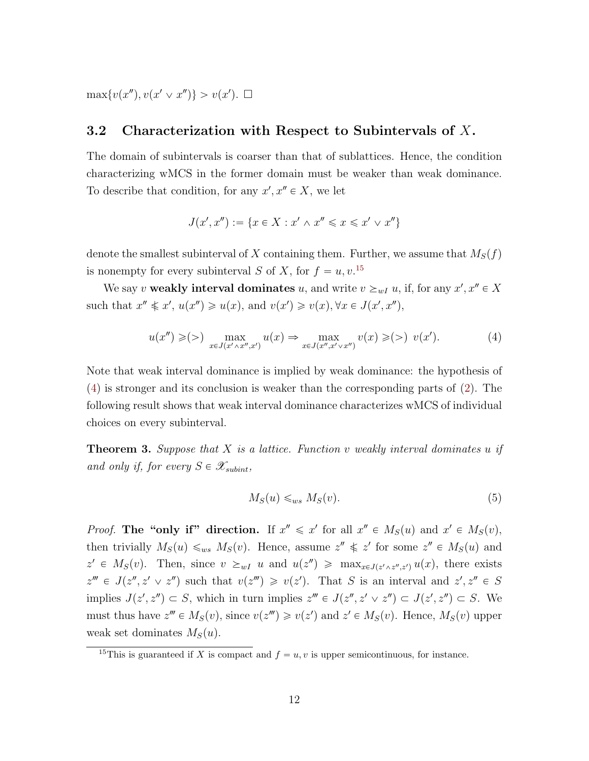$\max\{v(x''), v(x' \vee x'')\} > v(x')$. $\square$

## 3.2 Characterization with Respect to Subintervals of $X$.

The domain of subintervals is coarser than that of sublattices. Hence, the condition characterizing wMCS in the former domain must be weaker than weak dominance. To describe that condition, for any $x', x'' \in X$, we let

$$J(x', x'') := \{x \in X : x' \wedge x'' \leqslant x \leqslant x' \vee x''\}$$

denote the smallest subinterval of $X$ containing them. Further, we assume that $M_S(f)$ is nonempty for every subinterval $S$ of $X$, for $f = u, v$.[15]

We say $v$ **weakly interval dominates** $u$, and write $v \succeq_{wI} u$, if, for any $x', x'' \in X$ such that $x'' \nleqslant x'$, $u(x'') \geqslant u(x)$, and $v(x') \geqslant v(x), \forall x \in J(x', x'')$,

$$u(x'') \geqslant (>) \max_{x \in J(x' \wedge x'', x')} u(x) \Rightarrow \max_{x \in J(x'', x' \vee x'')} v(x) \geqslant (>)\ v(x'). \tag{4}$$

Note that weak interval dominance is implied by weak dominance: the hypothesis of (4) is stronger and its conclusion is weaker than the corresponding parts of (2). The following result shows that weak interval dominance characterizes wMCS of individual choices on every subinterval.

**Theorem 3.** *Suppose that $X$ is a lattice. Function $v$ weakly interval dominates $u$ if and only if, for every $S \in \mathscr{X}_{subint}$,*

$$M_S(u) \leqslant_{ws} M_S(v). \tag{5}$$

*Proof.* **The "only if" direction.** If $x'' \leqslant x'$ for all $x'' \in M_S(u)$ and $x' \in M_S(v)$, then trivially $M_S(u) \leqslant_{ws} M_S(v)$. Hence, assume $z'' \nleqslant z'$ for some $z'' \in M_S(u)$ and $z' \in M_S(v)$. Then, since $v \succeq_{wI} u$ and $u(z'') \geqslant \max_{x \in J(z' \wedge z'', z')} u(x)$, there exists $z''' \in J(z'', z' \vee z'')$ such that $v(z''') \geqslant v(z')$. That $S$ is an interval and $z', z'' \in S$ implies $J(z', z'') \subset S$, which in turn implies $z''' \in J(z'', z' \vee z'') \subset J(z', z'') \subset S$. We must thus have $z''' \in M_S(v)$, since $v(z''') \geqslant v(z')$ and $z' \in M_S(v)$. Hence, $M_S(v)$ upper weak set dominates $M_S(u)$.

[15] This is guaranteed if $X$ is compact and $f = u, v$ is upper semicontinuous, for instance.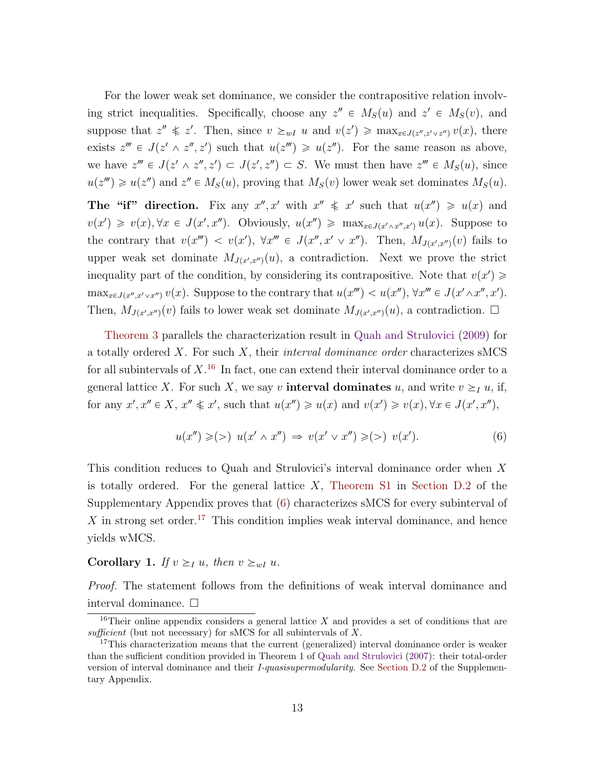For the lower weak set dominance, we consider the contrapositive relation involving strict inequalities. Specifically, choose any $z'' \in M_S(u)$ and $z' \in M_S(v)$, and suppose that $z'' \nleq z'$. Then, since $v \succeq_{wI} u$ and $v(z') \geqslant \max_{x \in J(z'', z' \vee z'')} v(x)$, there exists $z''' \in J(z' \wedge z'', z')$ such that $u(z''') \geqslant u(z'')$. For the same reason as above, we have $z''' \in J(z' \wedge z'', z') \subset J(z', z'') \subset S$. We must then have $z''' \in M_S(u)$, since $u(z''') \geqslant u(z'')$ and $z'' \in M_S(u)$, proving that $M_S(v)$ lower weak set dominates $M_S(u)$.

**The "if" direction.** Fix any $x'', x'$ with $x'' \nleq x'$ such that $u(x'') \geqslant u(x)$ and $v(x') \geqslant v(x), \forall x \in J(x', x'')$. Obviously, $u(x'') \geqslant \max_{x \in J(x' \wedge x'', x')} u(x)$. Suppose to the contrary that $v(x''') < v(x')$, $\forall x''' \in J(x'', x' \vee x'')$. Then, $M_{J(x', x'')}(v)$ fails to upper weak set dominate $M_{J(x', x'')}(u)$, a contradiction. Next we prove the strict inequality part of the condition, by considering its contrapositive. Note that $v(x') \geqslant \max_{x \in J(x'', x' \vee x'')} v(x)$. Suppose to the contrary that $u(x''') < u(x'')$, $\forall x''' \in J(x' \wedge x'', x')$. Then, $M_{J(x', x'')}(v)$ fails to lower weak set dominate $M_{J(x', x'')}(u)$, a contradiction. $\square$

Theorem 3 parallels the characterization result in Quah and Strulovici (2009) for a totally ordered $X$. For such $X$, their *interval dominance order* characterizes sMCS for all subintervals of $X$.[16] In fact, one can extend their interval dominance order to a general lattice $X$. For such $X$, we say $v$ **interval dominates** $u$, and write $v \succeq_I u$, if, for any $x', x'' \in X$, $x'' \nleq x'$, such that $u(x'') \geqslant u(x)$ and $v(x') \geqslant v(x), \forall x \in J(x', x'')$,

$$u(x'') \geqslant (>) \ u(x' \wedge x'') \ \Rightarrow \ v(x' \vee x'') \geqslant (>) \ v(x'). \tag{6}$$

This condition reduces to Quah and Strulovici's interval dominance order when $X$ is totally ordered. For the general lattice $X$, Theorem S1 in Section D.2 of the Supplementary Appendix proves that (6) characterizes sMCS for every subinterval of $X$ in strong set order.[17] This condition implies weak interval dominance, and hence yields wMCS.

**Corollary 1.** *If $v \succeq_I u$, then $v \succeq_{wI} u$.*

*Proof.* The statement follows from the definitions of weak interval dominance and interval dominance. $\square$

[16] Their online appendix considers a general lattice $X$ and provides a set of conditions that are *sufficient* (but not necessary) for sMCS for all subintervals of $X$.

[17] This characterization means that the current (generalized) interval dominance order is weaker than the sufficient condition provided in Theorem 1 of Quah and Strulovici (2007): their total-order version of interval dominance and their *I-quasisupermodularity*. See Section D.2 of the Supplementary Appendix.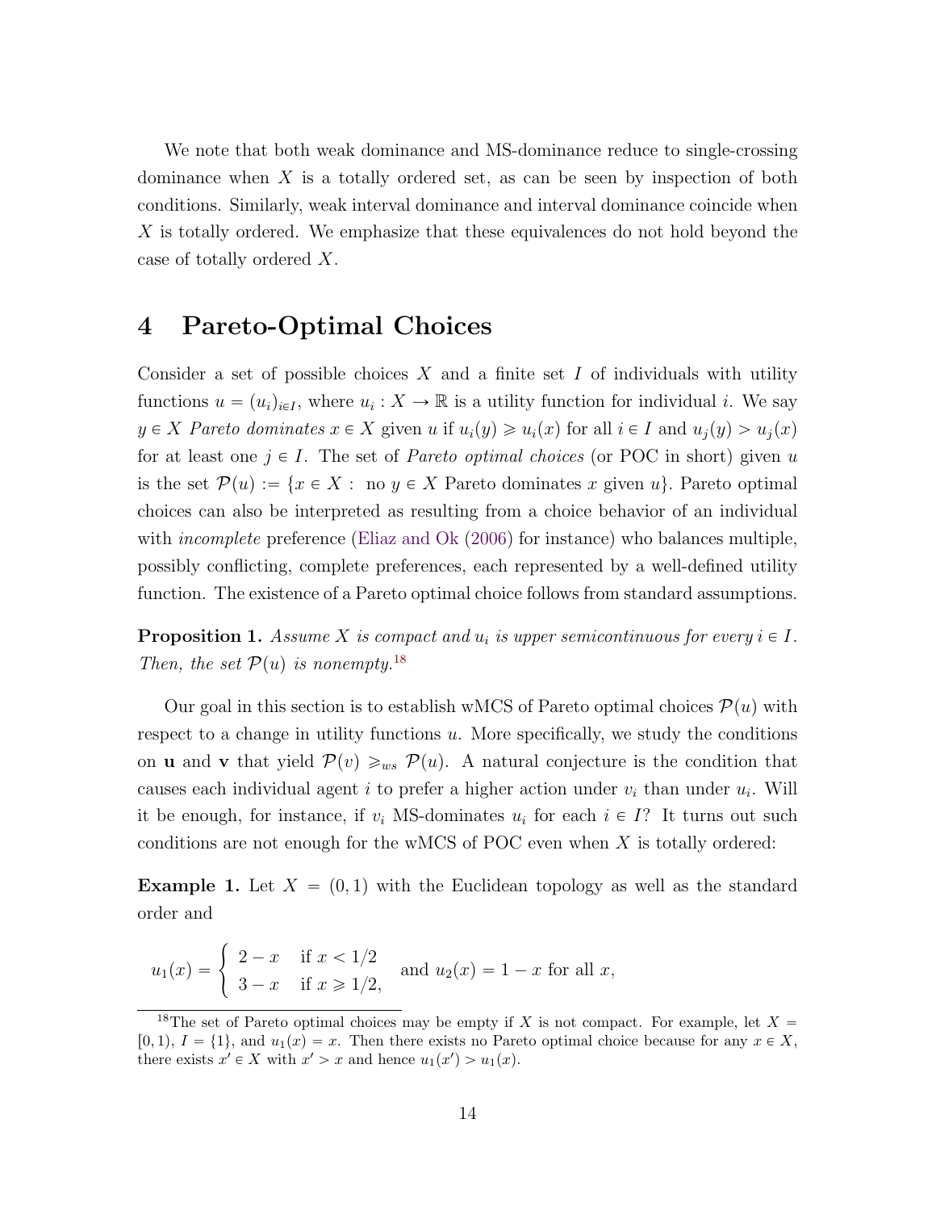We note that both weak dominance and MS-dominance reduce to single-crossing dominance when $X$ is a totally ordered set, as can be seen by inspection of both conditions. Similarly, weak interval dominance and interval dominance coincide when $X$ is totally ordered. We emphasize that these equivalences do not hold beyond the case of totally ordered $X$.

# 4 Pareto-Optimal Choices

Consider a set of possible choices $X$ and a finite set $I$ of individuals with utility functions $u = (u_i)_{i \in I}$, where $u_i : X \to \mathbb{R}$ is a utility function for individual $i$. We say $y \in X$ *Pareto dominates* $x \in X$ given $u$ if $u_i(y) \geqslant u_i(x)$ for all $i \in I$ and $u_j(y) > u_j(x)$ for at least one $j \in I$. The set of *Pareto optimal choices* (or POC in short) given $u$ is the set $\mathcal{P}(u) := \{x \in X : \text{ no } y \in X \text{ Pareto dominates } x \text{ given } u\}$. Pareto optimal choices can also be interpreted as resulting from a choice behavior of an individual with *incomplete* preference (Eliaz and Ok (2006) for instance) who balances multiple, possibly conflicting, complete preferences, each represented by a well-defined utility function. The existence of a Pareto optimal choice follows from standard assumptions.

**Proposition 1.** *Assume $X$ is compact and $u_i$ is upper semicontinuous for every $i \in I$. Then, the set $\mathcal{P}(u)$ is nonempty.*[18]

Our goal in this section is to establish wMCS of Pareto optimal choices $\mathcal{P}(u)$ with respect to a change in utility functions $u$. More specifically, we study the conditions on $\mathbf{u}$ and $\mathbf{v}$ that yield $\mathcal{P}(v) \geqslant_{ws} \mathcal{P}(u)$. A natural conjecture is the condition that causes each individual agent $i$ to prefer a higher action under $v_i$ than under $u_i$. Will it be enough, for instance, if $v_i$ MS-dominates $u_i$ for each $i \in I$? It turns out such conditions are not enough for the wMCS of POC even when $X$ is totally ordered:

**Example 1.** Let $X = (0, 1)$ with the Euclidean topology as well as the standard order and

$$u_1(x) = \begin{cases} 2 - x & \text{if } x < 1/2 \\ 3 - x & \text{if } x \geqslant 1/2, \end{cases} \quad \text{and } u_2(x) = 1 - x \text{ for all } x,$$

[18] The set of Pareto optimal choices may be empty if $X$ is not compact. For example, let $X = [0, 1)$, $I = \{1\}$, and $u_1(x) = x$. Then there exists no Pareto optimal choice because for any $x \in X$, there exists $x' \in X$ with $x' > x$ and hence $u_1(x') > u_1(x)$.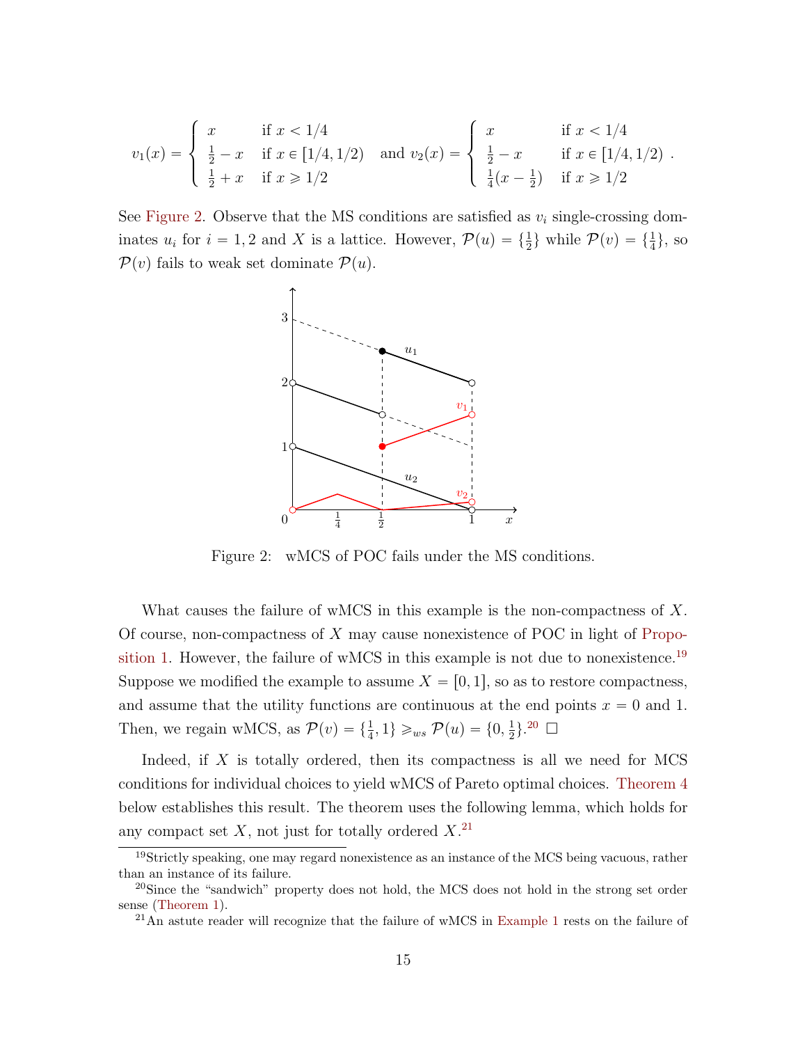$$v_1(x) = \begin{cases} x & \text{if } x < 1/4 \\ \frac{1}{2} - x & \text{if } x \in [1/4, 1/2) \\ \frac{1}{2} + x & \text{if } x \geqslant 1/2 \end{cases} \quad \text{and} \quad v_2(x) = \begin{cases} x & \text{if } x < 1/4 \\ \frac{1}{2} - x & \text{if } x \in [1/4, 1/2) \\ \frac{1}{4}(x - \frac{1}{2}) & \text{if } x \geqslant 1/2 \end{cases} .$$

See Figure 2. Observe that the MS conditions are satisfied as $v_i$ single-crossing dominates $u_i$ for $i = 1, 2$ and $X$ is a lattice. However, $\mathcal{P}(u) = \{\frac{1}{2}\}$ while $\mathcal{P}(v) = \{\frac{1}{4}\}$, so $\mathcal{P}(v)$ fails to weak set dominate $\mathcal{P}(u)$.

Figure 2: wMCS of POC fails under the MS conditions.

What causes the failure of wMCS in this example is the non-compactness of $X$. Of course, non-compactness of $X$ may cause nonexistence of POC in light of Proposition 1. However, the failure of wMCS in this example is not due to nonexistence.[19] Suppose we modified the example to assume $X = [0, 1]$, so as to restore compactness, and assume that the utility functions are continuous at the end points $x = 0$ and 1. Then, we regain wMCS, as $\mathcal{P}(v) = \{\frac{1}{4}, 1\} \geqslant_{ws} \mathcal{P}(u) = \{0, \frac{1}{2}\}$.[20] $\square$

Indeed, if $X$ is totally ordered, then its compactness is all we need for MCS conditions for individual choices to yield wMCS of Pareto optimal choices. Theorem 4 below establishes this result. The theorem uses the following lemma, which holds for any compact set $X$, not just for totally ordered $X$.[21]

[19] Strictly speaking, one may regard nonexistence as an instance of the MCS being vacuous, rather than an instance of its failure.

[20] Since the "sandwich" property does not hold, the MCS does not hold in the strong set order sense (Theorem 1).

[21] An astute reader will recognize that the failure of wMCS in Example 1 rests on the failure of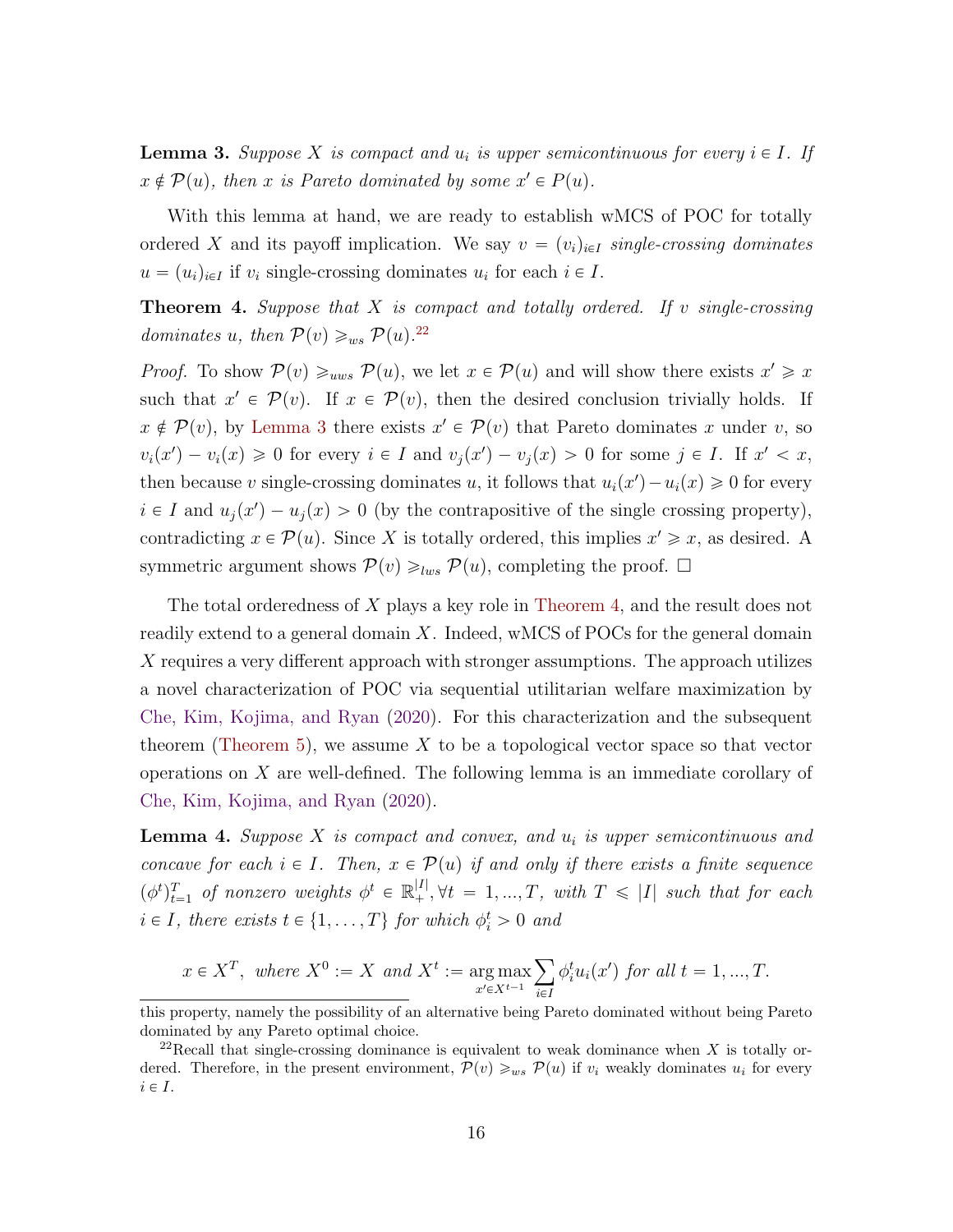**Lemma 3.** *Suppose $X$ is compact and $u_i$ is upper semicontinuous for every $i \in I$. If $x \notin \mathcal{P}(u)$, then $x$ is Pareto dominated by some $x' \in P(u)$.*

With this lemma at hand, we are ready to establish wMCS of POC for totally ordered $X$ and its payoff implication. We say $v = (v_i)_{i \in I}$ *single-crossing dominates* $u = (u_i)_{i \in I}$ if $v_i$ single-crossing dominates $u_i$ for each $i \in I$.

**Theorem 4.** *Suppose that $X$ is compact and totally ordered. If $v$ single-crossing dominates $u$, then $\mathcal{P}(v) \geqslant_{ws} \mathcal{P}(u)$.*[22]

*Proof.* To show $\mathcal{P}(v) \geqslant_{uws} \mathcal{P}(u)$, we let $x \in \mathcal{P}(u)$ and will show there exists $x' \geqslant x$ such that $x' \in \mathcal{P}(v)$. If $x \in \mathcal{P}(v)$, then the desired conclusion trivially holds. If $x \notin \mathcal{P}(v)$, by Lemma 3 there exists $x' \in \mathcal{P}(v)$ that Pareto dominates $x$ under $v$, so $v_i(x') - v_i(x) \geqslant 0$ for every $i \in I$ and $v_j(x') - v_j(x) > 0$ for some $j \in I$. If $x' < x$, then because $v$ single-crossing dominates $u$, it follows that $u_i(x') - u_i(x) \geqslant 0$ for every $i \in I$ and $u_j(x') - u_j(x) > 0$ (by the contrapositive of the single crossing property), contradicting $x \in \mathcal{P}(u)$. Since $X$ is totally ordered, this implies $x' \geqslant x$, as desired. A symmetric argument shows $\mathcal{P}(v) \geqslant_{lws} \mathcal{P}(u)$, completing the proof. $\square$

The total orderedness of $X$ plays a key role in Theorem 4, and the result does not readily extend to a general domain $X$. Indeed, wMCS of POCs for the general domain $X$ requires a very different approach with stronger assumptions. The approach utilizes a novel characterization of POC via sequential utilitarian welfare maximization by Che, Kim, Kojima, and Ryan (2020). For this characterization and the subsequent theorem (Theorem 5), we assume $X$ to be a topological vector space so that vector operations on $X$ are well-defined. The following lemma is an immediate corollary of Che, Kim, Kojima, and Ryan (2020).

**Lemma 4.** *Suppose $X$ is compact and convex, and $u_i$ is upper semicontinuous and concave for each $i \in I$. Then, $x \in \mathcal{P}(u)$ if and only if there exists a finite sequence $(\phi^t)_{t=1}^T$ of nonzero weights $\phi^t \in \mathbb{R}_+^{|I|}, \forall t = 1, ..., T$, with $T \leqslant |I|$ such that for each $i \in I$, there exists $t \in \{1, \ldots, T\}$ for which $\phi_i^t > 0$ and*

$$x \in X^T, \text{ where } X^0 := X \text{ and } X^t := \underset{x' \in X^{t-1}}{\arg\max} \sum_{i \in I} \phi_i^t u_i(x') \text{ for all } t = 1, ..., T.$$

---

this property, namely the possibility of an alternative being Pareto dominated without being Pareto dominated by any Pareto optimal choice.

[22] Recall that single-crossing dominance is equivalent to weak dominance when $X$ is totally ordered. Therefore, in the present environment, $\mathcal{P}(v) \geqslant_{ws} \mathcal{P}(u)$ if $v_i$ weakly dominates $u_i$ for every $i \in I$.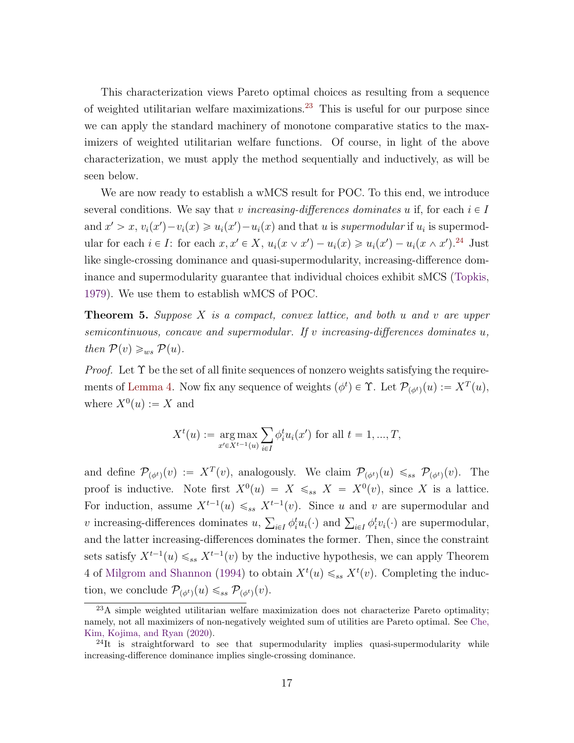This characterization views Pareto optimal choices as resulting from a sequence of weighted utilitarian welfare maximizations.[23] This is useful for our purpose since we can apply the standard machinery of monotone comparative statics to the maximizers of weighted utilitarian welfare functions. Of course, in light of the above characterization, we must apply the method sequentially and inductively, as will be seen below.

We are now ready to establish a wMCS result for POC. To this end, we introduce several conditions. We say that $v$ *increasing-differences dominates* $u$ if, for each $i \in I$ and $x' > x$, $v_i(x') - v_i(x) \geqslant u_i(x') - u_i(x)$ and that $u$ is *supermodular* if $u_i$ is supermodular for each $i \in I$: for each $x, x' \in X$, $u_i(x \vee x') - u_i(x) \geqslant u_i(x') - u_i(x \wedge x')$.[24] Just like single-crossing dominance and quasi-supermodularity, increasing-difference dominance and supermodularity guarantee that individual choices exhibit sMCS (Topkis, 1979). We use them to establish wMCS of POC.

**Theorem 5.** *Suppose $X$ is a compact, convex lattice, and both $u$ and $v$ are upper semicontinuous, concave and supermodular. If $v$ increasing-differences dominates $u$, then $\mathcal{P}(v) \geqslant_{ws} \mathcal{P}(u)$.*

*Proof.* Let $\Upsilon$ be the set of all finite sequences of nonzero weights satisfying the requirements of Lemma 4. Now fix any sequence of weights $(\phi^t) \in \Upsilon$. Let $\mathcal{P}_{(\phi^t)}(u) := X^T(u)$, where $X^0(u) := X$ and

$$X^t(u) := \underset{x' \in X^{t-1}(u)}{\arg\max} \sum_{i \in I} \phi_i^t u_i(x') \text{ for all } t = 1, ..., T,$$

and define $\mathcal{P}_{(\phi^t)}(v) := X^T(v)$, analogously. We claim $\mathcal{P}_{(\phi^t)}(u) \leqslant_{ss} \mathcal{P}_{(\phi^t)}(v)$. The proof is inductive. Note first $X^0(u) = X \leqslant_{ss} X = X^0(v)$, since $X$ is a lattice. For induction, assume $X^{t-1}(u) \leqslant_{ss} X^{t-1}(v)$. Since $u$ and $v$ are supermodular and $v$ increasing-differences dominates $u$, $\sum_{i \in I} \phi_i^t u_i(\cdot)$ and $\sum_{i \in I} \phi_i^t v_i(\cdot)$ are supermodular, and the latter increasing-differences dominates the former. Then, since the constraint sets satisfy $X^{t-1}(u) \leqslant_{ss} X^{t-1}(v)$ by the inductive hypothesis, we can apply Theorem 4 of Milgrom and Shannon (1994) to obtain $X^t(u) \leqslant_{ss} X^t(v)$. Completing the induction, we conclude $\mathcal{P}_{(\phi^t)}(u) \leqslant_{ss} \mathcal{P}_{(\phi^t)}(v)$.

[23] A simple weighted utilitarian welfare maximization does not characterize Pareto optimality; namely, not all maximizers of non-negatively weighted sum of utilities are Pareto optimal. See Che, Kim, Kojima, and Ryan (2020).

[24] It is straightforward to see that supermodularity implies quasi-supermodularity while increasing-difference dominance implies single-crossing dominance.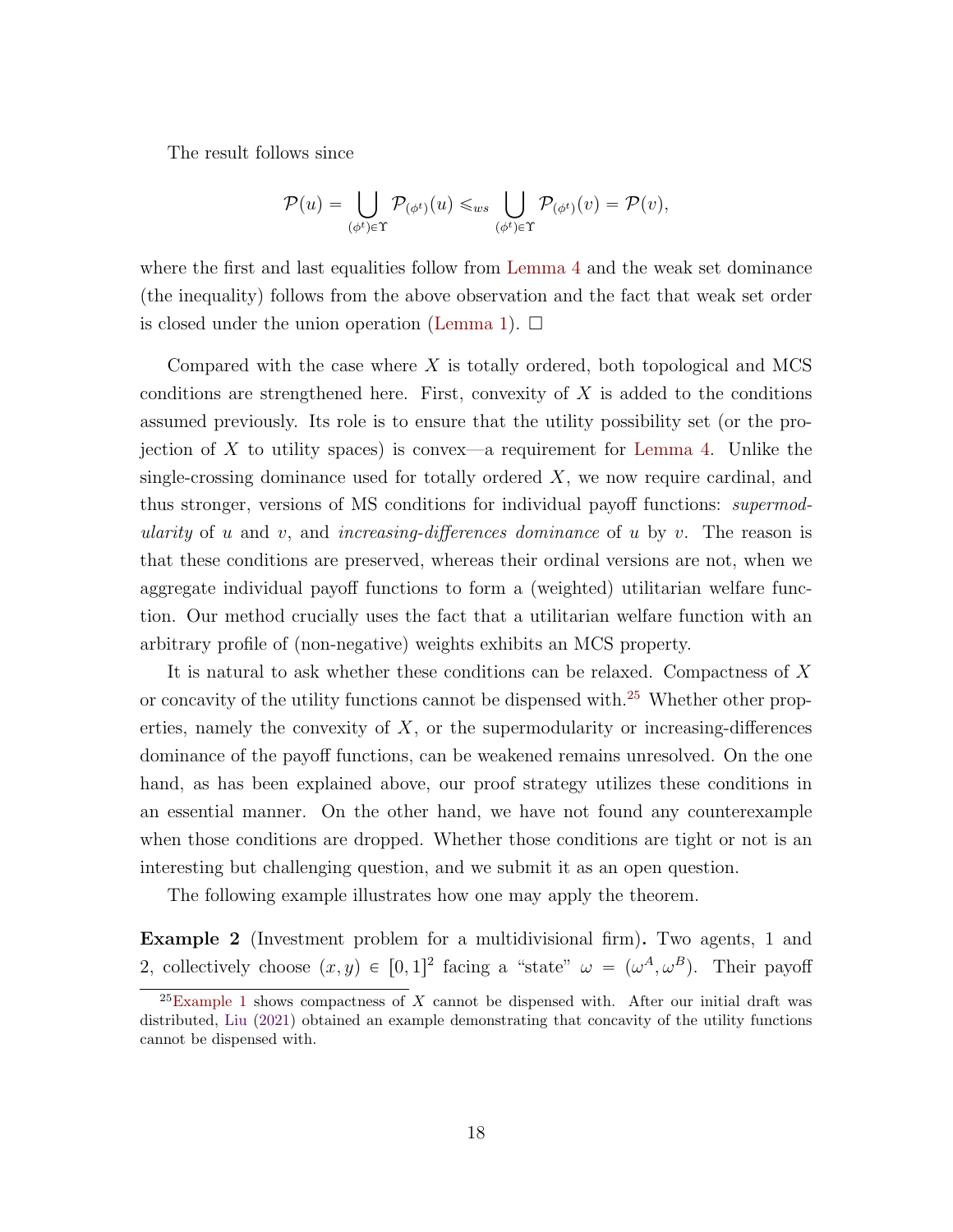The result follows since

$$\mathcal{P}(u) = \bigcup_{(\phi^t)\in\Upsilon} \mathcal{P}_{(\phi^t)}(u) \leqslant_{ws} \bigcup_{(\phi^t)\in\Upsilon} \mathcal{P}_{(\phi^t)}(v) = \mathcal{P}(v),$$

where the first and last equalities follow from Lemma 4 and the weak set dominance (the inequality) follows from the above observation and the fact that weak set order is closed under the union operation (Lemma 1). □

Compared with the case where $X$ is totally ordered, both topological and MCS conditions are strengthened here. First, convexity of $X$ is added to the conditions assumed previously. Its role is to ensure that the utility possibility set (or the projection of $X$ to utility spaces) is convex—a requirement for Lemma 4. Unlike the single-crossing dominance used for totally ordered $X$, we now require cardinal, and thus stronger, versions of MS conditions for individual payoff functions: *supermodularity* of $u$ and $v$, and *increasing-differences dominance* of $u$ by $v$. The reason is that these conditions are preserved, whereas their ordinal versions are not, when we aggregate individual payoff functions to form a (weighted) utilitarian welfare function. Our method crucially uses the fact that a utilitarian welfare function with an arbitrary profile of (non-negative) weights exhibits an MCS property.

It is natural to ask whether these conditions can be relaxed. Compactness of $X$ or concavity of the utility functions cannot be dispensed with.[25] Whether other properties, namely the convexity of $X$, or the supermodularity or increasing-differences dominance of the payoff functions, can be weakened remains unresolved. On the one hand, as has been explained above, our proof strategy utilizes these conditions in an essential manner. On the other hand, we have not found any counterexample when those conditions are dropped. Whether those conditions are tight or not is an interesting but challenging question, and we submit it as an open question.

The following example illustrates how one may apply the theorem.

**Example 2** (Investment problem for a multidivisional firm)**.** Two agents, 1 and 2, collectively choose $(x, y) \in [0, 1]^2$ facing a "state" $\omega = (\omega^A, \omega^B)$. Their payoff

[25] Example 1 shows compactness of $X$ cannot be dispensed with. After our initial draft was distributed, Liu (2021) obtained an example demonstrating that concavity of the utility functions cannot be dispensed with.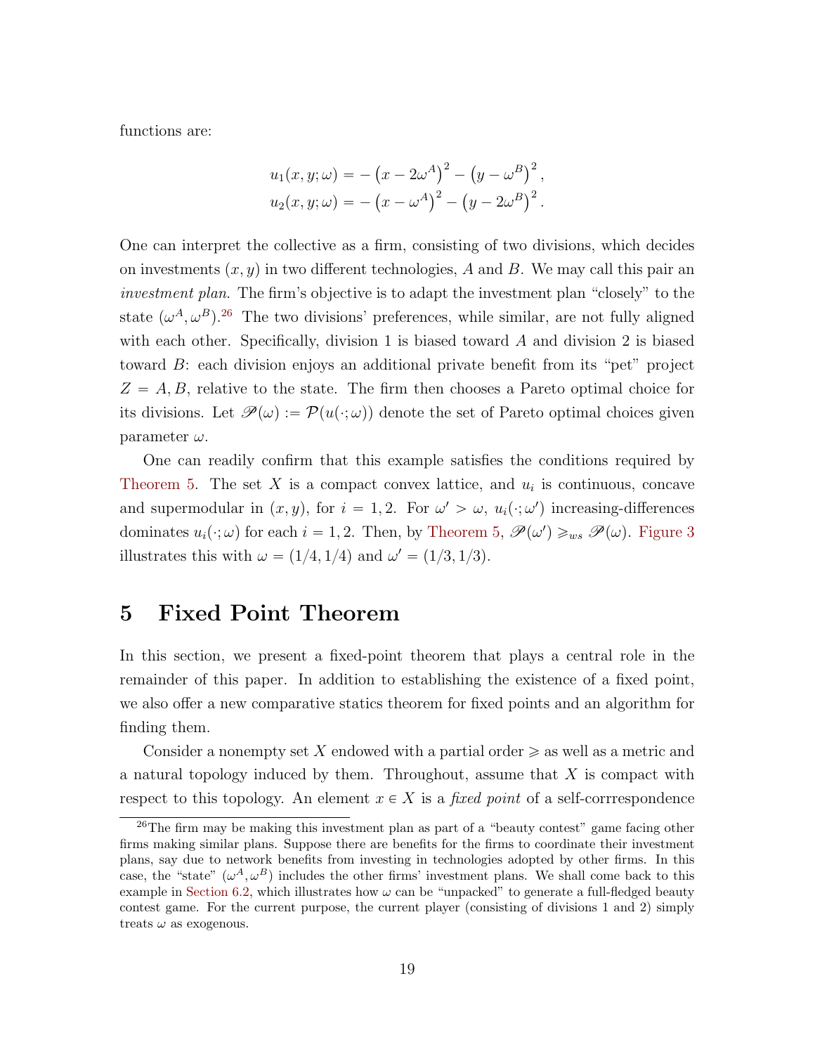functions are:

$$u_1(x, y; \omega) = -\left(x - 2\omega^A\right)^2 - \left(y - \omega^B\right)^2,$$
$$u_2(x, y; \omega) = -\left(x - \omega^A\right)^2 - \left(y - 2\omega^B\right)^2.$$

One can interpret the collective as a firm, consisting of two divisions, which decides on investments $(x, y)$ in two different technologies, $A$ and $B$. We may call this pair an *investment plan*. The firm's objective is to adapt the investment plan "closely" to the state $(\omega^A, \omega^B)$.[26] The two divisions' preferences, while similar, are not fully aligned with each other. Specifically, division 1 is biased toward $A$ and division 2 is biased toward $B$: each division enjoys an additional private benefit from its "pet" project $Z = A, B$, relative to the state. The firm then chooses a Pareto optimal choice for its divisions. Let $\mathscr{P}(\omega) := \mathcal{P}(u(\cdot;\omega))$ denote the set of Pareto optimal choices given parameter $\omega$.

One can readily confirm that this example satisfies the conditions required by Theorem 5. The set $X$ is a compact convex lattice, and $u_i$ is continuous, concave and supermodular in $(x, y)$, for $i = 1, 2$. For $\omega' > \omega$, $u_i(\cdot;\omega')$ increasing-differences dominates $u_i(\cdot;\omega)$ for each $i = 1, 2$. Then, by Theorem 5, $\mathscr{P}(\omega') \geqslant_{ws} \mathscr{P}(\omega)$. Figure 3 illustrates this with $\omega = (1/4, 1/4)$ and $\omega' = (1/3, 1/3)$.

# 5 Fixed Point Theorem

In this section, we present a fixed-point theorem that plays a central role in the remainder of this paper. In addition to establishing the existence of a fixed point, we also offer a new comparative statics theorem for fixed points and an algorithm for finding them.

Consider a nonempty set $X$ endowed with a partial order $\geqslant$ as well as a metric and a natural topology induced by them. Throughout, assume that $X$ is compact with respect to this topology. An element $x \in X$ is a *fixed point* of a self-corrrespondence

[26] The firm may be making this investment plan as part of a "beauty contest" game facing other firms making similar plans. Suppose there are benefits for the firms to coordinate their investment plans, say due to network benefits from investing in technologies adopted by other firms. In this case, the "state" $(\omega^A, \omega^B)$ includes the other firms' investment plans. We shall come back to this example in Section 6.2, which illustrates how $\omega$ can be "unpacked" to generate a full-fledged beauty contest game. For the current purpose, the current player (consisting of divisions 1 and 2) simply treats $\omega$ as exogenous.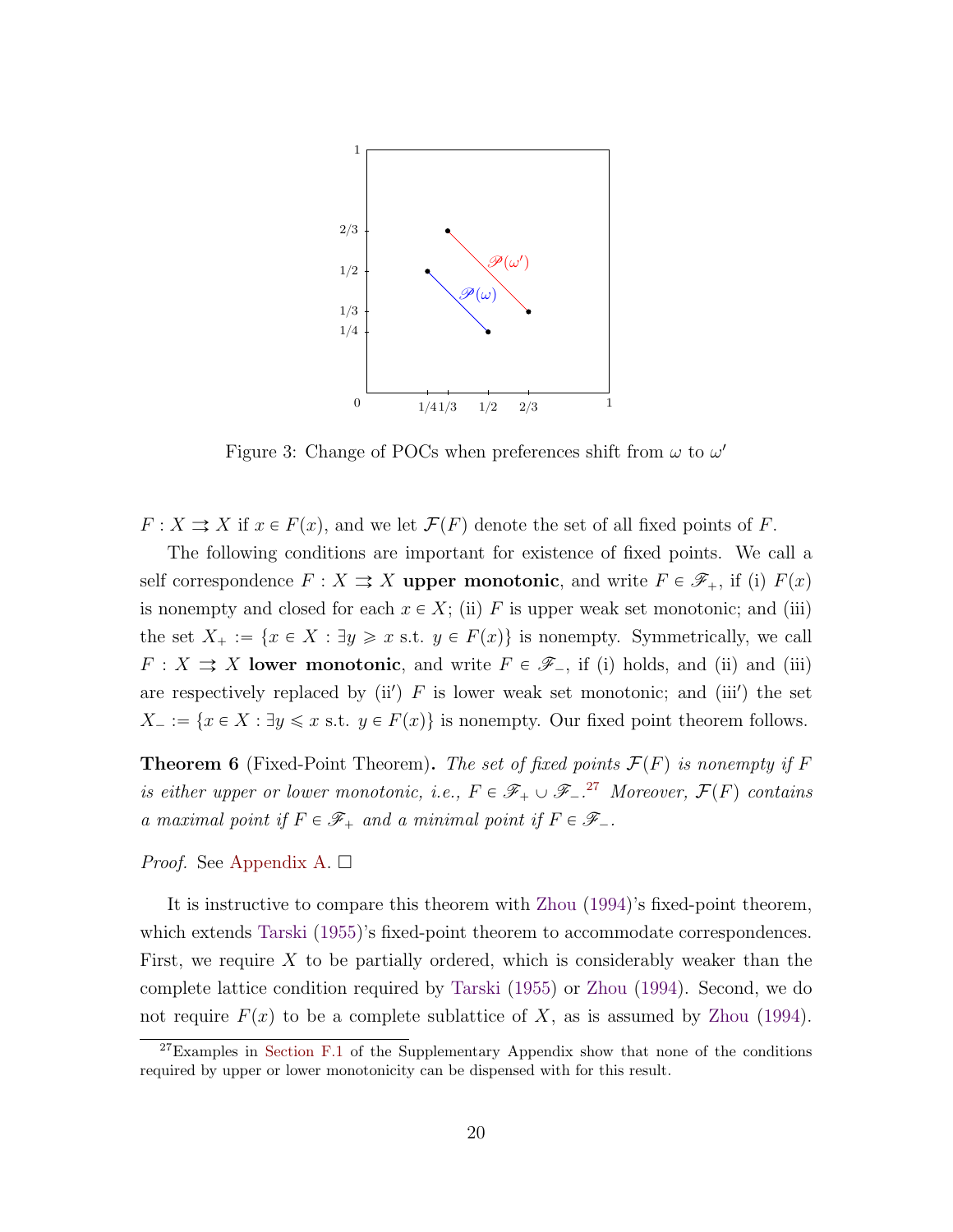Figure 3: Change of POCs when preferences shift from $\omega$ to $\omega'$

$F : X \rightrightarrows X$ if $x \in F(x)$, and we let $\mathcal{F}(F)$ denote the set of all fixed points of $F$.

The following conditions are important for existence of fixed points. We call a self correspondence $F : X \rightrightarrows X$ **upper monotonic**, and write $F \in \mathscr{F}_+$, if (i) $F(x)$ is nonempty and closed for each $x \in X$; (ii) $F$ is upper weak set monotonic; and (iii) the set $X_+ := \{x \in X : \exists y \geqslant x \text{ s.t. } y \in F(x)\}$ is nonempty. Symmetrically, we call $F : X \rightrightarrows X$ **lower monotonic**, and write $F \in \mathscr{F}_-$, if (i) holds, and (ii) and (iii) are respectively replaced by (ii′) $F$ is lower weak set monotonic; and (iii′) the set $X_- := \{x \in X : \exists y \leqslant x \text{ s.t. } y \in F(x)\}$ is nonempty. Our fixed point theorem follows.

**Theorem 6** (Fixed-Point Theorem). *The set of fixed points $\mathcal{F}(F)$ is nonempty if $F$ is either upper or lower monotonic, i.e., $F \in \mathscr{F}_+ \cup \mathscr{F}_-$.*[27] *Moreover, $\mathcal{F}(F)$ contains a maximal point if $F \in \mathscr{F}_+$ and a minimal point if $F \in \mathscr{F}_-$.*

*Proof.* See Appendix A. □

It is instructive to compare this theorem with Zhou (1994)'s fixed-point theorem, which extends Tarski (1955)'s fixed-point theorem to accommodate correspondences. First, we require $X$ to be partially ordered, which is considerably weaker than the complete lattice condition required by Tarski (1955) or Zhou (1994). Second, we do not require $F(x)$ to be a complete sublattice of $X$, as is assumed by Zhou (1994).

[27] Examples in Section F.1 of the Supplementary Appendix show that none of the conditions required by upper or lower monotonicity can be dispensed with for this result.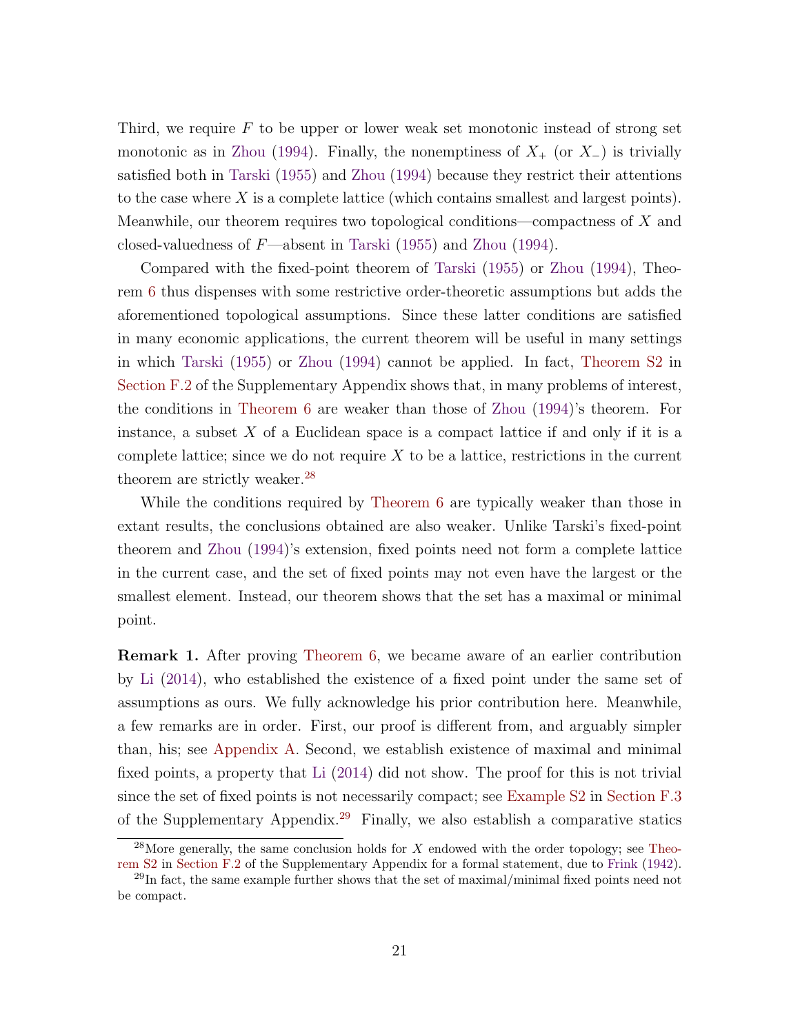Third, we require $F$ to be upper or lower weak set monotonic instead of strong set monotonic as in Zhou (1994). Finally, the nonemptiness of $X_+$ (or $X_-$) is trivially satisfied both in Tarski (1955) and Zhou (1994) because they restrict their attentions to the case where $X$ is a complete lattice (which contains smallest and largest points). Meanwhile, our theorem requires two topological conditions—compactness of $X$ and closed-valuedness of $F$—absent in Tarski (1955) and Zhou (1994).

Compared with the fixed-point theorem of Tarski (1955) or Zhou (1994), Theorem 6 thus dispenses with some restrictive order-theoretic assumptions but adds the aforementioned topological assumptions. Since these latter conditions are satisfied in many economic applications, the current theorem will be useful in many settings in which Tarski (1955) or Zhou (1994) cannot be applied. In fact, Theorem S2 in Section F.2 of the Supplementary Appendix shows that, in many problems of interest, the conditions in Theorem 6 are weaker than those of Zhou (1994)'s theorem. For instance, a subset $X$ of a Euclidean space is a compact lattice if and only if it is a complete lattice; since we do not require $X$ to be a lattice, restrictions in the current theorem are strictly weaker.[28]

While the conditions required by Theorem 6 are typically weaker than those in extant results, the conclusions obtained are also weaker. Unlike Tarski's fixed-point theorem and Zhou (1994)'s extension, fixed points need not form a complete lattice in the current case, and the set of fixed points may not even have the largest or the smallest element. Instead, our theorem shows that the set has a maximal or minimal point.

**Remark 1.** After proving Theorem 6, we became aware of an earlier contribution by Li (2014), who established the existence of a fixed point under the same set of assumptions as ours. We fully acknowledge his prior contribution here. Meanwhile, a few remarks are in order. First, our proof is different from, and arguably simpler than, his; see Appendix A. Second, we establish existence of maximal and minimal fixed points, a property that Li (2014) did not show. The proof for this is not trivial since the set of fixed points is not necessarily compact; see Example S2 in Section F.3 of the Supplementary Appendix.[29] Finally, we also establish a comparative statics

[28] More generally, the same conclusion holds for $X$ endowed with the order topology; see Theorem S2 in Section F.2 of the Supplementary Appendix for a formal statement, due to Frink (1942).

[29] In fact, the same example further shows that the set of maximal/minimal fixed points need not be compact.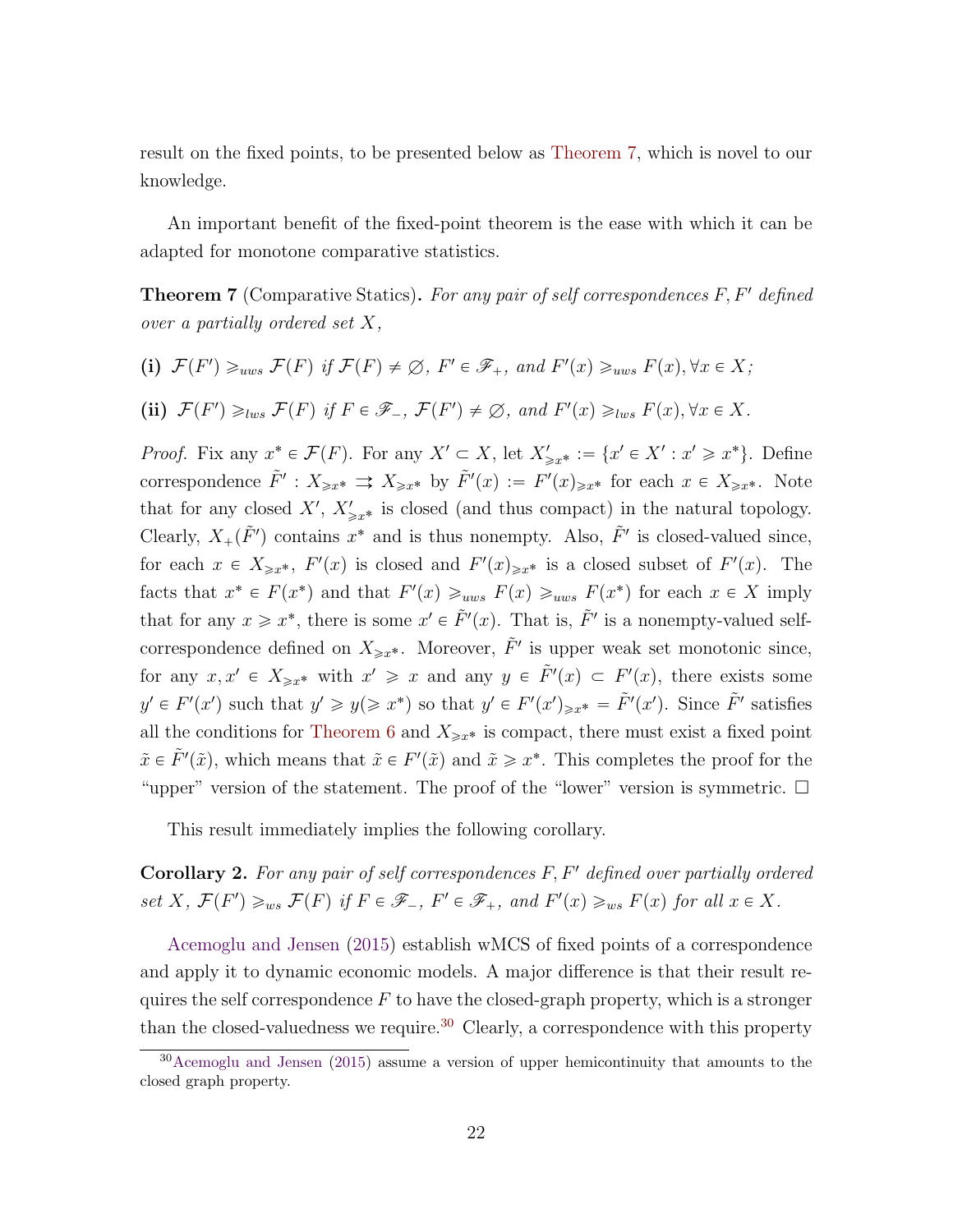result on the fixed points, to be presented below as Theorem 7, which is novel to our knowledge.

An important benefit of the fixed-point theorem is the ease with which it can be adapted for monotone comparative statistics.

**Theorem 7** (Comparative Statics)**.** *For any pair of self correspondences $F, F'$ defined over a partially ordered set $X$,*

**(i)** $\mathcal{F}(F') \geqslant_{uws} \mathcal{F}(F)$ *if* $\mathcal{F}(F) \neq \varnothing$*,* $F' \in \mathscr{F}_+$*, and* $F'(x) \geqslant_{uws} F(x), \forall x \in X$*;*

**(ii)** $\mathcal{F}(F') \geqslant_{lws} \mathcal{F}(F)$ *if* $F \in \mathscr{F}_-$*,* $\mathcal{F}(F') \neq \varnothing$*, and* $F'(x) \geqslant_{lws} F(x), \forall x \in X$*.*

*Proof.* Fix any $x^* \in \mathcal{F}(F)$. For any $X' \subset X$, let $X'_{\geqslant x^*} := \{x' \in X' : x' \geqslant x^*\}$. Define correspondence $\tilde{F}' : X_{\geqslant x^*} \rightrightarrows X_{\geqslant x^*}$ by $\tilde{F}'(x) := F'(x)_{\geqslant x^*}$ for each $x \in X_{\geqslant x^*}$. Note that for any closed $X'$, $X'_{\geqslant x^*}$ is closed (and thus compact) in the natural topology. Clearly, $X_+(\tilde{F}')$ contains $x^*$ and is thus nonempty. Also, $\tilde{F}'$ is closed-valued since, for each $x \in X_{\geqslant x^*}$, $F'(x)$ is closed and $F'(x)_{\geqslant x^*}$ is a closed subset of $F'(x)$. The facts that $x^* \in F(x^*)$ and that $F'(x) \geqslant_{uws} F(x) \geqslant_{uws} F(x^*)$ for each $x \in X$ imply that for any $x \geqslant x^*$, there is some $x' \in \tilde{F}'(x)$. That is, $\tilde{F}'$ is a nonempty-valued self-correspondence defined on $X_{\geqslant x^*}$. Moreover, $\tilde{F}'$ is upper weak set monotonic since, for any $x, x' \in X_{\geqslant x^*}$ with $x' \geqslant x$ and any $y \in \tilde{F}'(x) \subset F'(x)$, there exists some $y' \in F'(x')$ such that $y' \geqslant y (\geqslant x^*)$ so that $y' \in F'(x')_{\geqslant x^*} = \tilde{F}'(x')$. Since $\tilde{F}'$ satisfies all the conditions for Theorem 6 and $X_{\geqslant x^*}$ is compact, there must exist a fixed point $\tilde{x} \in \tilde{F}'(\tilde{x})$, which means that $\tilde{x} \in F'(\tilde{x})$ and $\tilde{x} \geqslant x^*$. This completes the proof for the "upper" version of the statement. The proof of the "lower" version is symmetric. $\square$

This result immediately implies the following corollary.

**Corollary 2.** *For any pair of self correspondences $F, F'$ defined over partially ordered set $X$,* $\mathcal{F}(F') \geqslant_{ws} \mathcal{F}(F)$ *if* $F \in \mathscr{F}_-$*,* $F' \in \mathscr{F}_+$*, and* $F'(x) \geqslant_{ws} F(x)$ *for all* $x \in X$*.*

Acemoglu and Jensen (2015) establish wMCS of fixed points of a correspondence and apply it to dynamic economic models. A major difference is that their result requires the self correspondence $F$ to have the closed-graph property, which is a stronger than the closed-valuedness we require.[30] Clearly, a correspondence with this property

[30] Acemoglu and Jensen (2015) assume a version of upper hemicontinuity that amounts to the closed graph property.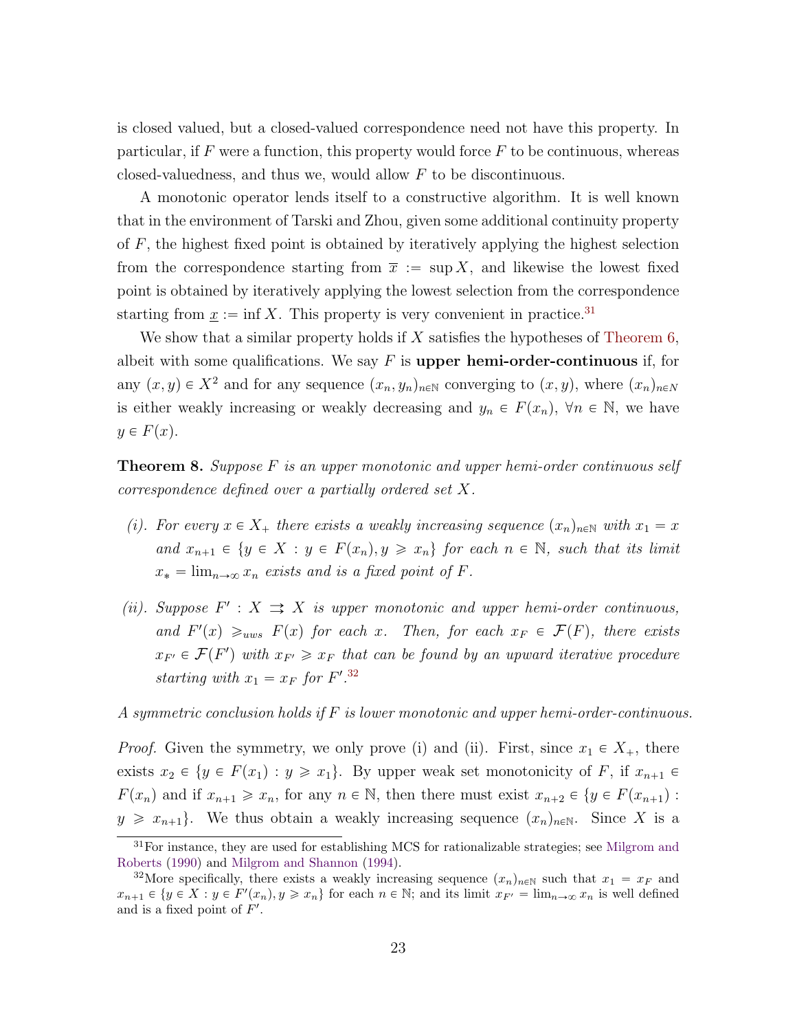is closed valued, but a closed-valued correspondence need not have this property. In particular, if $F$ were a function, this property would force $F$ to be continuous, whereas closed-valuedness, and thus we, would allow $F$ to be discontinuous.

A monotonic operator lends itself to a constructive algorithm. It is well known that in the environment of Tarski and Zhou, given some additional continuity property of $F$, the highest fixed point is obtained by iteratively applying the highest selection from the correspondence starting from $\overline{x} := \sup X$, and likewise the lowest fixed point is obtained by iteratively applying the lowest selection from the correspondence starting from $\underline{x} := \inf X$. This property is very convenient in practice.[31]

We show that a similar property holds if $X$ satisfies the hypotheses of Theorem 6, albeit with some qualifications. We say $F$ is **upper hemi-order-continuous** if, for any $(x, y) \in X^2$ and for any sequence $(x_n, y_n)_{n\in\mathbb{N}}$ converging to $(x, y)$, where $(x_n)_{n\in N}$ is either weakly increasing or weakly decreasing and $y_n \in F(x_n)$, $\forall n \in \mathbb{N}$, we have $y \in F(x)$.

**Theorem 8.** *Suppose $F$ is an upper monotonic and upper hemi-order continuous self correspondence defined over a partially ordered set $X$.*

*(i). For every $x \in X_+$ there exists a weakly increasing sequence $(x_n)_{n\in\mathbb{N}}$ with $x_1 = x$ and $x_{n+1} \in \{y \in X : y \in F(x_n), y \geqslant x_n\}$ for each $n \in \mathbb{N}$, such that its limit $x_* = \lim_{n\to\infty} x_n$ exists and is a fixed point of $F$.*

*(ii). Suppose $F' : X \rightrightarrows X$ is upper monotonic and upper hemi-order continuous, and $F'(x) \geqslant_{uws} F(x)$ for each $x$. Then, for each $x_F \in \mathcal{F}(F)$, there exists $x_{F'} \in \mathcal{F}(F')$ with $x_{F'} \geqslant x_F$ that can be found by an upward iterative procedure starting with $x_1 = x_F$ for $F'$.*[32]

*A symmetric conclusion holds if $F$ is lower monotonic and upper hemi-order-continuous.*

*Proof.* Given the symmetry, we only prove (i) and (ii). First, since $x_1 \in X_+$, there exists $x_2 \in \{y \in F(x_1) : y \geqslant x_1\}$. By upper weak set monotonicity of $F$, if $x_{n+1} \in F(x_n)$ and if $x_{n+1} \geqslant x_n$, for any $n \in \mathbb{N}$, then there must exist $x_{n+2} \in \{y \in F(x_{n+1}) : y \geqslant x_{n+1}\}$. We thus obtain a weakly increasing sequence $(x_n)_{n\in\mathbb{N}}$. Since $X$ is a

---

[31] For instance, they are used for establishing MCS for rationalizable strategies; see Milgrom and Roberts (1990) and Milgrom and Shannon (1994).

[32] More specifically, there exists a weakly increasing sequence $(x_n)_{n\in\mathbb{N}}$ such that $x_1 = x_F$ and $x_{n+1} \in \{y \in X : y \in F'(x_n), y \geqslant x_n\}$ for each $n \in \mathbb{N}$; and its limit $x_{F'} = \lim_{n\to\infty} x_n$ is well defined and is a fixed point of $F'$.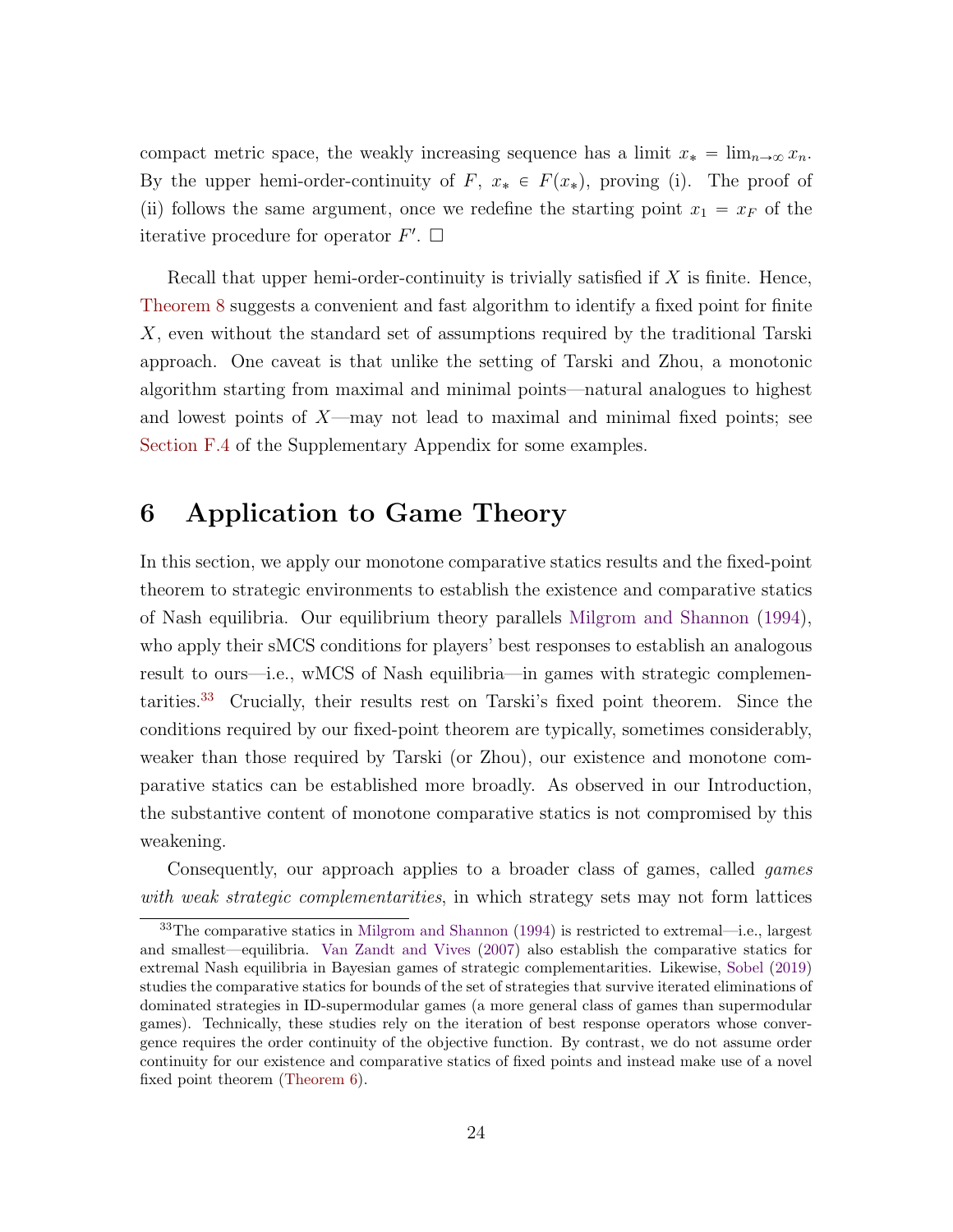compact metric space, the weakly increasing sequence has a limit $x_* = \lim_{n\to\infty} x_n$. By the upper hemi-order-continuity of $F$, $x_* \in F(x_*)$, proving (i). The proof of (ii) follows the same argument, once we redefine the starting point $x_1 = x_F$ of the iterative procedure for operator $F'$. $\square$

Recall that upper hemi-order-continuity is trivially satisfied if $X$ is finite. Hence, Theorem 8 suggests a convenient and fast algorithm to identify a fixed point for finite $X$, even without the standard set of assumptions required by the traditional Tarski approach. One caveat is that unlike the setting of Tarski and Zhou, a monotonic algorithm starting from maximal and minimal points—natural analogues to highest and lowest points of $X$—may not lead to maximal and minimal fixed points; see Section F.4 of the Supplementary Appendix for some examples.

# 6 Application to Game Theory

In this section, we apply our monotone comparative statics results and the fixed-point theorem to strategic environments to establish the existence and comparative statics of Nash equilibria. Our equilibrium theory parallels Milgrom and Shannon (1994), who apply their sMCS conditions for players' best responses to establish an analogous result to ours—i.e., wMCS of Nash equilibria—in games with strategic complementarities.[33] Crucially, their results rest on Tarski's fixed point theorem. Since the conditions required by our fixed-point theorem are typically, sometimes considerably, weaker than those required by Tarski (or Zhou), our existence and monotone comparative statics can be established more broadly. As observed in our Introduction, the substantive content of monotone comparative statics is not compromised by this weakening.

Consequently, our approach applies to a broader class of games, called *games with weak strategic complementarities*, in which strategy sets may not form lattices

[33] The comparative statics in Milgrom and Shannon (1994) is restricted to extremal—i.e., largest and smallest—equilibria. Van Zandt and Vives (2007) also establish the comparative statics for extremal Nash equilibria in Bayesian games of strategic complementarities. Likewise, Sobel (2019) studies the comparative statics for bounds of the set of strategies that survive iterated eliminations of dominated strategies in ID-supermodular games (a more general class of games than supermodular games). Technically, these studies rely on the iteration of best response operators whose convergence requires the order continuity of the objective function. By contrast, we do not assume order continuity for our existence and comparative statics of fixed points and instead make use of a novel fixed point theorem (Theorem 6).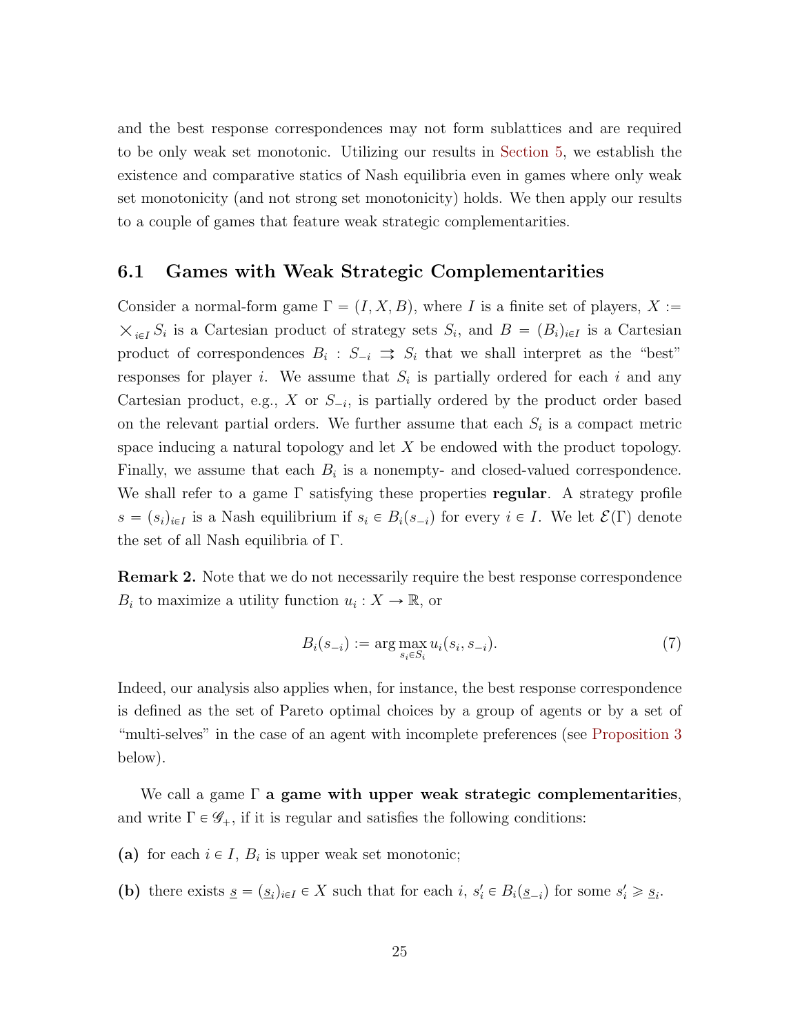and the best response correspondences may not form sublattices and are required to be only weak set monotonic. Utilizing our results in Section 5, we establish the existence and comparative statics of Nash equilibria even in games where only weak set monotonicity (and not strong set monotonicity) holds. We then apply our results to a couple of games that feature weak strategic complementarities.

## 6.1 Games with Weak Strategic Complementarities

Consider a normal-form game $\Gamma = (I, X, B)$, where $I$ is a finite set of players, $X := \bigtimes_{i \in I} S_i$ is a Cartesian product of strategy sets $S_i$, and $B = (B_i)_{i \in I}$ is a Cartesian product of correspondences $B_i : S_{-i} \rightrightarrows S_i$ that we shall interpret as the "best" responses for player $i$. We assume that $S_i$ is partially ordered for each $i$ and any Cartesian product, e.g., $X$ or $S_{-i}$, is partially ordered by the product order based on the relevant partial orders. We further assume that each $S_i$ is a compact metric space inducing a natural topology and let $X$ be endowed with the product topology. Finally, we assume that each $B_i$ is a nonempty- and closed-valued correspondence. We shall refer to a game $\Gamma$ satisfying these properties **regular**. A strategy profile $s = (s_i)_{i \in I}$ is a Nash equilibrium if $s_i \in B_i(s_{-i})$ for every $i \in I$. We let $\mathcal{E}(\Gamma)$ denote the set of all Nash equilibria of $\Gamma$.

**Remark 2.** Note that we do not necessarily require the best response correspondence $B_i$ to maximize a utility function $u_i : X \to \mathbb{R}$, or

$$B_i(s_{-i}) := \arg\max_{s_i \in S_i} u_i(s_i, s_{-i}). \tag{7}$$

Indeed, our analysis also applies when, for instance, the best response correspondence is defined as the set of Pareto optimal choices by a group of agents or by a set of "multi-selves" in the case of an agent with incomplete preferences (see Proposition 3 below).

We call a game $\Gamma$ **a game with upper weak strategic complementarities**, and write $\Gamma \in \mathscr{G}_+$, if it is regular and satisfies the following conditions:

**(a)** for each $i \in I$, $B_i$ is upper weak set monotonic;

**(b)** there exists $\underline{s} = (\underline{s}_i)_{i \in I} \in X$ such that for each $i$, $s'_i \in B_i(\underline{s}_{-i})$ for some $s'_i \geqslant \underline{s}_i$.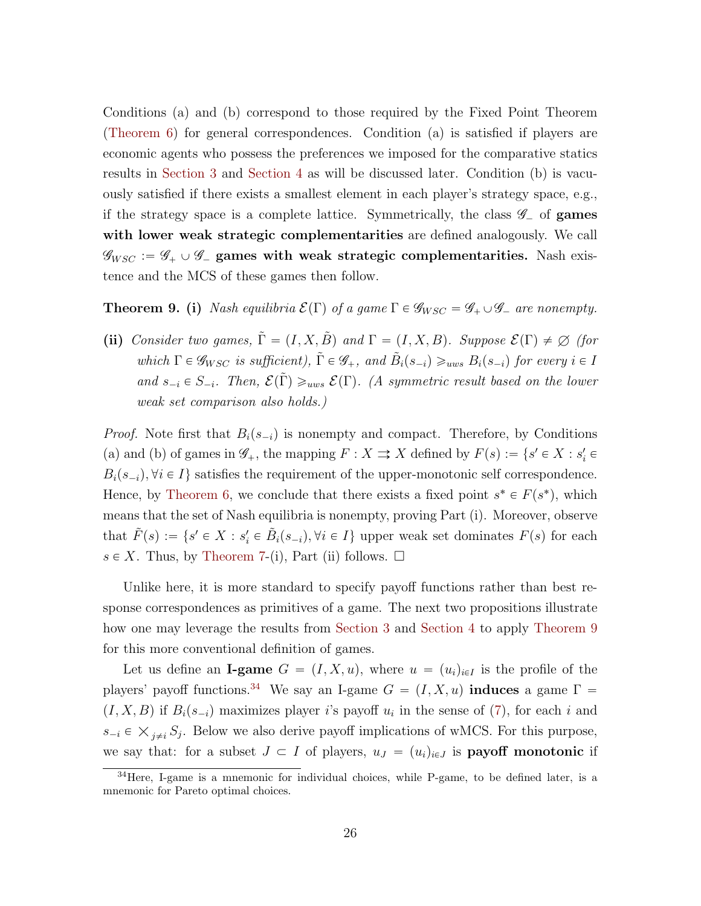Conditions (a) and (b) correspond to those required by the Fixed Point Theorem (Theorem 6) for general correspondences. Condition (a) is satisfied if players are economic agents who possess the preferences we imposed for the comparative statics results in Section 3 and Section 4 as will be discussed later. Condition (b) is vacuously satisfied if there exists a smallest element in each player's strategy space, e.g., if the strategy space is a complete lattice. Symmetrically, the class $\mathscr{G}_-$ of **games with lower weak strategic complementarities** are defined analogously. We call $\mathscr{G}_{WSC} := \mathscr{G}_+ \cup \mathscr{G}_-$ **games with weak strategic complementarities.** Nash existence and the MCS of these games then follow.

**Theorem 9. (i)** *Nash equilibria $\mathcal{E}(\Gamma)$ of a game $\Gamma \in \mathscr{G}_{WSC} = \mathscr{G}_+ \cup \mathscr{G}_-$ are nonempty.*

**(ii)** *Consider two games, $\tilde{\Gamma} = (I, X, \tilde{B})$ and $\Gamma = (I, X, B)$. Suppose $\mathcal{E}(\Gamma) \neq \varnothing$ (for which $\Gamma \in \mathscr{G}_{WSC}$ is sufficient), $\tilde{\Gamma} \in \mathscr{G}_+$, and $\tilde{B}_i(s_{-i}) \geqslant_{uws} B_i(s_{-i})$ for every $i \in I$ and $s_{-i} \in S_{-i}$. Then, $\mathcal{E}(\tilde{\Gamma}) \geqslant_{uws} \mathcal{E}(\Gamma)$. (A symmetric result based on the lower weak set comparison also holds.)*

*Proof.* Note first that $B_i(s_{-i})$ is nonempty and compact. Therefore, by Conditions (a) and (b) of games in $\mathscr{G}_+$, the mapping $F : X \rightrightarrows X$ defined by $F(s) := \{s' \in X : s'_i \in B_i(s_{-i}), \forall i \in I\}$ satisfies the requirement of the upper-monotonic self correspondence. Hence, by Theorem 6, we conclude that there exists a fixed point $s^* \in F(s^*)$, which means that the set of Nash equilibria is nonempty, proving Part (i). Moreover, observe that $\tilde{F}(s) := \{s' \in X : s'_i \in \tilde{B}_i(s_{-i}), \forall i \in I\}$ upper weak set dominates $F(s)$ for each $s \in X$. Thus, by Theorem 7-(i), Part (ii) follows. $\square$

Unlike here, it is more standard to specify payoff functions rather than best response correspondences as primitives of a game. The next two propositions illustrate how one may leverage the results from Section 3 and Section 4 to apply Theorem 9 for this more conventional definition of games.

Let us define an **I-game** $G = (I, X, u)$, where $u = (u_i)_{i \in I}$ is the profile of the players' payoff functions.[34] We say an I-game $G = (I, X, u)$ **induces** a game $\Gamma = (I, X, B)$ if $B_i(s_{-i})$ maximizes player $i$'s payoff $u_i$ in the sense of (7), for each $i$ and $s_{-i} \in \times_{j \neq i} S_j$. Below we also derive payoff implications of wMCS. For this purpose, we say that: for a subset $J \subset I$ of players, $u_J = (u_i)_{i \in J}$ is **payoff monotonic** if

[34] Here, I-game is a mnemonic for individual choices, while P-game, to be defined later, is a mnemonic for Pareto optimal choices.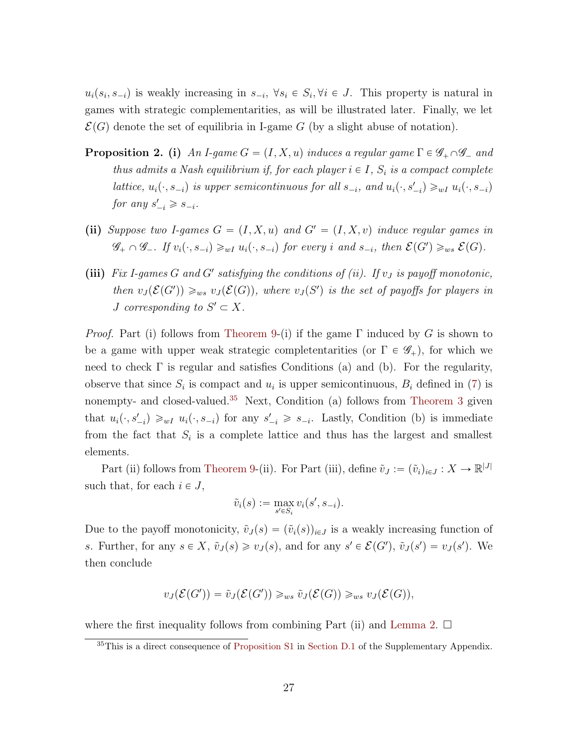$u_i(s_i, s_{-i})$ is weakly increasing in $s_{-i}$, $\forall s_i \in S_i, \forall i \in J$. This property is natural in games with strategic complementarities, as will be illustrated later. Finally, we let $\mathcal{E}(G)$ denote the set of equilibria in I-game $G$ (by a slight abuse of notation).

**Proposition 2.** **(i)** *An I-game $G = (I, X, u)$ induces a regular game $\Gamma \in \mathscr{G}_+ \cap \mathscr{G}_-$ and thus admits a Nash equilibrium if, for each player $i \in I$, $S_i$ is a compact complete lattice, $u_i(\cdot, s_{-i})$ is upper semicontinuous for all $s_{-i}$, and $u_i(\cdot, s'_{-i}) \geqslant_{wI} u_i(\cdot, s_{-i})$ for any $s'_{-i} \geqslant s_{-i}$.*

**(ii)** *Suppose two I-games $G = (I, X, u)$ and $G' = (I, X, v)$ induce regular games in $\mathscr{G}_+ \cap \mathscr{G}_-$. If $v_i(\cdot, s_{-i}) \geqslant_{wI} u_i(\cdot, s_{-i})$ for every $i$ and $s_{-i}$, then $\mathcal{E}(G') \geqslant_{ws} \mathcal{E}(G)$.*

**(iii)** *Fix I-games $G$ and $G'$ satisfying the conditions of (ii). If $v_J$ is payoff monotonic, then $v_J(\mathcal{E}(G')) \geqslant_{ws} v_J(\mathcal{E}(G))$, where $v_J(S')$ is the set of payoffs for players in $J$ corresponding to $S' \subset X$.*

*Proof.* Part (i) follows from Theorem 9-(i) if the game $\Gamma$ induced by $G$ is shown to be a game with upper weak strategic completentarities (or $\Gamma \in \mathscr{G}_+$), for which we need to check $\Gamma$ is regular and satisfies Conditions (a) and (b). For the regularity, observe that since $S_i$ is compact and $u_i$ is upper semicontinuous, $B_i$ defined in (7) is nonempty- and closed-valued.[35] Next, Condition (a) follows from Theorem 3 given that $u_i(\cdot, s'_{-i}) \geqslant_{wI} u_i(\cdot, s_{-i})$ for any $s'_{-i} \geqslant s_{-i}$. Lastly, Condition (b) is immediate from the fact that $S_i$ is a complete lattice and thus has the largest and smallest elements.

Part (ii) follows from Theorem 9-(ii). For Part (iii), define $\tilde{v}_J := (\tilde{v}_i)_{i \in J} : X \to \mathbb{R}^{|J|}$ such that, for each $i \in J$,

$$\tilde{v}_i(s) := \max_{s' \in S_i} v_i(s', s_{-i}).$$

Due to the payoff monotonicity, $\tilde{v}_J(s) = (\tilde{v}_i(s))_{i \in J}$ is a weakly increasing function of $s$. Further, for any $s \in X$, $\tilde{v}_J(s) \geqslant v_J(s)$, and for any $s' \in \mathcal{E}(G')$, $\tilde{v}_J(s') = v_J(s')$. We then conclude

$$v_J(\mathcal{E}(G')) = \tilde{v}_J(\mathcal{E}(G')) \geqslant_{ws} \tilde{v}_J(\mathcal{E}(G)) \geqslant_{ws} v_J(\mathcal{E}(G)),$$

where the first inequality follows from combining Part (ii) and Lemma 2. $\square$

[35] This is a direct consequence of Proposition S1 in Section D.1 of the Supplementary Appendix.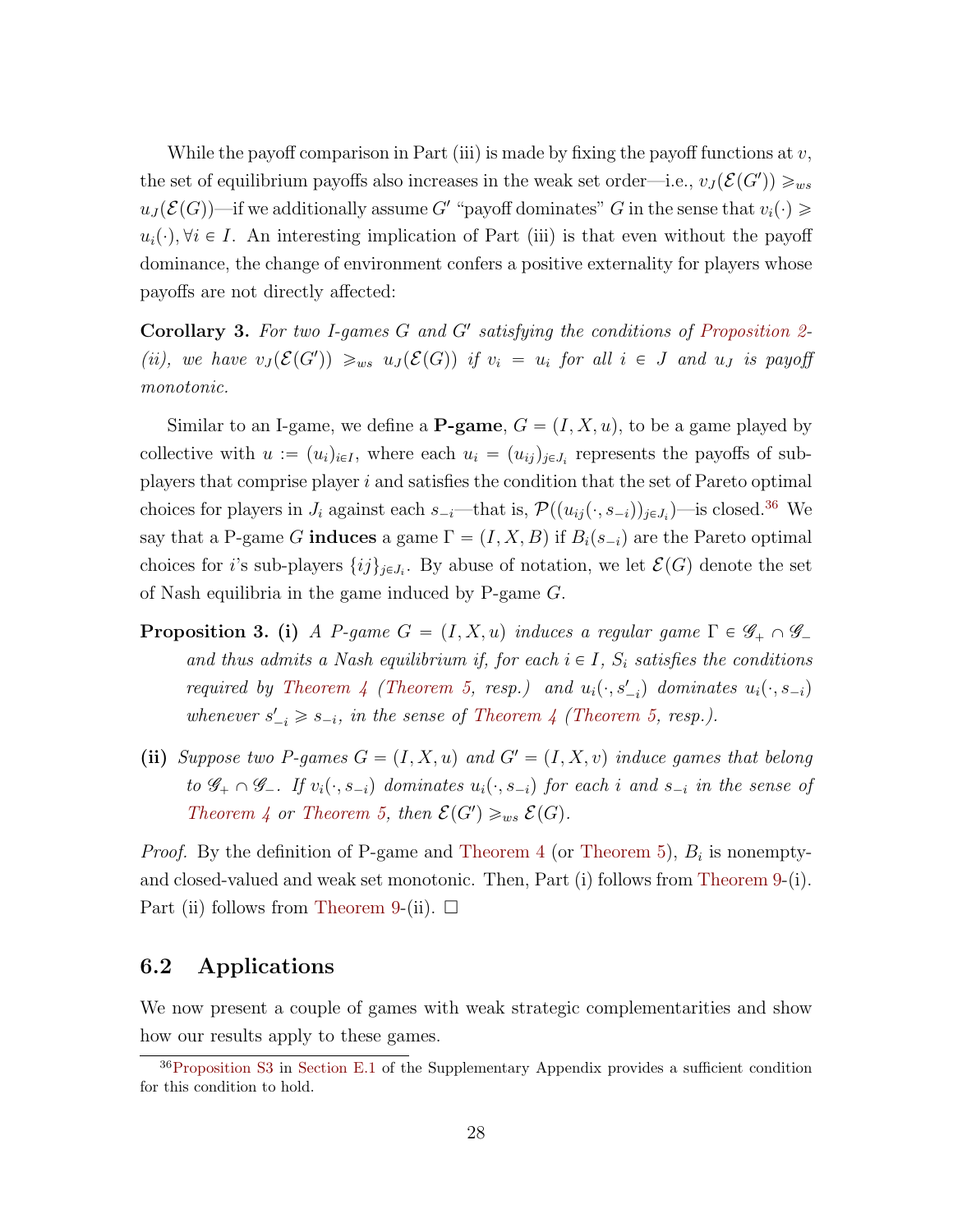While the payoff comparison in Part (iii) is made by fixing the payoff functions at $v$, the set of equilibrium payoffs also increases in the weak set order—i.e., $v_J(\mathcal{E}(G')) \geqslant_{ws} u_J(\mathcal{E}(G))$—if we additionally assume $G'$ "payoff dominates" $G$ in the sense that $v_i(\cdot) \geqslant u_i(\cdot), \forall i \in I$. An interesting implication of Part (iii) is that even without the payoff dominance, the change of environment confers a positive externality for players whose payoffs are not directly affected:

**Corollary 3.** *For two I-games $G$ and $G'$ satisfying the conditions of Proposition 2-(ii), we have $v_J(\mathcal{E}(G')) \geqslant_{ws} u_J(\mathcal{E}(G))$ if $v_i = u_i$ for all $i \in J$ and $u_J$ is payoff monotonic.*

Similar to an I-game, we define a **P-game**, $G = (I, X, u)$, to be a game played by collective with $u := (u_i)_{i \in I}$, where each $u_i = (u_{ij})_{j \in J_i}$ represents the payoffs of sub-players that comprise player $i$ and satisfies the condition that the set of Pareto optimal choices for players in $J_i$ against each $s_{-i}$—that is, $\mathcal{P}((u_{ij}(\cdot, s_{-i}))_{j \in J_i})$—is closed.[36] We say that a P-game $G$ **induces** a game $\Gamma = (I, X, B)$ if $B_i(s_{-i})$ are the Pareto optimal choices for $i$'s sub-players $\{ij\}_{j \in J_i}$. By abuse of notation, we let $\mathcal{E}(G)$ denote the set of Nash equilibria in the game induced by P-game $G$.

**Proposition 3. (i)** *A P-game $G = (I, X, u)$ induces a regular game $\Gamma \in \mathscr{G}_+ \cap \mathscr{G}_-$ and thus admits a Nash equilibrium if, for each $i \in I$, $S_i$ satisfies the conditions required by Theorem 4 (Theorem 5, resp.) and $u_i(\cdot, s'_{-i})$ dominates $u_i(\cdot, s_{-i})$ whenever $s'_{-i} \geqslant s_{-i}$, in the sense of Theorem 4 (Theorem 5, resp.).*

**(ii)** *Suppose two P-games $G = (I, X, u)$ and $G' = (I, X, v)$ induce games that belong to $\mathscr{G}_+ \cap \mathscr{G}_-$. If $v_i(\cdot, s_{-i})$ dominates $u_i(\cdot, s_{-i})$ for each $i$ and $s_{-i}$ in the sense of Theorem 4 or Theorem 5, then $\mathcal{E}(G') \geqslant_{ws} \mathcal{E}(G)$.*

*Proof.* By the definition of P-game and Theorem 4 (or Theorem 5), $B_i$ is nonempty- and closed-valued and weak set monotonic. Then, Part (i) follows from Theorem 9-(i). Part (ii) follows from Theorem 9-(ii). □

## 6.2 Applications

We now present a couple of games with weak strategic complementarities and show how our results apply to these games.

[36] Proposition S3 in Section E.1 of the Supplementary Appendix provides a sufficient condition for this condition to hold.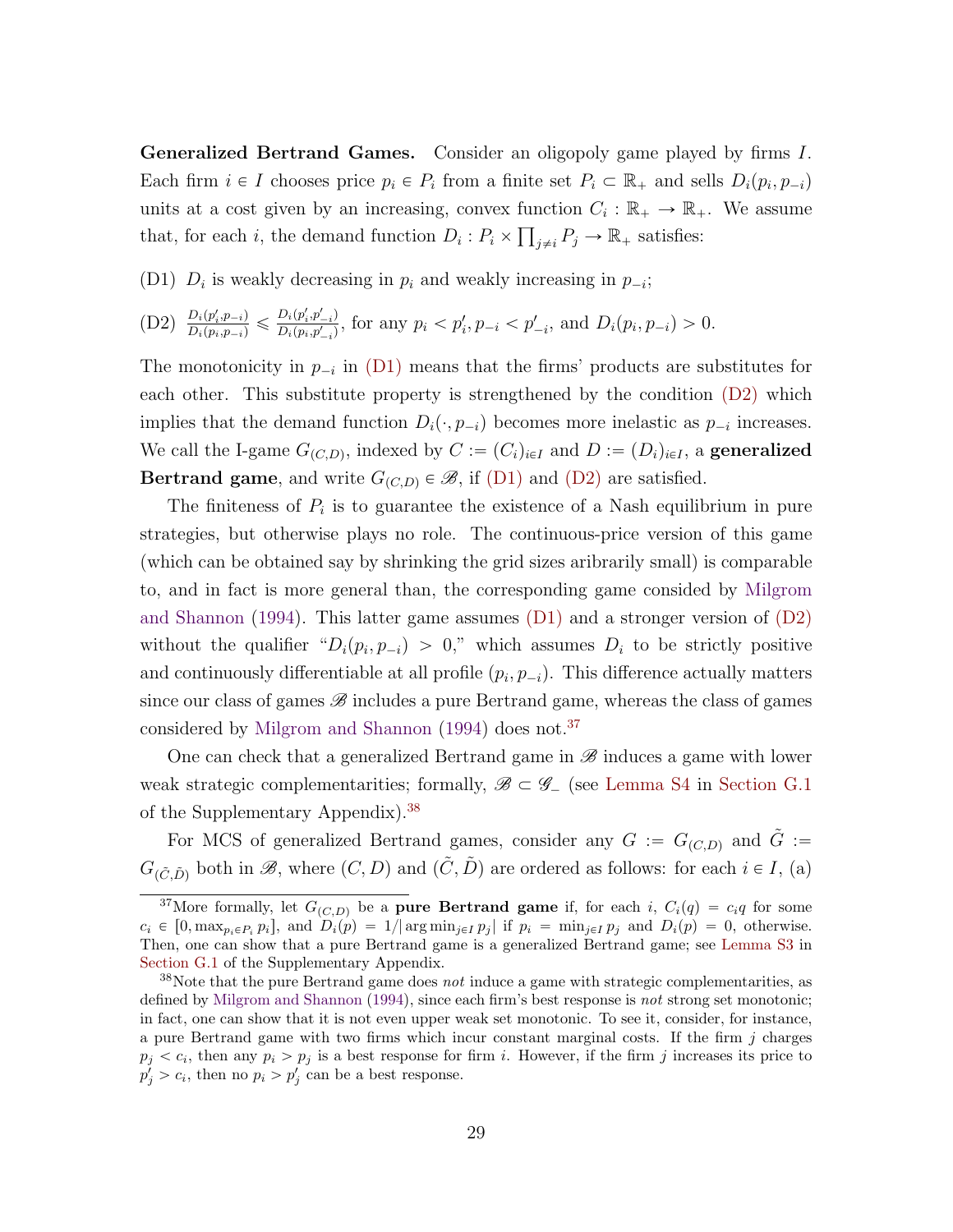**Generalized Bertrand Games.** Consider an oligopoly game played by firms $I$. Each firm $i \in I$ chooses price $p_i \in P_i$ from a finite set $P_i \subset \mathbb{R}_+$ and sells $D_i(p_i, p_{-i})$ units at a cost given by an increasing, convex function $C_i : \mathbb{R}_+ \to \mathbb{R}_+$. We assume that, for each $i$, the demand function $D_i : P_i \times \prod_{j \neq i} P_j \to \mathbb{R}_+$ satisfies:

(D1) $D_i$ is weakly decreasing in $p_i$ and weakly increasing in $p_{-i}$;

(D2) $\frac{D_i(p_i', p_{-i})}{D_i(p_i, p_{-i})} \leqslant \frac{D_i(p_i', p_{-i}')}{D_i(p_i, p_{-i}')}$, for any $p_i < p_i', p_{-i} < p_{-i}'$, and $D_i(p_i, p_{-i}) > 0$.

The monotonicity in $p_{-i}$ in (D1) means that the firms' products are substitutes for each other. This substitute property is strengthened by the condition (D2) which implies that the demand function $D_i(\cdot, p_{-i})$ becomes more inelastic as $p_{-i}$ increases. We call the I-game $G_{(C,D)}$, indexed by $C := (C_i)_{i \in I}$ and $D := (D_i)_{i \in I}$, a **generalized Bertrand game**, and write $G_{(C,D)} \in \mathscr{B}$, if (D1) and (D2) are satisfied.

The finiteness of $P_i$ is to guarantee the existence of a Nash equilibrium in pure strategies, but otherwise plays no role. The continuous-price version of this game (which can be obtained say by shrinking the grid sizes aribrarily small) is comparable to, and in fact is more general than, the corresponding game consided by Milgrom and Shannon (1994). This latter game assumes (D1) and a stronger version of (D2) without the qualifier "$D_i(p_i, p_{-i}) > 0$," which assumes $D_i$ to be strictly positive and continuously differentiable at all profile $(p_i, p_{-i})$. This difference actually matters since our class of games $\mathscr{B}$ includes a pure Bertrand game, whereas the class of games considered by Milgrom and Shannon (1994) does not.[37]

One can check that a generalized Bertrand game in $\mathscr{B}$ induces a game with lower weak strategic complementarities; formally, $\mathscr{B} \subset \mathscr{G}_-$ (see Lemma S4 in Section G.1 of the Supplementary Appendix).[38]

For MCS of generalized Bertrand games, consider any $G := G_{(C,D)}$ and $\tilde{G} := G_{(\tilde{C},\tilde{D})}$ both in $\mathscr{B}$, where $(C, D)$ and $(\tilde{C}, \tilde{D})$ are ordered as follows: for each $i \in I$, (a)

---

[37] More formally, let $G_{(C,D)}$ be a **pure Bertrand game** if, for each $i$, $C_i(q) = c_i q$ for some $c_i \in [0, \max_{p_i \in P_i} p_i]$, and $D_i(p) = 1/|\arg\min_{j \in I} p_j|$ if $p_i = \min_{j \in I} p_j$ and $D_i(p) = 0$, otherwise. Then, one can show that a pure Bertrand game is a generalized Bertrand game; see Lemma S3 in Section G.1 of the Supplementary Appendix.

[38] Note that the pure Bertrand game does *not* induce a game with strategic complementarities, as defined by Milgrom and Shannon (1994), since each firm's best response is *not* strong set monotonic; in fact, one can show that it is not even upper weak set monotonic. To see it, consider, for instance, a pure Bertrand game with two firms which incur constant marginal costs. If the firm $j$ charges $p_j < c_i$, then any $p_i > p_j$ is a best response for firm $i$. However, if the firm $j$ increases its price to $p_j' > c_i$, then no $p_i > p_j'$ can be a best response.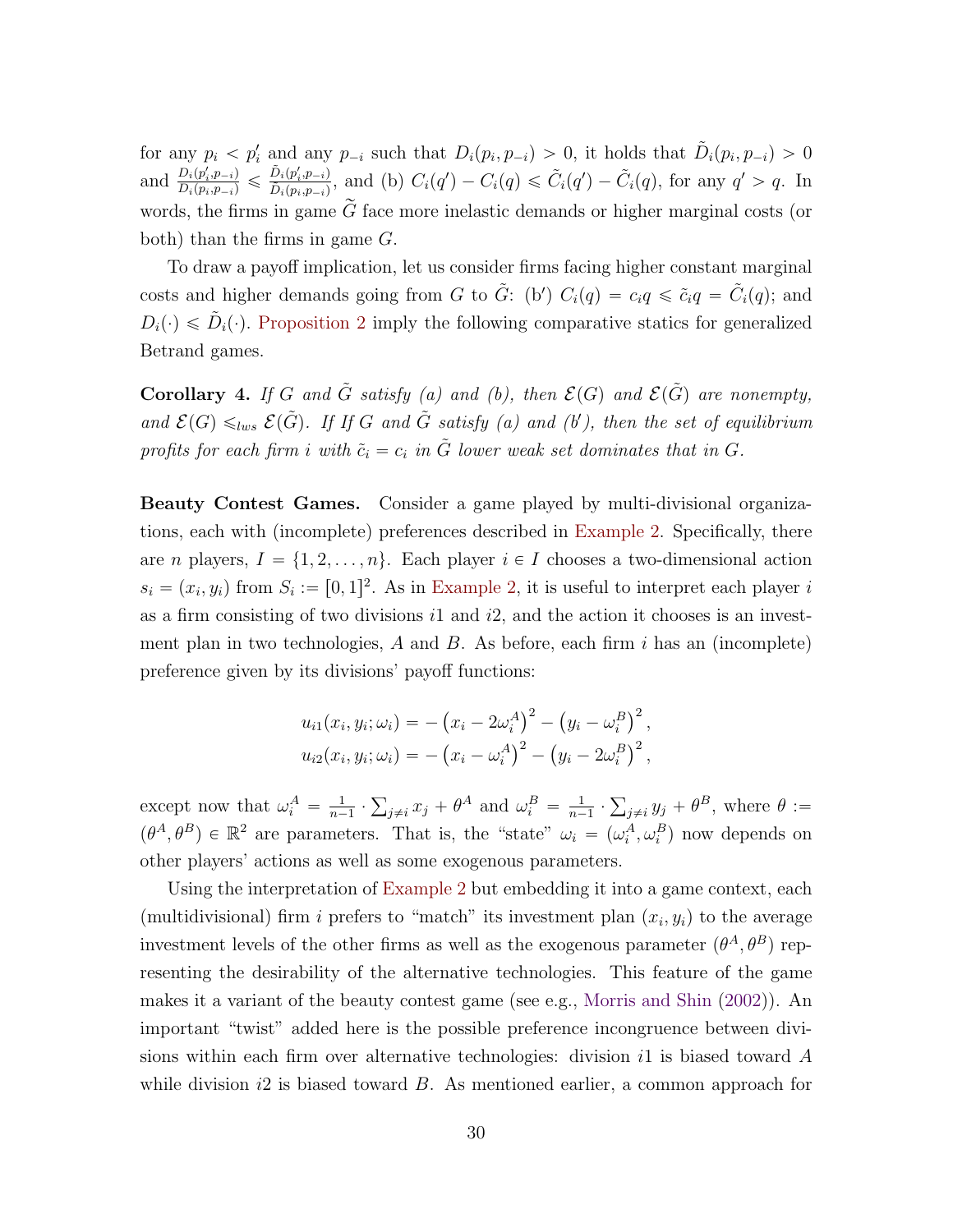for any $p_i < p_i'$ and any $p_{-i}$ such that $D_i(p_i, p_{-i}) > 0$, it holds that $\tilde{D}_i(p_i, p_{-i}) > 0$ and $\frac{D_i(p_i', p_{-i})}{D_i(p_i, p_{-i})} \leqslant \frac{\tilde{D}_i(p_i', p_{-i})}{\tilde{D}_i(p_i, p_{-i})}$, and (b) $C_i(q') - C_i(q) \leqslant \tilde{C}_i(q') - \tilde{C}_i(q)$, for any $q' > q$. In words, the firms in game $\widetilde{G}$ face more inelastic demands or higher marginal costs (or both) than the firms in game $G$.

To draw a payoff implication, let us consider firms facing higher constant marginal costs and higher demands going from $G$ to $\tilde{G}$: (b′) $C_i(q) = c_i q \leqslant \tilde{c}_i q = \tilde{C}_i(q)$; and $D_i(\cdot) \leqslant \tilde{D}_i(\cdot)$. Proposition 2 imply the following comparative statics for generalized Betrand games.

**Corollary 4.** *If $G$ and $\tilde{G}$ satisfy (a) and (b), then $\mathcal{E}(G)$ and $\mathcal{E}(\tilde{G})$ are nonempty, and $\mathcal{E}(G) \leqslant_{lws} \mathcal{E}(\tilde{G})$. If If $G$ and $\tilde{G}$ satisfy (a) and (b′), then the set of equilibrium profits for each firm $i$ with $\tilde{c}_i = c_i$ in $\tilde{G}$ lower weak set dominates that in $G$.*

**Beauty Contest Games.** Consider a game played by multi-divisional organizations, each with (incomplete) preferences described in Example 2. Specifically, there are $n$ players, $I = \{1, 2, \ldots, n\}$. Each player $i \in I$ chooses a two-dimensional action $s_i = (x_i, y_i)$ from $S_i := [0, 1]^2$. As in Example 2, it is useful to interpret each player $i$ as a firm consisting of two divisions $i1$ and $i2$, and the action it chooses is an investment plan in two technologies, $A$ and $B$. As before, each firm $i$ has an (incomplete) preference given by its divisions' payoff functions:

$$u_{i1}(x_i, y_i; \omega_i) = -\left(x_i - 2\omega_i^A\right)^2 - \left(y_i - \omega_i^B\right)^2,$$
$$u_{i2}(x_i, y_i; \omega_i) = -\left(x_i - \omega_i^A\right)^2 - \left(y_i - 2\omega_i^B\right)^2,$$

except now that $\omega_i^A = \frac{1}{n-1} \cdot \sum_{j \neq i} x_j + \theta^A$ and $\omega_i^B = \frac{1}{n-1} \cdot \sum_{j \neq i} y_j + \theta^B$, where $\theta := (\theta^A, \theta^B) \in \mathbb{R}^2$ are parameters. That is, the "state" $\omega_i = (\omega_i^A, \omega_i^B)$ now depends on other players' actions as well as some exogenous parameters.

Using the interpretation of Example 2 but embedding it into a game context, each (multidivisional) firm $i$ prefers to "match" its investment plan $(x_i, y_i)$ to the average investment levels of the other firms as well as the exogenous parameter $(\theta^A, \theta^B)$ representing the desirability of the alternative technologies. This feature of the game makes it a variant of the beauty contest game (see e.g., Morris and Shin (2002)). An important "twist" added here is the possible preference incongruence between divisions within each firm over alternative technologies: division $i1$ is biased toward $A$ while division $i2$ is biased toward $B$. As mentioned earlier, a common approach for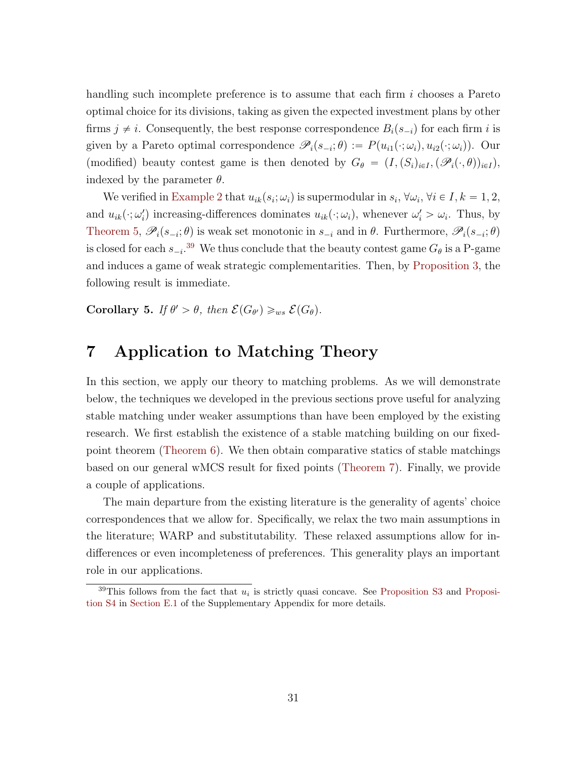handling such incomplete preference is to assume that each firm $i$ chooses a Pareto optimal choice for its divisions, taking as given the expected investment plans by other firms $j \neq i$. Consequently, the best response correspondence $B_i(s_{-i})$ for each firm $i$ is given by a Pareto optimal correspondence $\mathscr{P}_i(s_{-i};\theta) := P(u_{i1}(\cdot;\omega_i), u_{i2}(\cdot;\omega_i))$. Our (modified) beauty contest game is then denoted by $G_\theta = (I, (S_i)_{i\in I}, (\mathscr{P}_i(\cdot,\theta))_{i\in I})$, indexed by the parameter $\theta$.

We verified in Example 2 that $u_{ik}(s_i;\omega_i)$ is supermodular in $s_i$, $\forall \omega_i$, $\forall i \in I, k = 1, 2$, and $u_{ik}(\cdot;\omega_i')$ increasing-differences dominates $u_{ik}(\cdot;\omega_i)$, whenever $\omega_i' > \omega_i$. Thus, by Theorem 5, $\mathscr{P}_i(s_{-i};\theta)$ is weak set monotonic in $s_{-i}$ and in $\theta$. Furthermore, $\mathscr{P}_i(s_{-i};\theta)$ is closed for each $s_{-i}$.[39] We thus conclude that the beauty contest game $G_\theta$ is a P-game and induces a game of weak strategic complementarities. Then, by Proposition 3, the following result is immediate.

**Corollary 5.** *If $\theta' > \theta$, then $\mathcal{E}(G_{\theta'}) \geqslant_{ws} \mathcal{E}(G_\theta)$.*

# 7 Application to Matching Theory

In this section, we apply our theory to matching problems. As we will demonstrate below, the techniques we developed in the previous sections prove useful for analyzing stable matching under weaker assumptions than have been employed by the existing research. We first establish the existence of a stable matching building on our fixed-point theorem (Theorem 6). We then obtain comparative statics of stable matchings based on our general wMCS result for fixed points (Theorem 7). Finally, we provide a couple of applications.

The main departure from the existing literature is the generality of agents' choice correspondences that we allow for. Specifically, we relax the two main assumptions in the literature; WARP and substitutability. These relaxed assumptions allow for indifferences or even incompleteness of preferences. This generality plays an important role in our applications.

[39] This follows from the fact that $u_i$ is strictly quasi concave. See Proposition S3 and Proposition S4 in Section E.1 of the Supplementary Appendix for more details.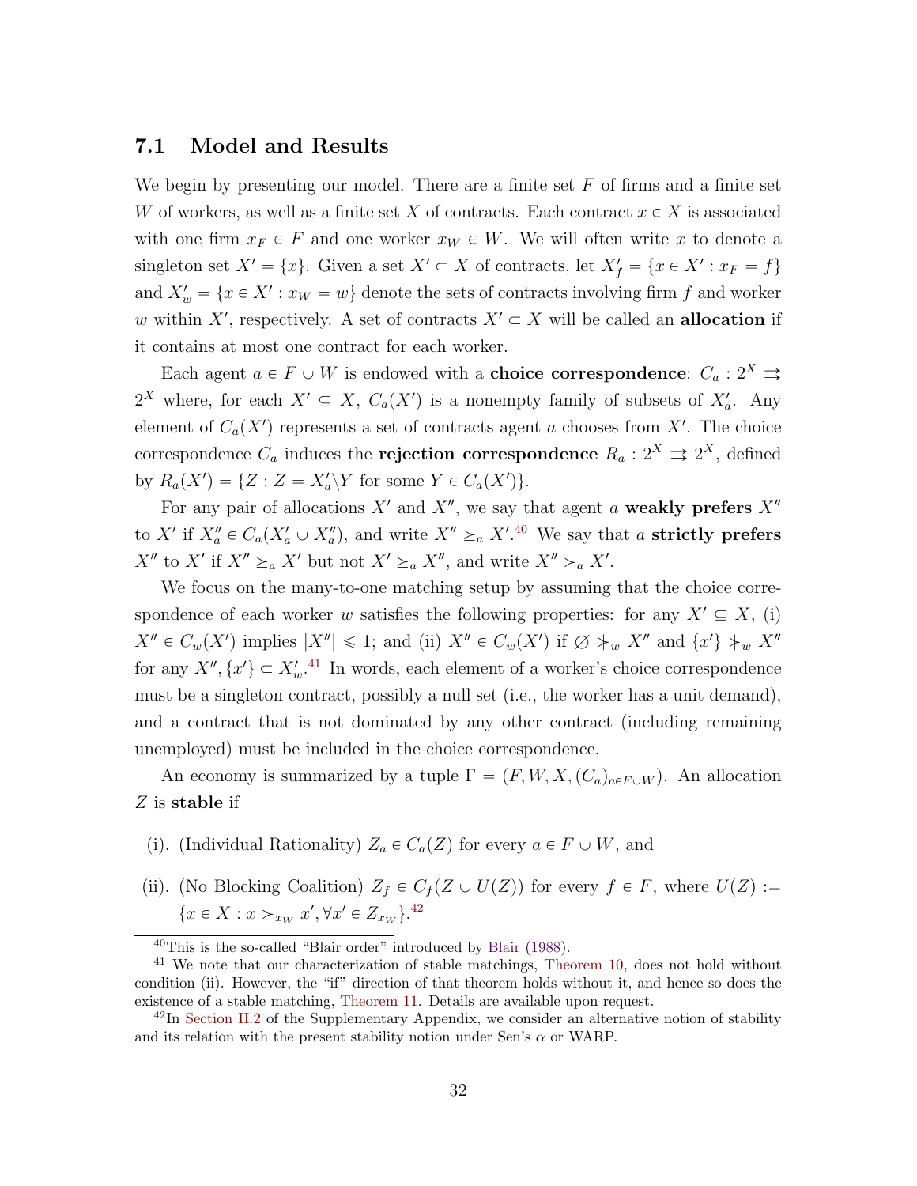### 7.1 Model and Results

We begin by presenting our model. There are a finite set $F$ of firms and a finite set $W$ of workers, as well as a finite set $X$ of contracts. Each contract $x \in X$ is associated with one firm $x_F \in F$ and one worker $x_W \in W$. We will often write $x$ to denote a singleton set $X' = \{x\}$. Given a set $X' \subset X$ of contracts, let $X'_f = \{x \in X' : x_F = f\}$ and $X'_w = \{x \in X' : x_W = w\}$ denote the sets of contracts involving firm $f$ and worker $w$ within $X'$, respectively. A set of contracts $X' \subset X$ will be called an **allocation** if it contains at most one contract for each worker.

Each agent $a \in F \cup W$ is endowed with a **choice correspondence**: $C_a : 2^X \rightrightarrows 2^X$ where, for each $X' \subseteq X$, $C_a(X')$ is a nonempty family of subsets of $X'_a$. Any element of $C_a(X')$ represents a set of contracts agent $a$ chooses from $X'$. The choice correspondence $C_a$ induces the **rejection correspondence** $R_a : 2^X \rightrightarrows 2^X$, defined by $R_a(X') = \{Z : Z = X'_a \backslash Y \text{ for some } Y \in C_a(X')\}$.

For any pair of allocations $X'$ and $X''$, we say that agent $a$ **weakly prefers** $X''$ to $X'$ if $X''_a \in C_a(X'_a \cup X''_a)$, and write $X'' \succeq_a X'$.[40] We say that $a$ **strictly prefers** $X''$ to $X'$ if $X'' \succeq_a X'$ but not $X' \succeq_a X''$, and write $X'' \succ_a X'$.

We focus on the many-to-one matching setup by assuming that the choice correspondence of each worker $w$ satisfies the following properties: for any $X' \subseteq X$, (i) $X'' \in C_w(X')$ implies $|X''| \leqslant 1$; and (ii) $X'' \in C_w(X')$ if $\varnothing \not\succ_w X''$ and $\{x'\} \not\succ_w X''$ for any $X'', \{x'\} \subset X'_w$.[41] In words, each element of a worker's choice correspondence must be a singleton contract, possibly a null set (i.e., the worker has a unit demand), and a contract that is not dominated by any other contract (including remaining unemployed) must be included in the choice correspondence.

An economy is summarized by a tuple $\Gamma = (F, W, X, (C_a)_{a \in F \cup W})$. An allocation $Z$ is **stable** if

(i). (Individual Rationality) $Z_a \in C_a(Z)$ for every $a \in F \cup W$, and

(ii). (No Blocking Coalition) $Z_f \in C_f(Z \cup U(Z))$ for every $f \in F$, where $U(Z) := \{x \in X : x \succ_{x_W} x', \forall x' \in Z_{x_W}\}$.[42]

---

[40] This is the so-called "Blair order" introduced by Blair (1988).

[41] We note that our characterization of stable matchings, Theorem 10, does not hold without condition (ii). However, the "if" direction of that theorem holds without it, and hence so does the existence of a stable matching, Theorem 11. Details are available upon request.

[42] In Section H.2 of the Supplementary Appendix, we consider an alternative notion of stability and its relation with the present stability notion under Sen's $\alpha$ or WARP.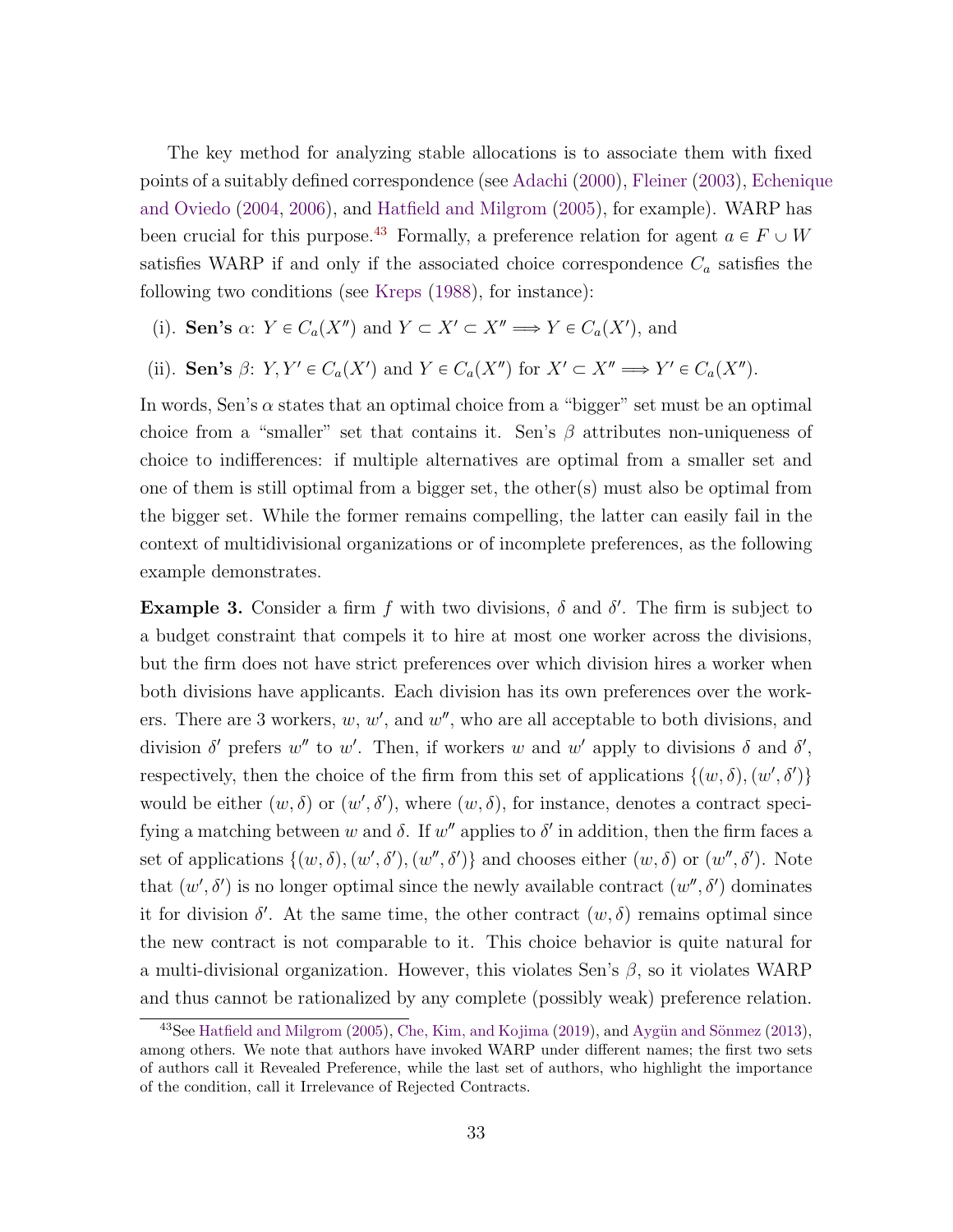The key method for analyzing stable allocations is to associate them with fixed points of a suitably defined correspondence (see Adachi (2000), Fleiner (2003), Echenique and Oviedo (2004, 2006), and Hatfield and Milgrom (2005), for example). WARP has been crucial for this purpose.[43] Formally, a preference relation for agent $a \in F \cup W$ satisfies WARP if and only if the associated choice correspondence $C_a$ satisfies the following two conditions (see Kreps (1988), for instance):

(i). **Sen's** $\alpha$: $Y \in C_a(X'')$ and $Y \subset X' \subset X'' \Longrightarrow Y \in C_a(X')$, and

(ii). **Sen's** $\beta$: $Y, Y' \in C_a(X')$ and $Y \in C_a(X'')$ for $X' \subset X'' \Longrightarrow Y' \in C_a(X'')$.

In words, Sen's $\alpha$ states that an optimal choice from a "bigger" set must be an optimal choice from a "smaller" set that contains it. Sen's $\beta$ attributes non-uniqueness of choice to indifferences: if multiple alternatives are optimal from a smaller set and one of them is still optimal from a bigger set, the other(s) must also be optimal from the bigger set. While the former remains compelling, the latter can easily fail in the context of multidivisional organizations or of incomplete preferences, as the following example demonstrates.

**Example 3.** Consider a firm $f$ with two divisions, $\delta$ and $\delta'$. The firm is subject to a budget constraint that compels it to hire at most one worker across the divisions, but the firm does not have strict preferences over which division hires a worker when both divisions have applicants. Each division has its own preferences over the workers. There are 3 workers, $w$, $w'$, and $w''$, who are all acceptable to both divisions, and division $\delta'$ prefers $w''$ to $w'$. Then, if workers $w$ and $w'$ apply to divisions $\delta$ and $\delta'$, respectively, then the choice of the firm from this set of applications $\{(w, \delta), (w', \delta')\}$ would be either $(w, \delta)$ or $(w', \delta')$, where $(w, \delta)$, for instance, denotes a contract specifying a matching between $w$ and $\delta$. If $w''$ applies to $\delta'$ in addition, then the firm faces a set of applications $\{(w, \delta), (w', \delta'), (w'', \delta')\}$ and chooses either $(w, \delta)$ or $(w'', \delta')$. Note that $(w', \delta')$ is no longer optimal since the newly available contract $(w'', \delta')$ dominates it for division $\delta'$. At the same time, the other contract $(w, \delta)$ remains optimal since the new contract is not comparable to it. This choice behavior is quite natural for a multi-divisional organization. However, this violates Sen's $\beta$, so it violates WARP and thus cannot be rationalized by any complete (possibly weak) preference relation.

[43] See Hatfield and Milgrom (2005), Che, Kim, and Kojima (2019), and Aygün and Sönmez (2013), among others. We note that authors have invoked WARP under different names; the first two sets of authors call it Revealed Preference, while the last set of authors, who highlight the importance of the condition, call it Irrelevance of Rejected Contracts.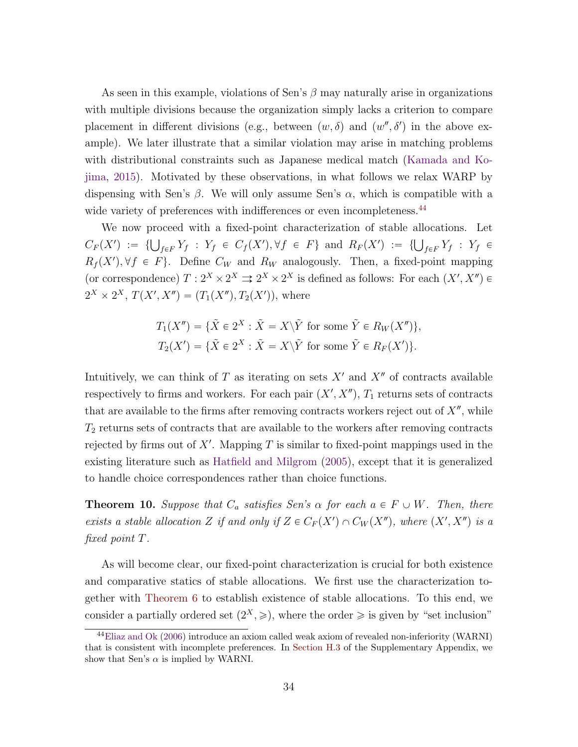As seen in this example, violations of Sen's $\beta$ may naturally arise in organizations with multiple divisions because the organization simply lacks a criterion to compare placement in different divisions (e.g., between $(w, \delta)$ and $(w'', \delta')$ in the above example). We later illustrate that a similar violation may arise in matching problems with distributional constraints such as Japanese medical match (Kamada and Kojima, 2015). Motivated by these observations, in what follows we relax WARP by dispensing with Sen's $\beta$. We will only assume Sen's $\alpha$, which is compatible with a wide variety of preferences with indifferences or even incompleteness.[44]

We now proceed with a fixed-point characterization of stable allocations. Let $C_F(X') := \{\bigcup_{f \in F} Y_f : Y_f \in C_f(X'), \forall f \in F\}$ and $R_F(X') := \{\bigcup_{f \in F} Y_f : Y_f \in R_f(X'), \forall f \in F\}$. Define $C_W$ and $R_W$ analogously. Then, a fixed-point mapping (or correspondence) $T : 2^X \times 2^X \rightrightarrows 2^X \times 2^X$ is defined as follows: For each $(X', X'') \in 2^X \times 2^X$, $T(X', X'') = (T_1(X''), T_2(X'))$, where

$$T_1(X'') = \{\tilde{X} \in 2^X : \tilde{X} = X \backslash \tilde{Y} \text{ for some } \tilde{Y} \in R_W(X'')\},$$
$$T_2(X') = \{\tilde{X} \in 2^X : \tilde{X} = X \backslash \tilde{Y} \text{ for some } \tilde{Y} \in R_F(X')\}.$$

Intuitively, we can think of $T$ as iterating on sets $X'$ and $X''$ of contracts available respectively to firms and workers. For each pair $(X', X'')$, $T_1$ returns sets of contracts that are available to the firms after removing contracts workers reject out of $X''$, while $T_2$ returns sets of contracts that are available to the workers after removing contracts rejected by firms out of $X'$. Mapping $T$ is similar to fixed-point mappings used in the existing literature such as Hatfield and Milgrom (2005), except that it is generalized to handle choice correspondences rather than choice functions.

**Theorem 10.** *Suppose that $C_a$ satisfies Sen's $\alpha$ for each $a \in F \cup W$. Then, there exists a stable allocation $Z$ if and only if $Z \in C_F(X') \cap C_W(X'')$, where $(X', X'')$ is a fixed point $T$.*

As will become clear, our fixed-point characterization is crucial for both existence and comparative statics of stable allocations. We first use the characterization together with Theorem 6 to establish existence of stable allocations. To this end, we consider a partially ordered set $(2^X, \geqslant)$, where the order $\geqslant$ is given by "set inclusion"

[44] Eliaz and Ok (2006) introduce an axiom called weak axiom of revealed non-inferiority (WARNI) that is consistent with incomplete preferences. In Section H.3 of the Supplementary Appendix, we show that Sen's $\alpha$ is implied by WARNI.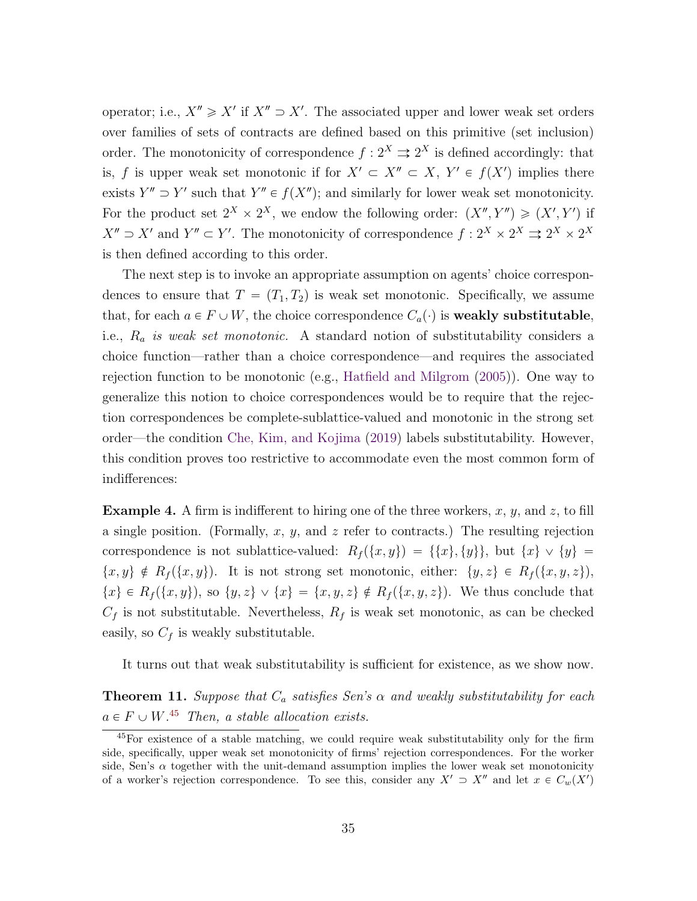operator; i.e., $X'' \geqslant X'$ if $X'' \supset X'$. The associated upper and lower weak set orders over families of sets of contracts are defined based on this primitive (set inclusion) order. The monotonicity of correspondence $f : 2^X \rightrightarrows 2^X$ is defined accordingly: that is, $f$ is upper weak set monotonic if for $X' \subset X'' \subset X$, $Y' \in f(X')$ implies there exists $Y'' \supset Y'$ such that $Y'' \in f(X'')$; and similarly for lower weak set monotonicity. For the product set $2^X \times 2^X$, we endow the following order: $(X'', Y'') \geqslant (X', Y')$ if $X'' \supset X'$ and $Y'' \subset Y'$. The monotonicity of correspondence $f : 2^X \times 2^X \rightrightarrows 2^X \times 2^X$ is then defined according to this order.

The next step is to invoke an appropriate assumption on agents' choice correspondences to ensure that $T = (T_1, T_2)$ is weak set monotonic. Specifically, we assume that, for each $a \in F \cup W$, the choice correspondence $C_a(\cdot)$ is **weakly substitutable**, i.e., *$R_a$ is weak set monotonic.* A standard notion of substitutability considers a choice function—rather than a choice correspondence—and requires the associated rejection function to be monotonic (e.g., Hatfield and Milgrom (2005)). One way to generalize this notion to choice correspondences would be to require that the rejection correspondences be complete-sublattice-valued and monotonic in the strong set order—the condition Che, Kim, and Kojima (2019) labels substitutability. However, this condition proves too restrictive to accommodate even the most common form of indifferences:

**Example 4.** A firm is indifferent to hiring one of the three workers, $x$, $y$, and $z$, to fill a single position. (Formally, $x$, $y$, and $z$ refer to contracts.) The resulting rejection correspondence is not sublattice-valued: $R_f(\{x, y\}) = \{\{x\}, \{y\}\}$, but $\{x\} \vee \{y\} = \{x, y\} \notin R_f(\{x, y\})$. It is not strong set monotonic, either: $\{y, z\} \in R_f(\{x, y, z\})$, $\{x\} \in R_f(\{x, y\})$, so $\{y, z\} \vee \{x\} = \{x, y, z\} \notin R_f(\{x, y, z\})$. We thus conclude that $C_f$ is not substitutable. Nevertheless, $R_f$ is weak set monotonic, as can be checked easily, so $C_f$ is weakly substitutable.

It turns out that weak substitutability is sufficient for existence, as we show now.

**Theorem 11.** *Suppose that $C_a$ satisfies Sen's $\alpha$ and weakly substitutability for each $a \in F \cup W$.*[45] *Then, a stable allocation exists.*

[45] For existence of a stable matching, we could require weak substitutability only for the firm side, specifically, upper weak set monotonicity of firms' rejection correspondences. For the worker side, Sen's $\alpha$ together with the unit-demand assumption implies the lower weak set monotonicity of a worker's rejection correspondence. To see this, consider any $X' \supset X''$ and let $x \in C_w(X')$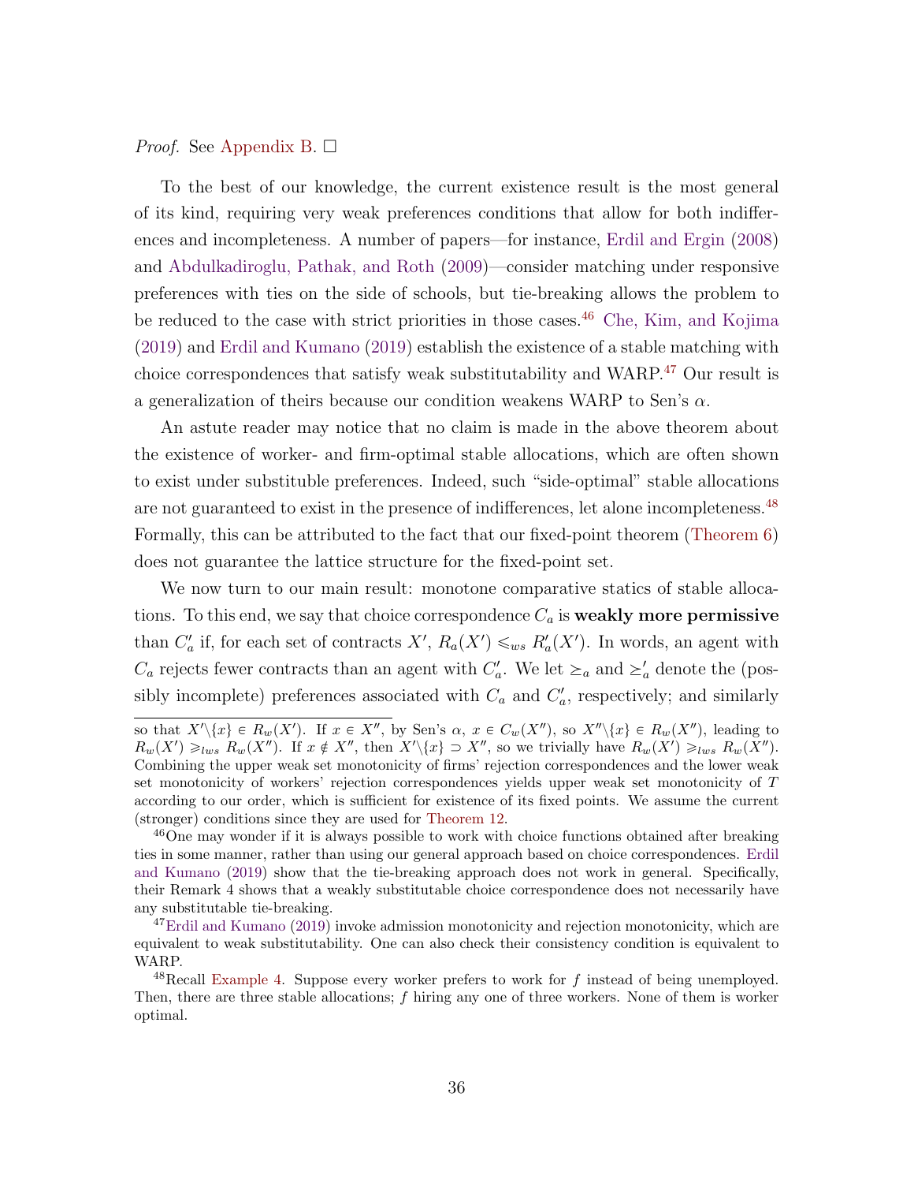*Proof.* See Appendix B. □

To the best of our knowledge, the current existence result is the most general of its kind, requiring very weak preferences conditions that allow for both indifferences and incompleteness. A number of papers—for instance, Erdil and Ergin (2008) and Abdulkadiroglu, Pathak, and Roth (2009)—consider matching under responsive preferences with ties on the side of schools, but tie-breaking allows the problem to be reduced to the case with strict priorities in those cases.[46] Che, Kim, and Kojima (2019) and Erdil and Kumano (2019) establish the existence of a stable matching with choice correspondences that satisfy weak substitutability and WARP.[47] Our result is a generalization of theirs because our condition weakens WARP to Sen's $\alpha$.

An astute reader may notice that no claim is made in the above theorem about the existence of worker- and firm-optimal stable allocations, which are often shown to exist under substitutable preferences. Indeed, such "side-optimal" stable allocations are not guaranteed to exist in the presence of indifferences, let alone incompleteness.[48] Formally, this can be attributed to the fact that our fixed-point theorem (Theorem 6) does not guarantee the lattice structure for the fixed-point set.

We now turn to our main result: monotone comparative statics of stable allocations. To this end, we say that choice correspondence $C_a$ is **weakly more permissive** than $C'_a$ if, for each set of contracts $X'$, $R_a(X') \leqslant_{ws} R'_a(X')$. In words, an agent with $C_a$ rejects fewer contracts than an agent with $C'_a$. We let $\succeq_a$ and $\succeq'_a$ denote the (possibly incomplete) preferences associated with $C_a$ and $C'_a$, respectively; and similarly

so that $X' \backslash \{x\} \in R_w(X')$. If $x \in X''$, by Sen's $\alpha$, $x \in C_w(X'')$, so $X'' \backslash \{x\} \in R_w(X'')$, leading to $R_w(X') \geqslant_{lws} R_w(X'')$. If $x \notin X''$, then $X' \backslash \{x\} \supset X''$, so we trivially have $R_w(X') \geqslant_{lws} R_w(X'')$. Combining the upper weak set monotonicity of firms' rejection correspondences and the lower weak set monotonicity of workers' rejection correspondences yields upper weak set monotonicity of $T$ according to our order, which is sufficient for existence of its fixed points. We assume the current (stronger) conditions since they are used for Theorem 12.

[46] One may wonder if it is always possible to work with choice functions obtained after breaking ties in some manner, rather than using our general approach based on choice correspondences. Erdil and Kumano (2019) show that the tie-breaking approach does not work in general. Specifically, their Remark 4 shows that a weakly substitutable choice correspondence does not necessarily have any substitutable tie-breaking.

[47] Erdil and Kumano (2019) invoke admission monotonicity and rejection monotonicity, which are equivalent to weak substitutability. One can also check their consistency condition is equivalent to WARP.

[48] Recall Example 4. Suppose every worker prefers to work for $f$ instead of being unemployed. Then, there are three stable allocations; $f$ hiring any one of three workers. None of them is worker optimal.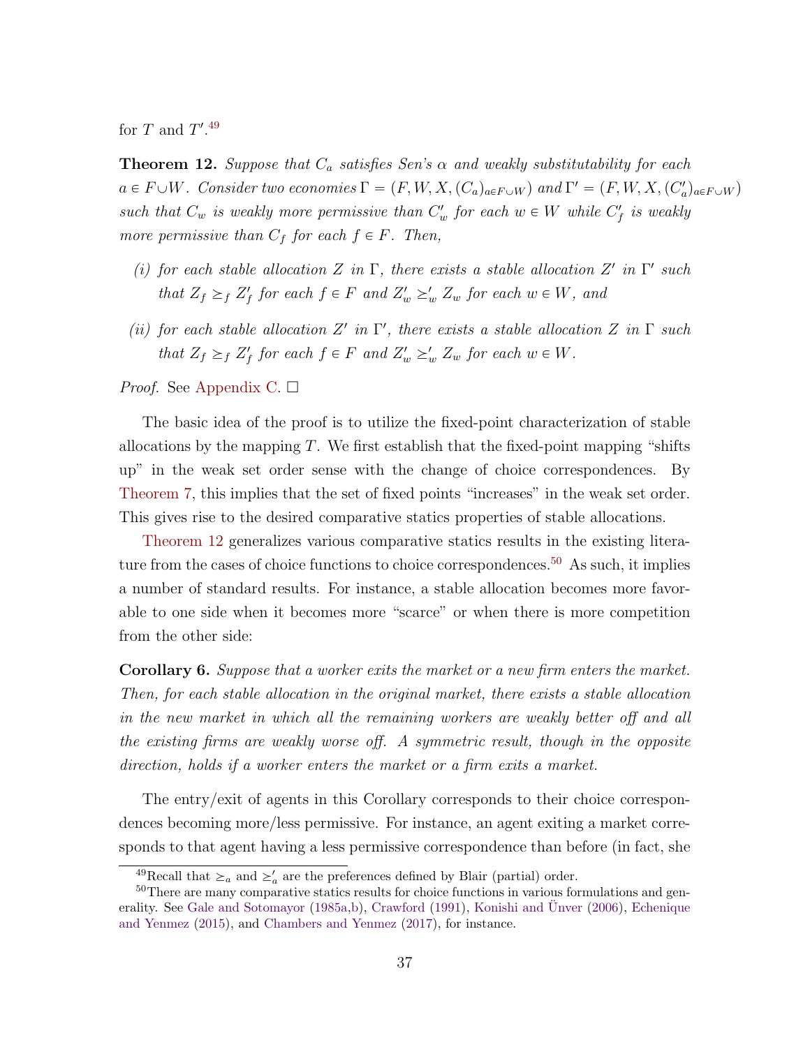for $T$ and $T'$.[49]

**Theorem 12.** *Suppose that $C_a$ satisfies Sen's $\alpha$ and weakly substitutability for each $a \in F \cup W$. Consider two economies $\Gamma = (F, W, X, (C_a)_{a \in F \cup W})$ and $\Gamma' = (F, W, X, (C'_a)_{a \in F \cup W})$ such that $C_w$ is weakly more permissive than $C'_w$ for each $w \in W$ while $C'_f$ is weakly more permissive than $C_f$ for each $f \in F$. Then,*

*(i) for each stable allocation $Z$ in $\Gamma$, there exists a stable allocation $Z'$ in $\Gamma'$ such that $Z_f \succeq_f Z'_f$ for each $f \in F$ and $Z'_w \succeq'_w Z_w$ for each $w \in W$, and*

*(ii) for each stable allocation $Z'$ in $\Gamma'$, there exists a stable allocation $Z$ in $\Gamma$ such that $Z_f \succeq_f Z'_f$ for each $f \in F$ and $Z'_w \succeq'_w Z_w$ for each $w \in W$.*

*Proof.* See Appendix C. □

The basic idea of the proof is to utilize the fixed-point characterization of stable allocations by the mapping $T$. We first establish that the fixed-point mapping "shifts up" in the weak set order sense with the change of choice correspondences. By Theorem 7, this implies that the set of fixed points "increases" in the weak set order. This gives rise to the desired comparative statics properties of stable allocations.

Theorem 12 generalizes various comparative statics results in the existing literature from the cases of choice functions to choice correspondences.[50] As such, it implies a number of standard results. For instance, a stable allocation becomes more favorable to one side when it becomes more "scarce" or when there is more competition from the other side:

**Corollary 6.** *Suppose that a worker exits the market or a new firm enters the market. Then, for each stable allocation in the original market, there exists a stable allocation in the new market in which all the remaining workers are weakly better off and all the existing firms are weakly worse off. A symmetric result, though in the opposite direction, holds if a worker enters the market or a firm exits a market.*

The entry/exit of agents in this Corollary corresponds to their choice correspondences becoming more/less permissive. For instance, an agent exiting a market corresponds to that agent having a less permissive correspondence than before (in fact, she

[49] Recall that $\succeq_a$ and $\succeq'_a$ are the preferences defined by Blair (partial) order.

[50] There are many comparative statics results for choice functions in various formulations and generality. See Gale and Sotomayor (1985a,b), Crawford (1991), Konishi and Ünver (2006), Echenique and Yenmez (2015), and Chambers and Yenmez (2017), for instance.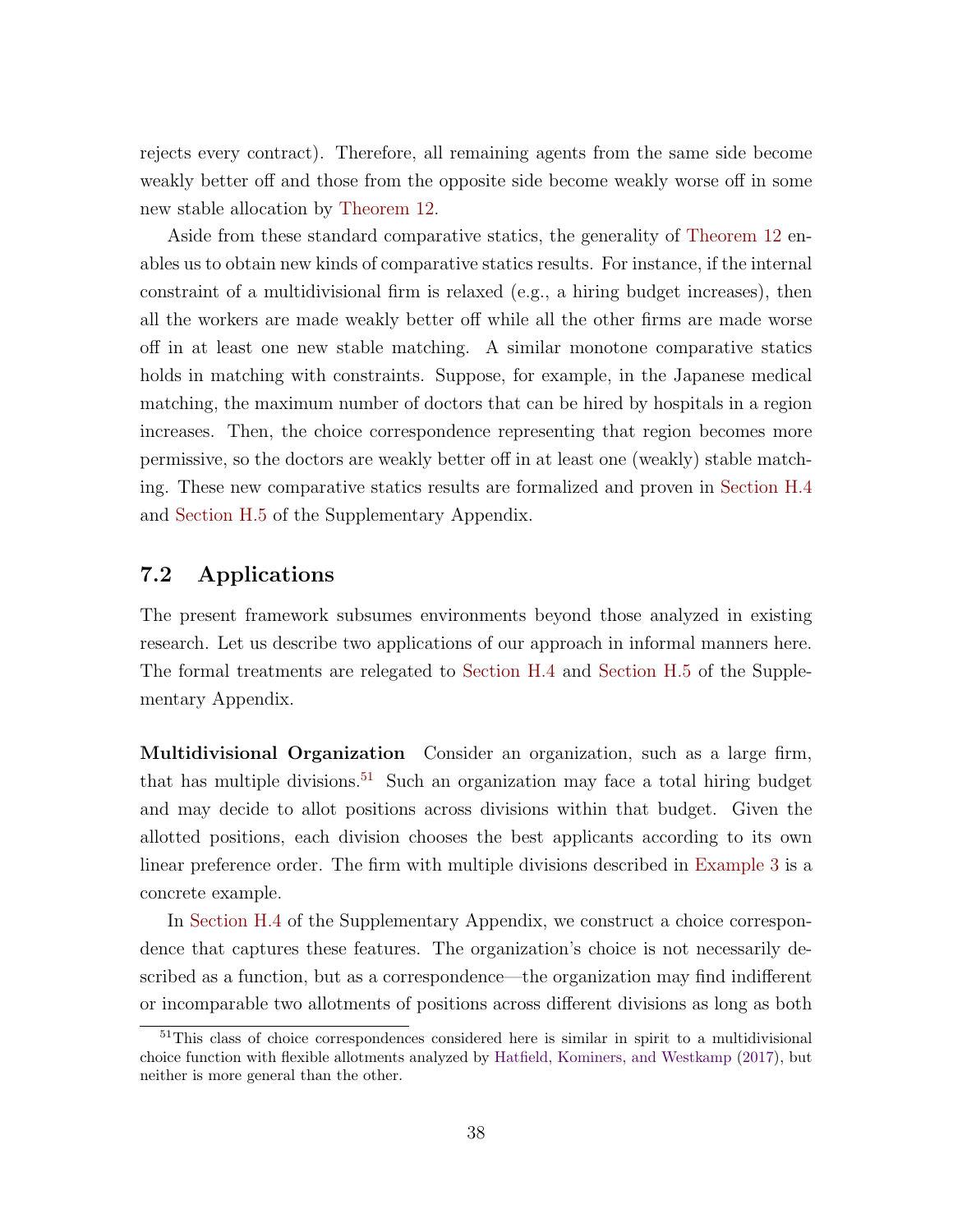rejects every contract). Therefore, all remaining agents from the same side become weakly better off and those from the opposite side become weakly worse off in some new stable allocation by Theorem 12.

Aside from these standard comparative statics, the generality of Theorem 12 enables us to obtain new kinds of comparative statics results. For instance, if the internal constraint of a multidivisional firm is relaxed (e.g., a hiring budget increases), then all the workers are made weakly better off while all the other firms are made worse off in at least one new stable matching. A similar monotone comparative statics holds in matching with constraints. Suppose, for example, in the Japanese medical matching, the maximum number of doctors that can be hired by hospitals in a region increases. Then, the choice correspondence representing that region becomes more permissive, so the doctors are weakly better off in at least one (weakly) stable matching. These new comparative statics results are formalized and proven in Section H.4 and Section H.5 of the Supplementary Appendix.

## 7.2 Applications

The present framework subsumes environments beyond those analyzed in existing research. Let us describe two applications of our approach in informal manners here. The formal treatments are relegated to Section H.4 and Section H.5 of the Supplementary Appendix.

**Multidivisional Organization** Consider an organization, such as a large firm, that has multiple divisions.[51] Such an organization may face a total hiring budget and may decide to allot positions across divisions within that budget. Given the allotted positions, each division chooses the best applicants according to its own linear preference order. The firm with multiple divisions described in Example 3 is a concrete example.

In Section H.4 of the Supplementary Appendix, we construct a choice correspondence that captures these features. The organization's choice is not necessarily described as a function, but as a correspondence—the organization may find indifferent or incomparable two allotments of positions across different divisions as long as both

[51] This class of choice correspondences considered here is similar in spirit to a multidivisional choice function with flexible allotments analyzed by Hatfield, Kominers, and Westkamp (2017), but neither is more general than the other.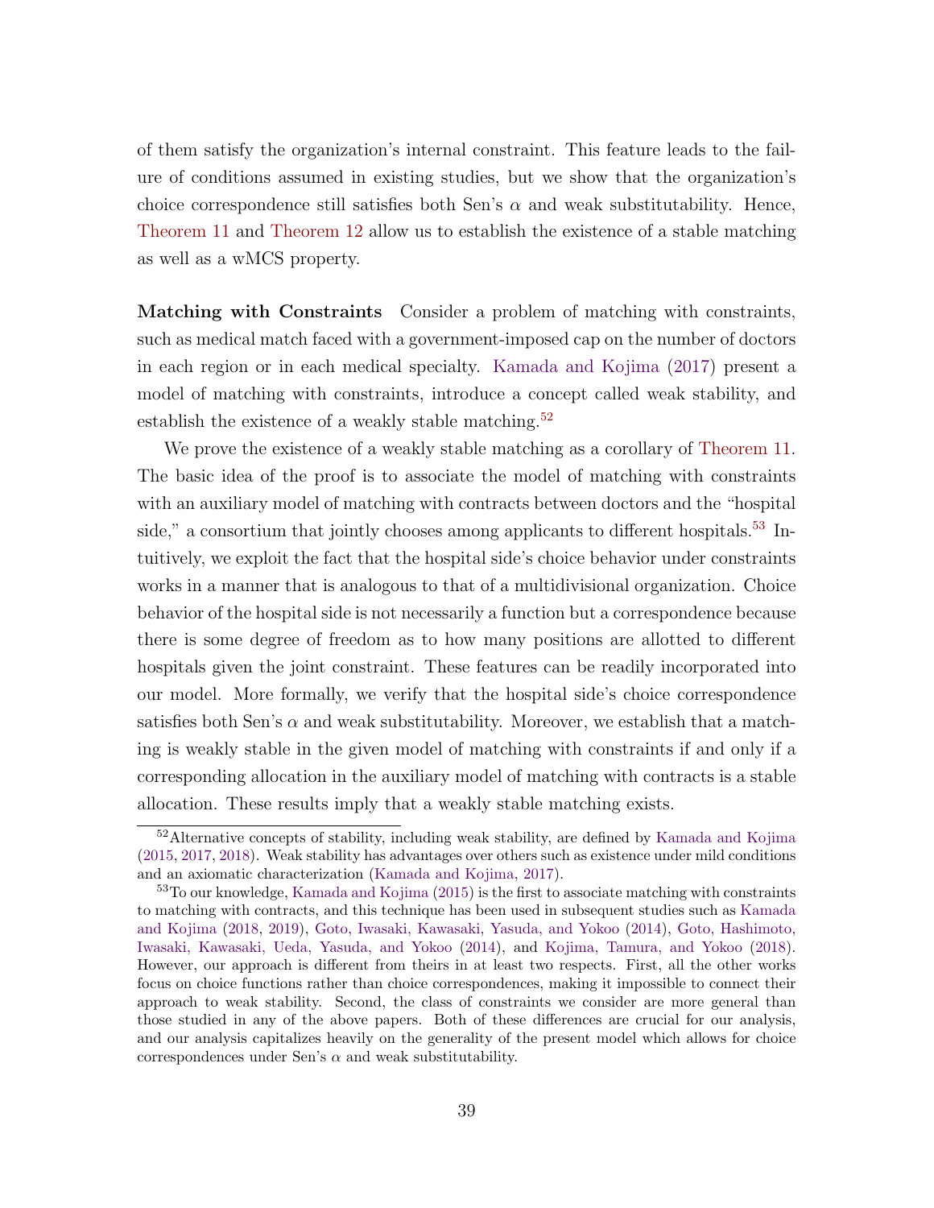of them satisfy the organization's internal constraint. This feature leads to the failure of conditions assumed in existing studies, but we show that the organization's choice correspondence still satisfies both Sen's $\alpha$ and weak substitutability. Hence, Theorem 11 and Theorem 12 allow us to establish the existence of a stable matching as well as a wMCS property.

**Matching with Constraints** Consider a problem of matching with constraints, such as medical match faced with a government-imposed cap on the number of doctors in each region or in each medical specialty. Kamada and Kojima (2017) present a model of matching with constraints, introduce a concept called weak stability, and establish the existence of a weakly stable matching.[52]

We prove the existence of a weakly stable matching as a corollary of Theorem 11. The basic idea of the proof is to associate the model of matching with constraints with an auxiliary model of matching with contracts between doctors and the "hospital side," a consortium that jointly chooses among applicants to different hospitals.[53] Intuitively, we exploit the fact that the hospital side's choice behavior under constraints works in a manner that is analogous to that of a multidivisional organization. Choice behavior of the hospital side is not necessarily a function but a correspondence because there is some degree of freedom as to how many positions are allotted to different hospitals given the joint constraint. These features can be readily incorporated into our model. More formally, we verify that the hospital side's choice correspondence satisfies both Sen's $\alpha$ and weak substitutability. Moreover, we establish that a matching is weakly stable in the given model of matching with constraints if and only if a corresponding allocation in the auxiliary model of matching with contracts is a stable allocation. These results imply that a weakly stable matching exists.

[52] Alternative concepts of stability, including weak stability, are defined by Kamada and Kojima (2015, 2017, 2018). Weak stability has advantages over others such as existence under mild conditions and an axiomatic characterization (Kamada and Kojima, 2017).

[53] To our knowledge, Kamada and Kojima (2015) is the first to associate matching with constraints to matching with contracts, and this technique has been used in subsequent studies such as Kamada and Kojima (2018, 2019), Goto, Iwasaki, Kawasaki, Yasuda, and Yokoo (2014), Goto, Hashimoto, Iwasaki, Kawasaki, Ueda, Yasuda, and Yokoo (2014), and Kojima, Tamura, and Yokoo (2018). However, our approach is different from theirs in at least two respects. First, all the other works focus on choice functions rather than choice correspondences, making it impossible to connect their approach to weak stability. Second, the class of constraints we consider are more general than those studied in any of the above papers. Both of these differences are crucial for our analysis, and our analysis capitalizes heavily on the generality of the present model which allows for choice correspondences under Sen's $\alpha$ and weak substitutability.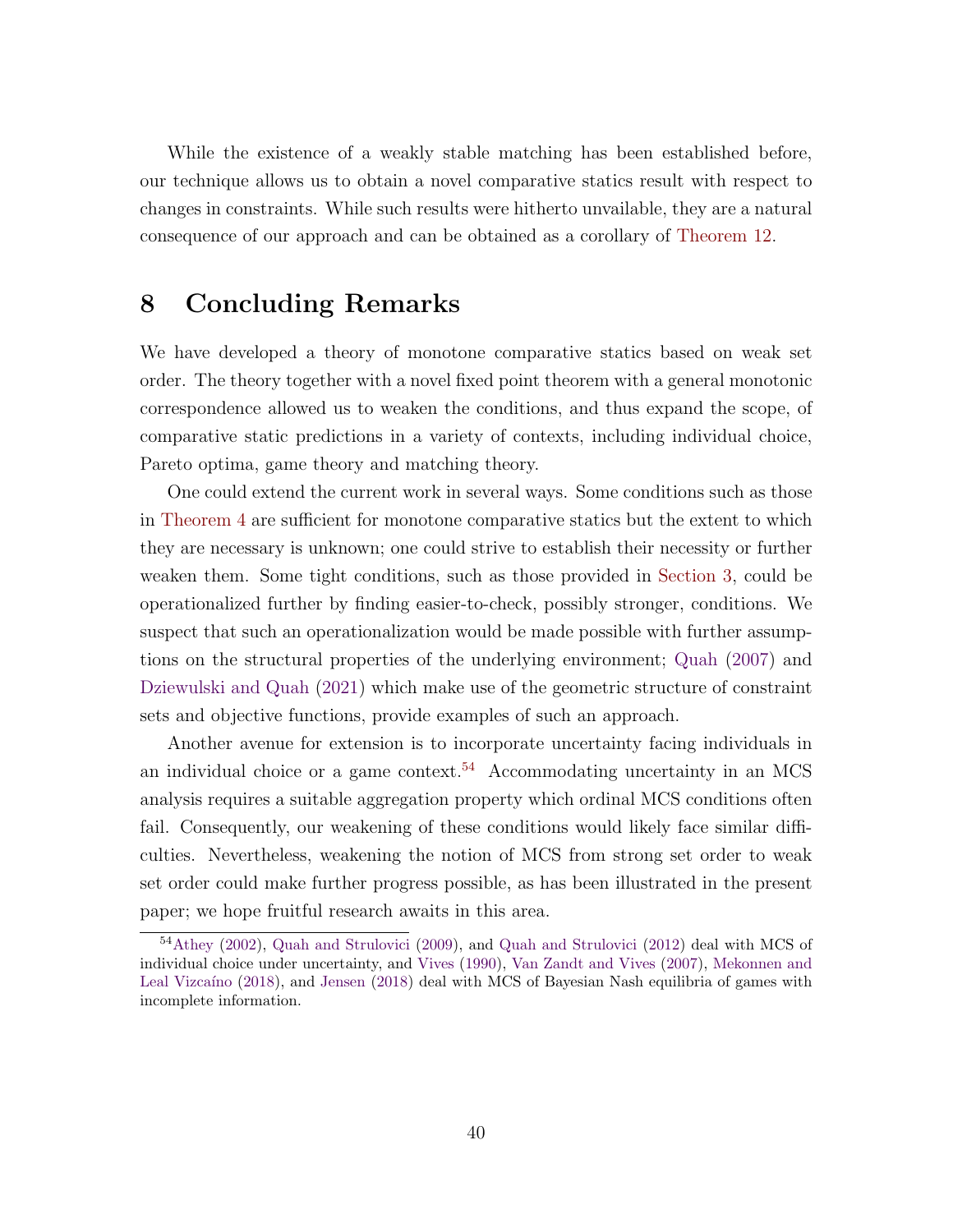While the existence of a weakly stable matching has been established before, our technique allows us to obtain a novel comparative statics result with respect to changes in constraints. While such results were hitherto unvailable, they are a natural consequence of our approach and can be obtained as a corollary of Theorem 12.

# 8 Concluding Remarks

We have developed a theory of monotone comparative statics based on weak set order. The theory together with a novel fixed point theorem with a general monotonic correspondence allowed us to weaken the conditions, and thus expand the scope, of comparative static predictions in a variety of contexts, including individual choice, Pareto optima, game theory and matching theory.

One could extend the current work in several ways. Some conditions such as those in Theorem 4 are sufficient for monotone comparative statics but the extent to which they are necessary is unknown; one could strive to establish their necessity or further weaken them. Some tight conditions, such as those provided in Section 3, could be operationalized further by finding easier-to-check, possibly stronger, conditions. We suspect that such an operationalization would be made possible with further assumptions on the structural properties of the underlying environment; Quah (2007) and Dziewulski and Quah (2021) which make use of the geometric structure of constraint sets and objective functions, provide examples of such an approach.

Another avenue for extension is to incorporate uncertainty facing individuals in an individual choice or a game context.[54] Accommodating uncertainty in an MCS analysis requires a suitable aggregation property which ordinal MCS conditions often fail. Consequently, our weakening of these conditions would likely face similar difficulties. Nevertheless, weakening the notion of MCS from strong set order to weak set order could make further progress possible, as has been illustrated in the present paper; we hope fruitful research awaits in this area.

[54] Athey (2002), Quah and Strulovici (2009), and Quah and Strulovici (2012) deal with MCS of individual choice under uncertainty, and Vives (1990), Van Zandt and Vives (2007), Mekonnen and Leal Vizcaíno (2018), and Jensen (2018) deal with MCS of Bayesian Nash equilibria of games with incomplete information.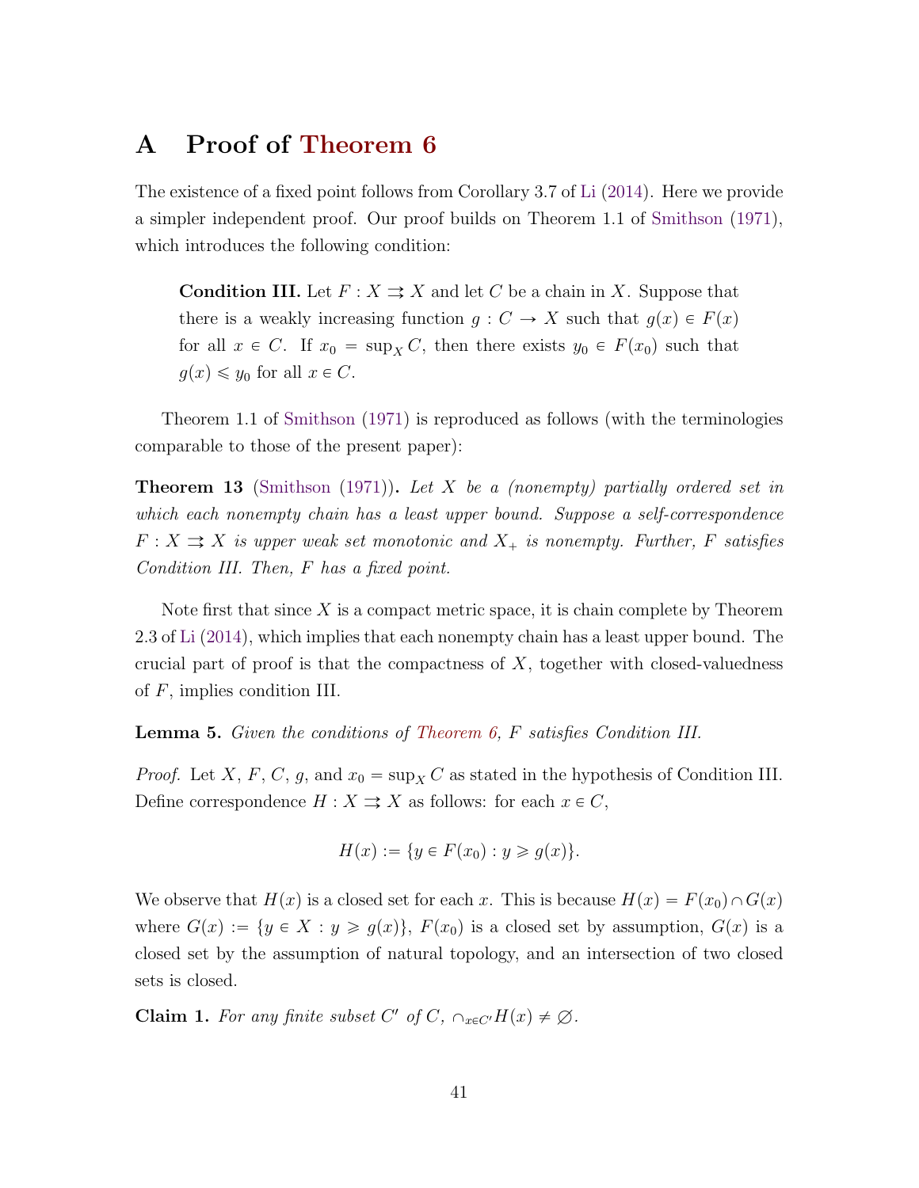# A Proof of Theorem 6

The existence of a fixed point follows from Corollary 3.7 of Li (2014). Here we provide a simpler independent proof. Our proof builds on Theorem 1.1 of Smithson (1971), which introduces the following condition:

> **Condition III.** Let $F : X \rightrightarrows X$ and let $C$ be a chain in $X$. Suppose that there is a weakly increasing function $g : C \to X$ such that $g(x) \in F(x)$ for all $x \in C$. If $x_0 = \sup_X C$, then there exists $y_0 \in F(x_0)$ such that $g(x) \leqslant y_0$ for all $x \in C$.

Theorem 1.1 of Smithson (1971) is reproduced as follows (with the terminologies comparable to those of the present paper):

**Theorem 13** (Smithson (1971))**.** *Let $X$ be a (nonempty) partially ordered set in which each nonempty chain has a least upper bound. Suppose a self-correspondence $F : X \rightrightarrows X$ is upper weak set monotonic and $X_+$ is nonempty. Further, $F$ satisfies Condition III. Then, $F$ has a fixed point.*

Note first that since $X$ is a compact metric space, it is chain complete by Theorem 2.3 of Li (2014), which implies that each nonempty chain has a least upper bound. The crucial part of proof is that the compactness of $X$, together with closed-valuedness of $F$, implies condition III.

**Lemma 5.** *Given the conditions of Theorem 6, $F$ satisfies Condition III.*

*Proof.* Let $X$, $F$, $C$, $g$, and $x_0 = \sup_X C$ as stated in the hypothesis of Condition III. Define correspondence $H : X \rightrightarrows X$ as follows: for each $x \in C$,

$$H(x) := \{y \in F(x_0) : y \geqslant g(x)\}.$$

We observe that $H(x)$ is a closed set for each $x$. This is because $H(x) = F(x_0) \cap G(x)$ where $G(x) := \{y \in X : y \geqslant g(x)\}$, $F(x_0)$ is a closed set by assumption, $G(x)$ is a closed set by the assumption of natural topology, and an intersection of two closed sets is closed.

**Claim 1.** *For any finite subset $C'$ of $C$, $\cap_{x \in C'} H(x) \neq \varnothing$.*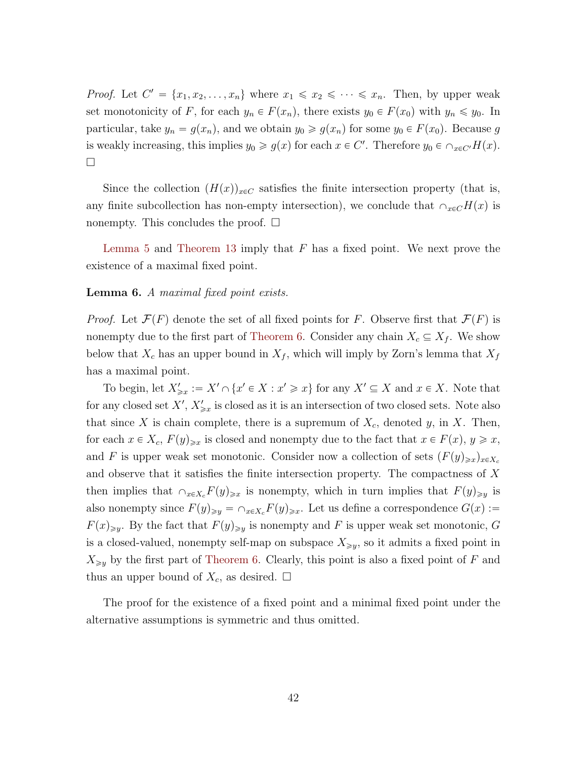*Proof.* Let $C' = \{x_1, x_2, \ldots, x_n\}$ where $x_1 \leqslant x_2 \leqslant \cdots \leqslant x_n$. Then, by upper weak set monotonicity of $F$, for each $y_n \in F(x_n)$, there exists $y_0 \in F(x_0)$ with $y_n \leqslant y_0$. In particular, take $y_n = g(x_n)$, and we obtain $y_0 \geqslant g(x_n)$ for some $y_0 \in F(x_0)$. Because $g$ is weakly increasing, this implies $y_0 \geqslant g(x)$ for each $x \in C'$. Therefore $y_0 \in \cap_{x \in C'} H(x)$. □

Since the collection $(H(x))_{x \in C}$ satisfies the finite intersection property (that is, any finite subcollection has non-empty intersection), we conclude that $\cap_{x \in C} H(x)$ is nonempty. This concludes the proof. □

Lemma 5 and Theorem 13 imply that $F$ has a fixed point. We next prove the existence of a maximal fixed point.

**Lemma 6.** *A maximal fixed point exists.*

*Proof.* Let $\mathcal{F}(F)$ denote the set of all fixed points for $F$. Observe first that $\mathcal{F}(F)$ is nonempty due to the first part of Theorem 6. Consider any chain $X_c \subseteq X_f$. We show below that $X_c$ has an upper bound in $X_f$, which will imply by Zorn's lemma that $X_f$ has a maximal point.

To begin, let $X'_{\geqslant x} := X' \cap \{x' \in X : x' \geqslant x\}$ for any $X' \subseteq X$ and $x \in X$. Note that for any closed set $X'$, $X'_{\geqslant x}$ is closed as it is an intersection of two closed sets. Note also that since $X$ is chain complete, there is a supremum of $X_c$, denoted $y$, in $X$. Then, for each $x \in X_c$, $F(y)_{\geqslant x}$ is closed and nonempty due to the fact that $x \in F(x)$, $y \geqslant x$, and $F$ is upper weak set monotonic. Consider now a collection of sets $(F(y)_{\geqslant x})_{x \in X_c}$ and observe that it satisfies the finite intersection property. The compactness of $X$ then implies that $\cap_{x \in X_c} F(y)_{\geqslant x}$ is nonempty, which in turn implies that $F(y)_{\geqslant y}$ is also nonempty since $F(y)_{\geqslant y} = \cap_{x \in X_c} F(y)_{\geqslant x}$. Let us define a correspondence $G(x) := F(x)_{\geqslant y}$. By the fact that $F(y)_{\geqslant y}$ is nonempty and $F$ is upper weak set monotonic, $G$ is a closed-valued, nonempty self-map on subspace $X_{\geqslant y}$, so it admits a fixed point in $X_{\geqslant y}$ by the first part of Theorem 6. Clearly, this point is also a fixed point of $F$ and thus an upper bound of $X_c$, as desired. □

The proof for the existence of a fixed point and a minimal fixed point under the alternative assumptions is symmetric and thus omitted.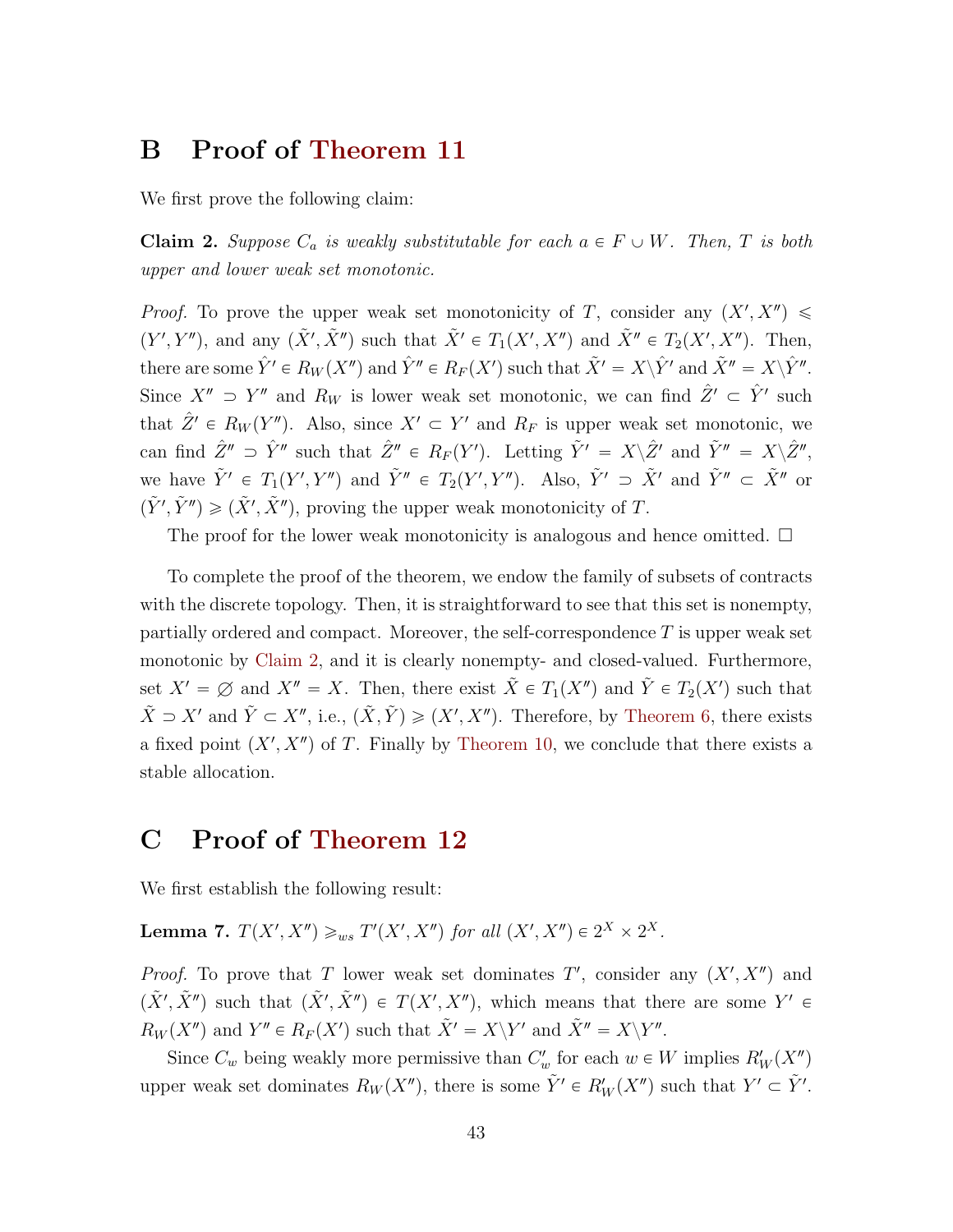# B Proof of Theorem 11

We first prove the following claim:

**Claim 2.** *Suppose $C_a$ is weakly substitutable for each $a \in F \cup W$. Then, $T$ is both upper and lower weak set monotonic.*

*Proof.* To prove the upper weak set monotonicity of $T$, consider any $(X', X'') \leqslant (Y', Y'')$, and any $(\tilde{X}', \tilde{X}'')$ such that $\tilde{X}' \in T_1(X', X'')$ and $\tilde{X}'' \in T_2(X', X'')$. Then, there are some $\hat{Y}' \in R_W(X'')$ and $\hat{Y}'' \in R_F(X')$ such that $\tilde{X}' = X \backslash \hat{Y}'$ and $\tilde{X}'' = X \backslash \hat{Y}''$. Since $X'' \supset Y''$ and $R_W$ is lower weak set monotonic, we can find $\hat{Z}' \subset \hat{Y}'$ such that $\hat{Z}' \in R_W(Y'')$. Also, since $X' \subset Y'$ and $R_F$ is upper weak set monotonic, we can find $\hat{Z}'' \supset \hat{Y}''$ such that $\hat{Z}'' \in R_F(Y')$. Letting $\tilde{Y}' = X \backslash \hat{Z}'$ and $\tilde{Y}'' = X \backslash \hat{Z}''$, we have $\tilde{Y}' \in T_1(Y', Y'')$ and $\tilde{Y}'' \in T_2(Y', Y'')$. Also, $\tilde{Y}' \supset \tilde{X}'$ and $\tilde{Y}'' \subset \tilde{X}''$ or $(\tilde{Y}', \tilde{Y}'') \geqslant (\tilde{X}', \tilde{X}'')$, proving the upper weak monotonicity of $T$.

The proof for the lower weak monotonicity is analogous and hence omitted. $\square$

To complete the proof of the theorem, we endow the family of subsets of contracts with the discrete topology. Then, it is straightforward to see that this set is nonempty, partially ordered and compact. Moreover, the self-correspondence $T$ is upper weak set monotonic by Claim 2, and it is clearly nonempty- and closed-valued. Furthermore, set $X' = \varnothing$ and $X'' = X$. Then, there exist $\tilde{X} \in T_1(X'')$ and $\tilde{Y} \in T_2(X')$ such that $\tilde{X} \supset X'$ and $\tilde{Y} \subset X''$, i.e., $(\tilde{X}, \tilde{Y}) \geqslant (X', X'')$. Therefore, by Theorem 6, there exists a fixed point $(X', X'')$ of $T$. Finally by Theorem 10, we conclude that there exists a stable allocation.

# C Proof of Theorem 12

We first establish the following result:

**Lemma 7.** *$T(X', X'') \geqslant_{ws} T'(X', X'')$ for all $(X', X'') \in 2^X \times 2^X$.*

*Proof.* To prove that $T$ lower weak set dominates $T'$, consider any $(X', X'')$ and $(\tilde{X}', \tilde{X}'')$ such that $(\tilde{X}', \tilde{X}'') \in T(X', X'')$, which means that there are some $Y' \in R_W(X'')$ and $Y'' \in R_F(X')$ such that $\tilde{X}' = X \backslash Y'$ and $\tilde{X}'' = X \backslash Y''$.

Since $C_w$ being weakly more permissive than $C'_w$ for each $w \in W$ implies $R'_W(X'')$ upper weak set dominates $R_W(X'')$, there is some $\tilde{Y}' \in R'_W(X'')$ such that $Y' \subset \tilde{Y}'$.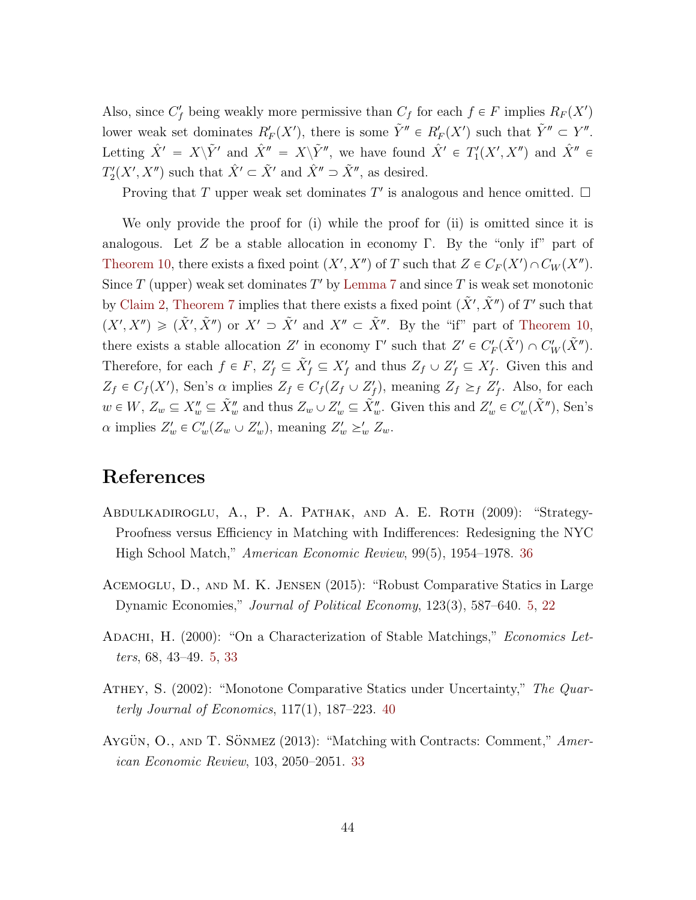Also, since $C'_f$ being weakly more permissive than $C_f$ for each $f \in F$ implies $R_F(X')$ lower weak set dominates $R'_F(X')$, there is some $\tilde{Y}'' \in R'_F(X')$ such that $\tilde{Y}'' \subset Y''$. Letting $\hat{X}' = X \backslash \tilde{Y}'$ and $\hat{X}'' = X \backslash \tilde{Y}''$, we have found $\hat{X}' \in T'_1(X', X'')$ and $\hat{X}'' \in T'_2(X', X'')$ such that $\hat{X}' \subset \tilde{X}'$ and $\hat{X}'' \supset \tilde{X}''$, as desired.

Proving that $T$ upper weak set dominates $T'$ is analogous and hence omitted. $\square$

We only provide the proof for (i) while the proof for (ii) is omitted since it is analogous. Let $Z$ be a stable allocation in economy $\Gamma$. By the "only if" part of Theorem 10, there exists a fixed point $(X', X'')$ of $T$ such that $Z \in C_F(X') \cap C_W(X'')$. Since $T$ (upper) weak set dominates $T'$ by Lemma 7 and since $T$ is weak set monotonic by Claim 2, Theorem 7 implies that there exists a fixed point $(\tilde{X}', \tilde{X}'')$ of $T'$ such that $(X', X'') \geqslant (\tilde{X}', \tilde{X}'')$ or $X' \supset \tilde{X}'$ and $X'' \subset \tilde{X}''$. By the "if" part of Theorem 10, there exists a stable allocation $Z'$ in economy $\Gamma'$ such that $Z' \in C'_F(\tilde{X}') \cap C'_W(\tilde{X}'')$. Therefore, for each $f \in F$, $Z'_f \subseteq \tilde{X}'_f \subseteq X'_f$ and thus $Z_f \cup Z'_f \subseteq X'_f$. Given this and $Z_f \in C_f(X')$, Sen's $\alpha$ implies $Z_f \in C_f(Z_f \cup Z'_f)$, meaning $Z_f \succeq_f Z'_f$. Also, for each $w \in W$, $Z_w \subseteq X''_w \subseteq \tilde{X}''_w$ and thus $Z_w \cup Z'_w \subseteq \tilde{X}''_w$. Given this and $Z'_w \in C'_w(\tilde{X}'')$, Sen's $\alpha$ implies $Z'_w \in C'_w(Z_w \cup Z'_w)$, meaning $Z'_w \succeq'_w Z_w$.

# References

Abdulkadiroglu, A., P. A. Pathak, and A. E. Roth (2009): "Strategy-Proofness versus Efficiency in Matching with Indifferences: Redesigning the NYC High School Match," *American Economic Review*, 99(5), 1954–1978. 36

Acemoglu, D., and M. K. Jensen (2015): "Robust Comparative Statics in Large Dynamic Economies," *Journal of Political Economy*, 123(3), 587–640. 5, 22

Adachi, H. (2000): "On a Characterization of Stable Matchings," *Economics Letters*, 68, 43–49. 5, 33

Athey, S. (2002): "Monotone Comparative Statics under Uncertainty," *The Quarterly Journal of Economics*, 117(1), 187–223. 40

Aygün, O., and T. Sönmez (2013): "Matching with Contracts: Comment," *American Economic Review*, 103, 2050–2051. 33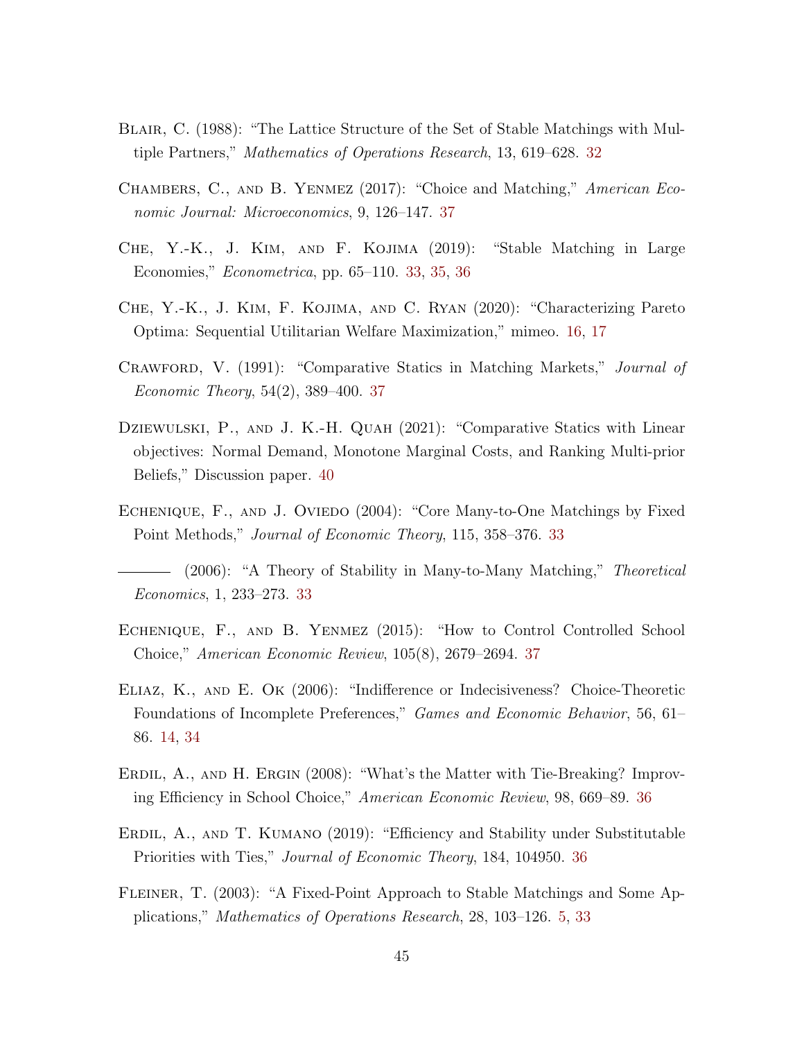Blair, C. (1988): "The Lattice Structure of the Set of Stable Matchings with Multiple Partners," *Mathematics of Operations Research*, 13, 619–628. 32

Chambers, C., and B. Yenmez (2017): "Choice and Matching," *American Economic Journal: Microeconomics*, 9, 126–147. 37

Che, Y.-K., J. Kim, and F. Kojima (2019): "Stable Matching in Large Economies," *Econometrica*, pp. 65–110. 33, 35, 36

Che, Y.-K., J. Kim, F. Kojima, and C. Ryan (2020): "Characterizing Pareto Optima: Sequential Utilitarian Welfare Maximization," mimeo. 16, 17

Crawford, V. (1991): "Comparative Statics in Matching Markets," *Journal of Economic Theory*, 54(2), 389–400. 37

Dziewulski, P., and J. K.-H. Quah (2021): "Comparative Statics with Linear objectives: Normal Demand, Monotone Marginal Costs, and Ranking Multi-prior Beliefs," Discussion paper. 40

Echenique, F., and J. Oviedo (2004): "Core Many-to-One Matchings by Fixed Point Methods," *Journal of Economic Theory*, 115, 358–376. 33

——— (2006): "A Theory of Stability in Many-to-Many Matching," *Theoretical Economics*, 1, 233–273. 33

Echenique, F., and B. Yenmez (2015): "How to Control Controlled School Choice," *American Economic Review*, 105(8), 2679–2694. 37

Eliaz, K., and E. Ok (2006): "Indifference or Indecisiveness? Choice-Theoretic Foundations of Incomplete Preferences," *Games and Economic Behavior*, 56, 61–86. 14, 34

Erdil, A., and H. Ergin (2008): "What's the Matter with Tie-Breaking? Improving Efficiency in School Choice," *American Economic Review*, 98, 669–89. 36

Erdil, A., and T. Kumano (2019): "Efficiency and Stability under Substitutable Priorities with Ties," *Journal of Economic Theory*, 184, 104950. 36

Fleiner, T. (2003): "A Fixed-Point Approach to Stable Matchings and Some Applications," *Mathematics of Operations Research*, 28, 103–126. 5, 33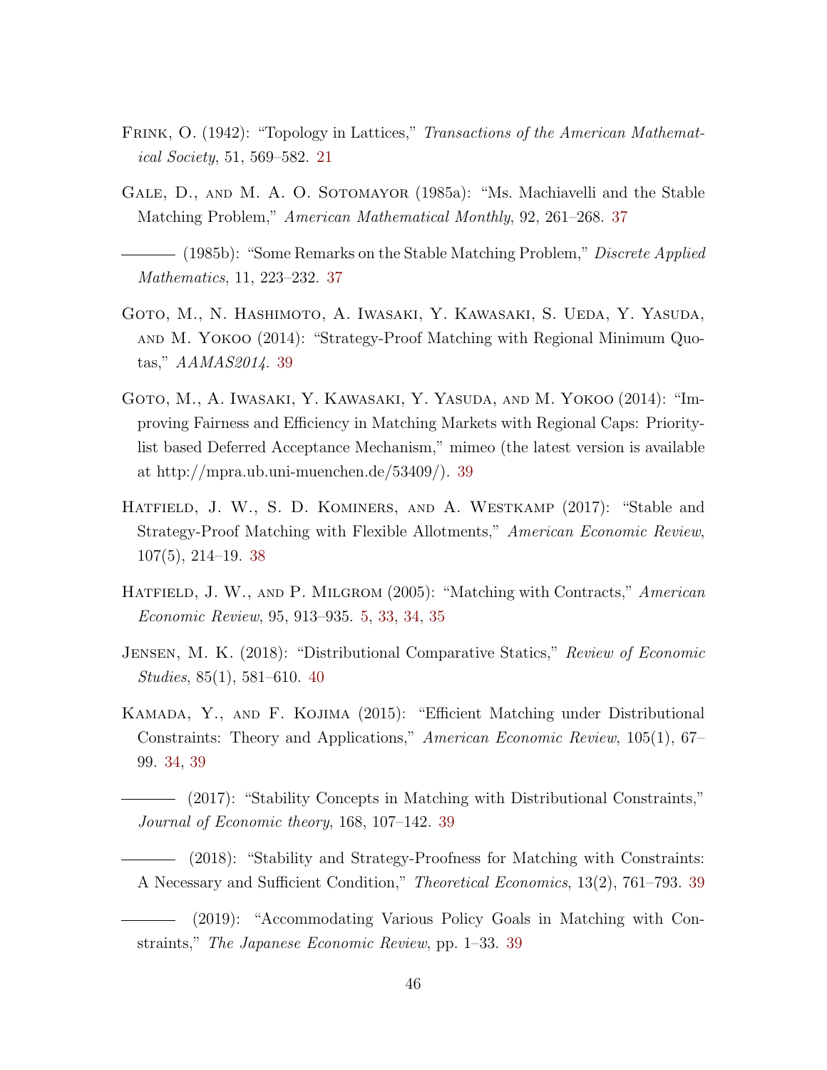Frink, O. (1942): "Topology in Lattices," *Transactions of the American Mathematical Society*, 51, 569–582. 21

Gale, D., and M. A. O. Sotomayor (1985a): "Ms. Machiavelli and the Stable Matching Problem," *American Mathematical Monthly*, 92, 261–268. 37

——— (1985b): "Some Remarks on the Stable Matching Problem," *Discrete Applied Mathematics*, 11, 223–232. 37

Goto, M., N. Hashimoto, A. Iwasaki, Y. Kawasaki, S. Ueda, Y. Yasuda, and M. Yokoo (2014): "Strategy-Proof Matching with Regional Minimum Quotas," *AAMAS2014*. 39

Goto, M., A. Iwasaki, Y. Kawasaki, Y. Yasuda, and M. Yokoo (2014): "Improving Fairness and Efficiency in Matching Markets with Regional Caps: Priority-list based Deferred Acceptance Mechanism," mimeo (the latest version is available at http://mpra.ub.uni-muenchen.de/53409/). 39

Hatfield, J. W., S. D. Kominers, and A. Westkamp (2017): "Stable and Strategy-Proof Matching with Flexible Allotments," *American Economic Review*, 107(5), 214–19. 38

Hatfield, J. W., and P. Milgrom (2005): "Matching with Contracts," *American Economic Review*, 95, 913–935. 5, 33, 34, 35

Jensen, M. K. (2018): "Distributional Comparative Statics," *Review of Economic Studies*, 85(1), 581–610. 40

Kamada, Y., and F. Kojima (2015): "Efficient Matching under Distributional Constraints: Theory and Applications," *American Economic Review*, 105(1), 67–99. 34, 39

——— (2017): "Stability Concepts in Matching with Distributional Constraints," *Journal of Economic theory*, 168, 107–142. 39

——— (2018): "Stability and Strategy-Proofness for Matching with Constraints: A Necessary and Sufficient Condition," *Theoretical Economics*, 13(2), 761–793. 39

——— (2019): "Accommodating Various Policy Goals in Matching with Constraints," *The Japanese Economic Review*, pp. 1–33. 39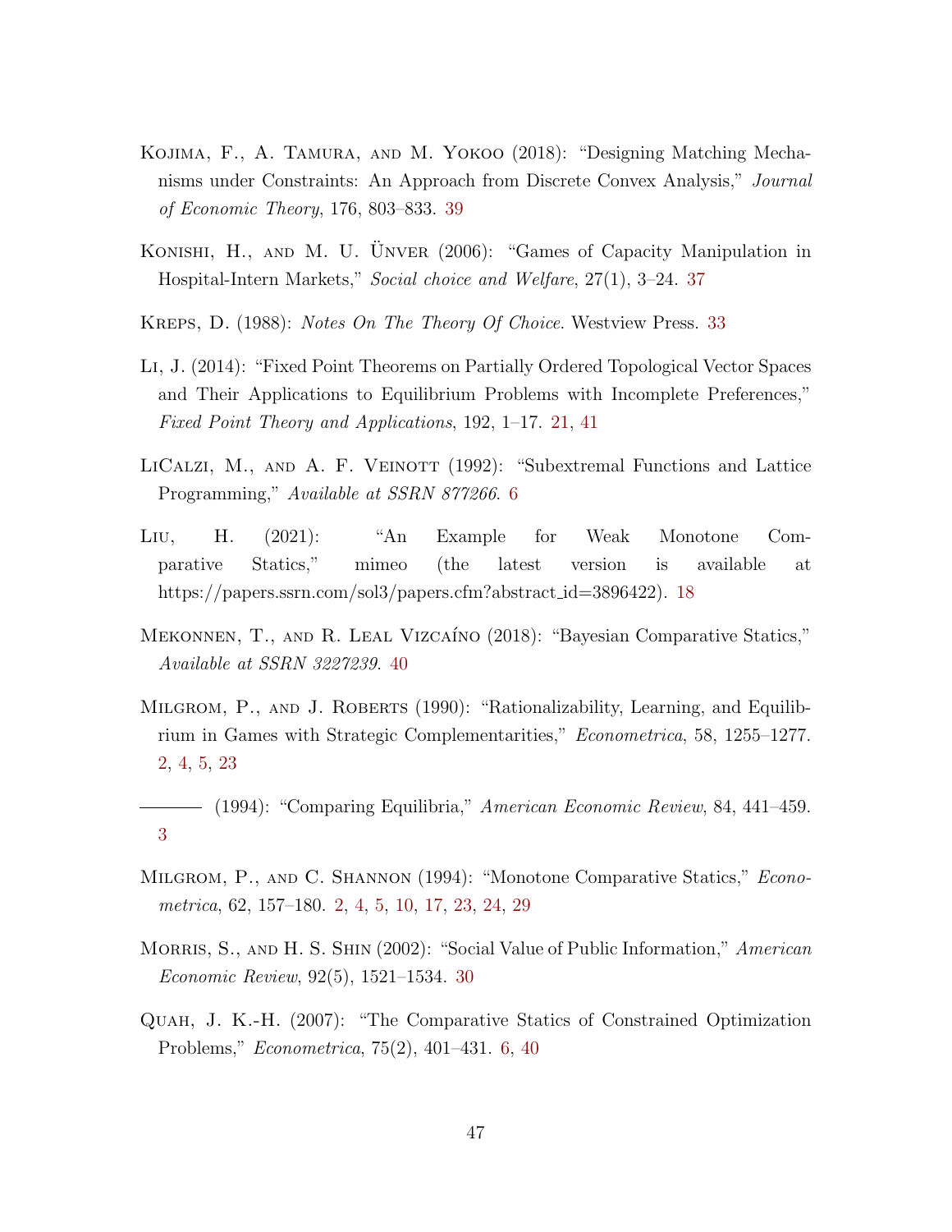Kojima, F., A. Tamura, and M. Yokoo (2018): "Designing Matching Mechanisms under Constraints: An Approach from Discrete Convex Analysis," *Journal of Economic Theory*, 176, 803–833. 39

Konishi, H., and M. U. Ünver (2006): "Games of Capacity Manipulation in Hospital-Intern Markets," *Social choice and Welfare*, 27(1), 3–24. 37

Kreps, D. (1988): *Notes On The Theory Of Choice*. Westview Press. 33

Li, J. (2014): "Fixed Point Theorems on Partially Ordered Topological Vector Spaces and Their Applications to Equilibrium Problems with Incomplete Preferences," *Fixed Point Theory and Applications*, 192, 1–17. 21, 41

LiCalzi, M., and A. F. Veinott (1992): "Subextremal Functions and Lattice Programming," *Available at SSRN 877266*. 6

Liu, H. (2021): "An Example for Weak Monotone Comparative Statics," mimeo (the latest version is available at https://papers.ssrn.com/sol3/papers.cfm?abstract_id=3896422). 18

Mekonnen, T., and R. Leal Vizcaíno (2018): "Bayesian Comparative Statics," *Available at SSRN 3227239*. 40

Milgrom, P., and J. Roberts (1990): "Rationalizability, Learning, and Equilibrium in Games with Strategic Complementarities," *Econometrica*, 58, 1255–1277. 2, 4, 5, 23

——— (1994): "Comparing Equilibria," *American Economic Review*, 84, 441–459. 3

Milgrom, P., and C. Shannon (1994): "Monotone Comparative Statics," *Econometrica*, 62, 157–180. 2, 4, 5, 10, 17, 23, 24, 29

Morris, S., and H. S. Shin (2002): "Social Value of Public Information," *American Economic Review*, 92(5), 1521–1534. 30

Quah, J. K.-H. (2007): "The Comparative Statics of Constrained Optimization Problems," *Econometrica*, 75(2), 401–431. 6, 40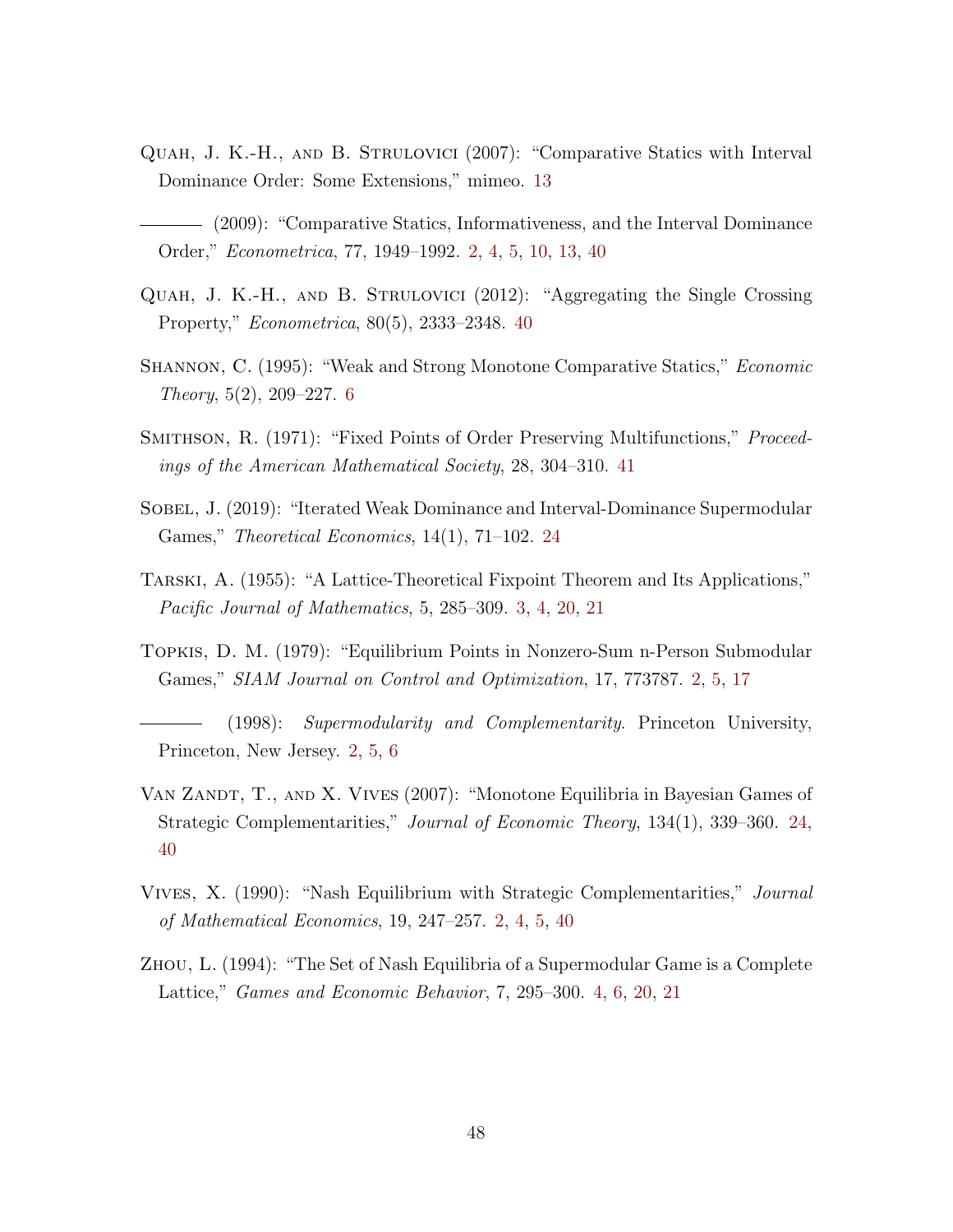Quah, J. K.-H., and B. Strulovici (2007): "Comparative Statics with Interval Dominance Order: Some Extensions," mimeo. 13

——— (2009): "Comparative Statics, Informativeness, and the Interval Dominance Order," *Econometrica*, 77, 1949–1992. 2, 4, 5, 10, 13, 40

Quah, J. K.-H., and B. Strulovici (2012): "Aggregating the Single Crossing Property," *Econometrica*, 80(5), 2333–2348. 40

Shannon, C. (1995): "Weak and Strong Monotone Comparative Statics," *Economic Theory*, 5(2), 209–227. 6

Smithson, R. (1971): "Fixed Points of Order Preserving Multifunctions," *Proceedings of the American Mathematical Society*, 28, 304–310. 41

Sobel, J. (2019): "Iterated Weak Dominance and Interval-Dominance Supermodular Games," *Theoretical Economics*, 14(1), 71–102. 24

Tarski, A. (1955): "A Lattice-Theoretical Fixpoint Theorem and Its Applications," *Pacific Journal of Mathematics*, 5, 285–309. 3, 4, 20, 21

Topkis, D. M. (1979): "Equilibrium Points in Nonzero-Sum n-Person Submodular Games," *SIAM Journal on Control and Optimization*, 17, 773787. 2, 5, 17

——— (1998): *Supermodularity and Complementarity*. Princeton University, Princeton, New Jersey. 2, 5, 6

Van Zandt, T., and X. Vives (2007): "Monotone Equilibria in Bayesian Games of Strategic Complementarities," *Journal of Economic Theory*, 134(1), 339–360. 24, 40

Vives, X. (1990): "Nash Equilibrium with Strategic Complementarities," *Journal of Mathematical Economics*, 19, 247–257. 2, 4, 5, 40

Zhou, L. (1994): "The Set of Nash Equilibria of a Supermodular Game is a Complete Lattice," *Games and Economic Behavior*, 7, 295–300. 4, 6, 20, 21